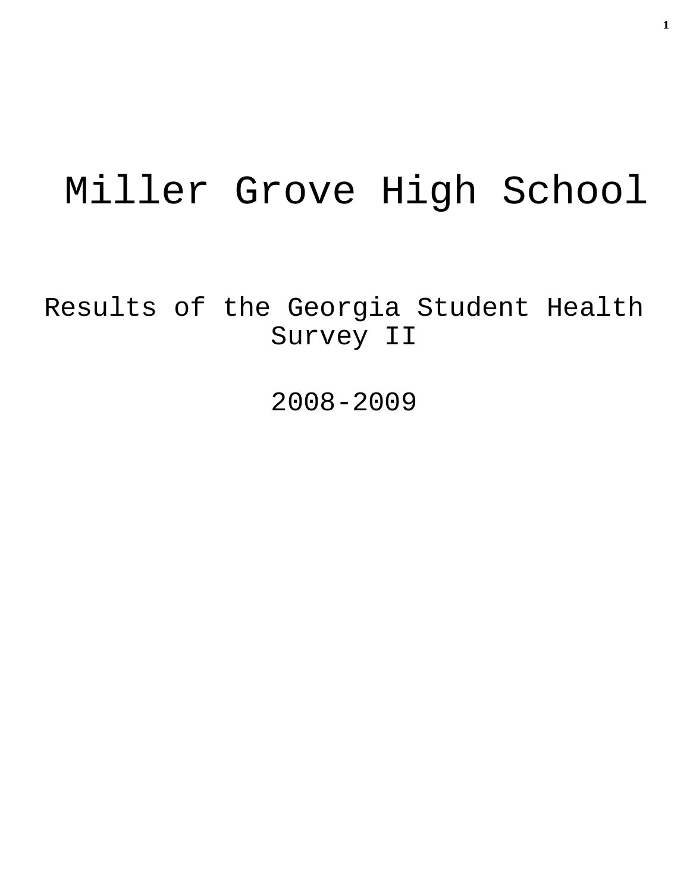# Miller Grove High School

## Results of the Georgia Student Health Survey II

## 2008-2009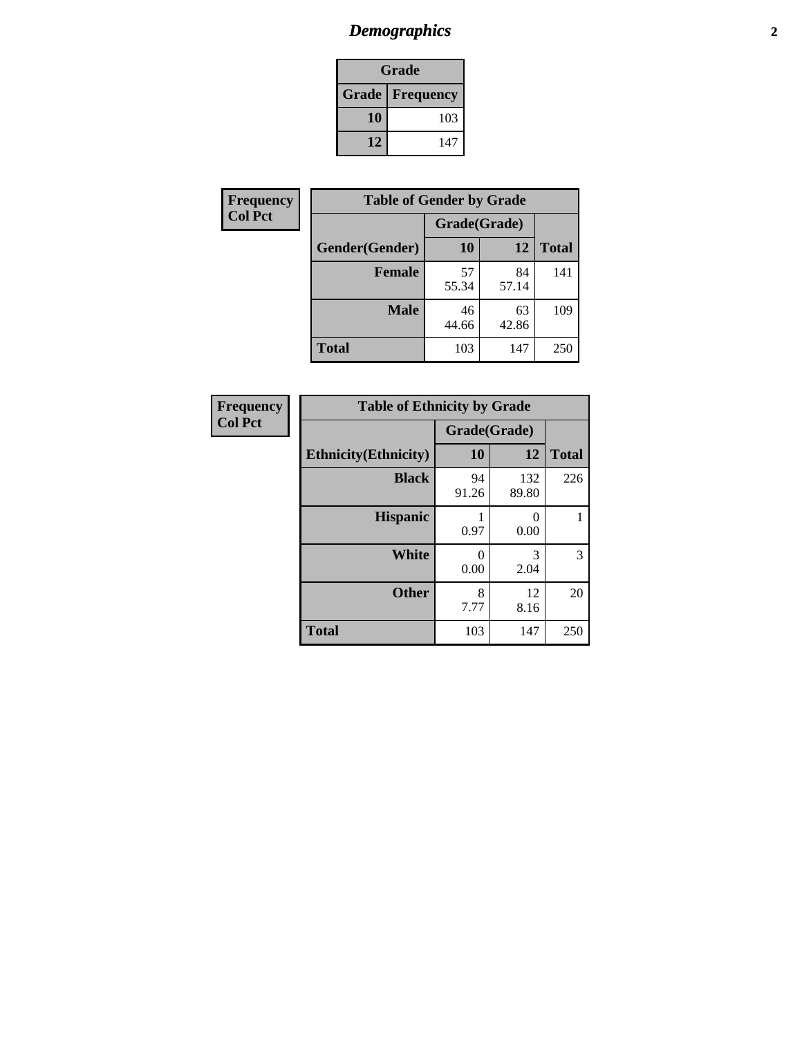## *Demographics*

| Grade | |
|---|---|
| **Grade** | **Frequency** |
| **10** | 103 |
| **12** | 147 |

**Frequency**
**Col Pct**

| Table of Gender by Grade | | | |
|---|---|---|---|
| | Grade(Grade) | | |
| **Gender(Gender)** | **10** | **12** | **Total** |
| **Female** | 57<br>55.34 | 84<br>57.14 | 141 |
| **Male** | 46<br>44.66 | 63<br>42.86 | 109 |
| **Total** | 103 | 147 | 250 |

**Frequency**
**Col Pct**

| Table of Ethnicity by Grade | | | |
|---|---|---|---|
| | Grade(Grade) | | |
| **Ethnicity(Ethnicity)** | **10** | **12** | **Total** |
| **Black** | 94<br>91.26 | 132<br>89.80 | 226 |
| **Hispanic** | 1<br>0.97 | 0<br>0.00 | 1 |
| **White** | 0<br>0.00 | 3<br>2.04 | 3 |
| **Other** | 8<br>7.77 | 12<br>8.16 | 20 |
| **Total** | 103 | 147 | 250 |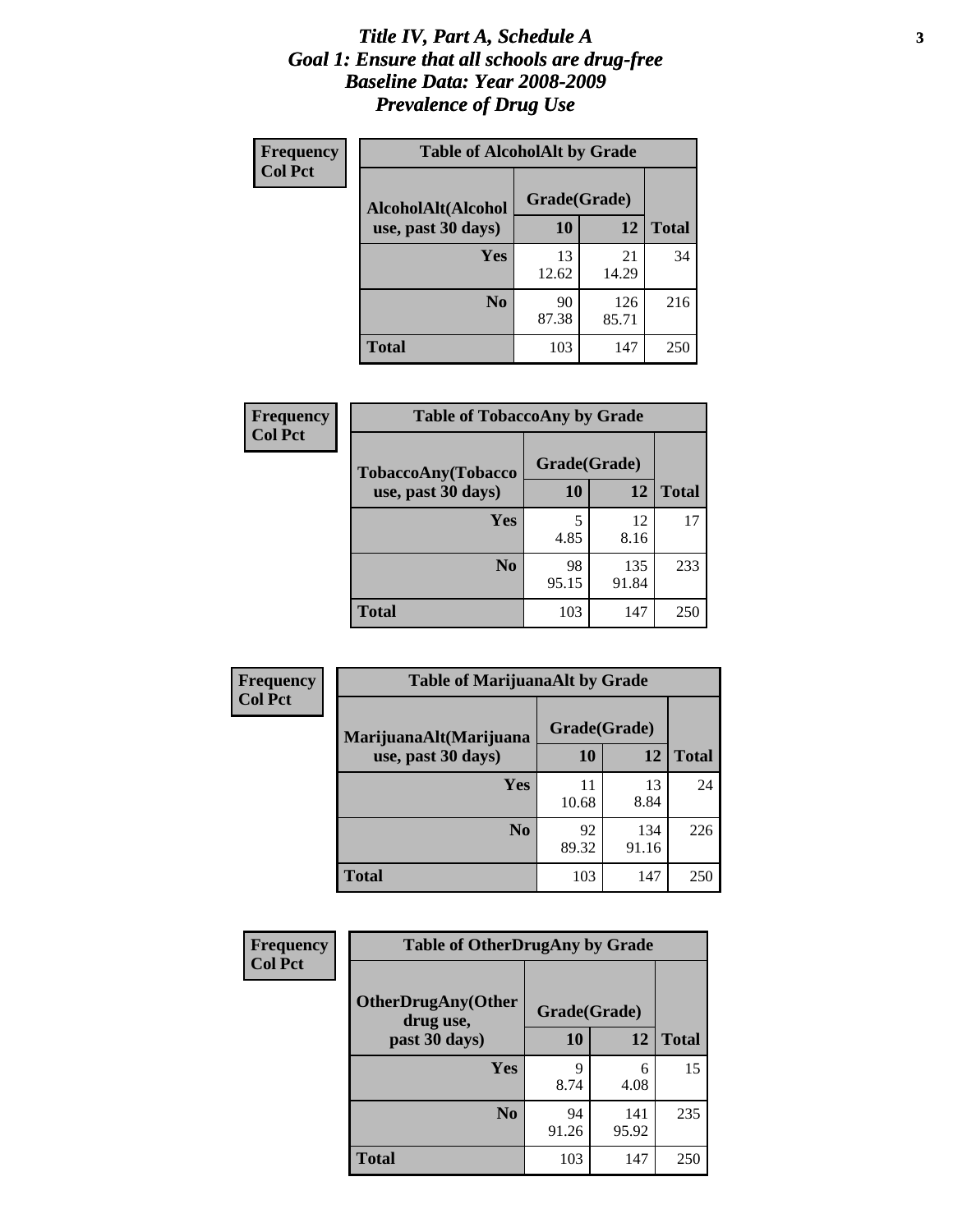# *Title IV, Part A, Schedule A*
# *Goal 1: Ensure that all schools are drug-free*
# *Baseline Data: Year 2008-2009*
# *Prevalence of Drug Use*

**Frequency**
**Col Pct**

| Table of AlcoholAlt by Grade | | | |
|---|---|---|---|
| **AlcoholAlt(Alcohol use, past 30 days)** | **Grade(Grade)** | | |
| | **10** | **12** | **Total** |
| **Yes** | 13<br>12.62 | 21<br>14.29 | 34 |
| **No** | 90<br>87.38 | 126<br>85.71 | 216 |
| **Total** | 103 | 147 | 250 |

**Frequency**
**Col Pct**

| Table of TobaccoAny by Grade | | | |
|---|---|---|---|
| **TobaccoAny(Tobacco use, past 30 days)** | **Grade(Grade)** | | |
| | **10** | **12** | **Total** |
| **Yes** | 5<br>4.85 | 12<br>8.16 | 17 |
| **No** | 98<br>95.15 | 135<br>91.84 | 233 |
| **Total** | 103 | 147 | 250 |

**Frequency**
**Col Pct**

| Table of MarijuanaAlt by Grade | | | |
|---|---|---|---|
| **MarijuanaAlt(Marijuana use, past 30 days)** | **Grade(Grade)** | | |
| | **10** | **12** | **Total** |
| **Yes** | 11<br>10.68 | 13<br>8.84 | 24 |
| **No** | 92<br>89.32 | 134<br>91.16 | 226 |
| **Total** | 103 | 147 | 250 |

**Frequency**
**Col Pct**

| Table of OtherDrugAny by Grade | | | |
|---|---|---|---|
| **OtherDrugAny(Other drug use, past 30 days)** | **Grade(Grade)** | | |
| | **10** | **12** | **Total** |
| **Yes** | 9<br>8.74 | 6<br>4.08 | 15 |
| **No** | 94<br>91.26 | 141<br>95.92 | 235 |
| **Total** | 103 | 147 | 250 |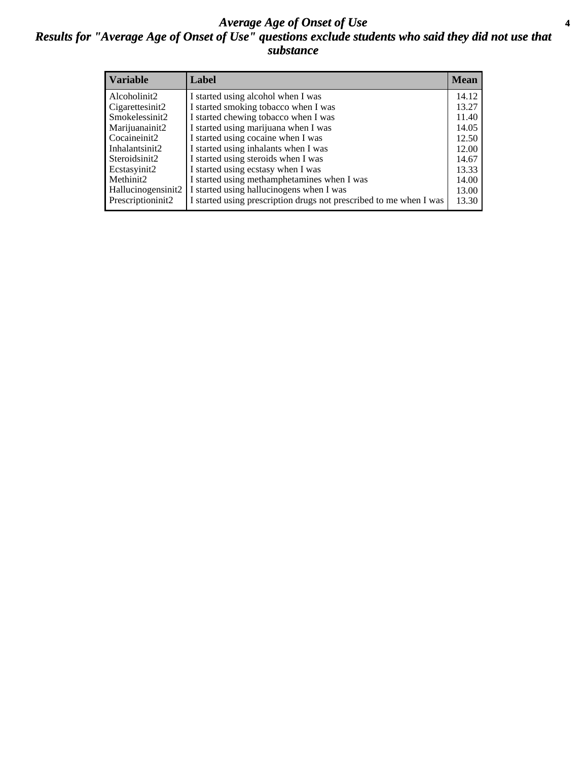# *Average Age of Onset of Use*

## *Results for "Average Age of Onset of Use" questions exclude students who said they did not use that substance*

| Variable | Label | Mean |
|---|---|---|
| Alcoholinit2 | I started using alcohol when I was | 14.12 |
| Cigarettesinit2 | I started smoking tobacco when I was | 13.27 |
| Smokelessinit2 | I started chewing tobacco when I was | 11.40 |
| Marijuanainit2 | I started using marijuana when I was | 14.05 |
| Cocaineinit2 | I started using cocaine when I was | 12.50 |
| Inhalantsinit2 | I started using inhalants when I was | 12.00 |
| Steroidsinit2 | I started using steroids when I was | 14.67 |
| Ecstasyinit2 | I started using ecstasy when I was | 13.33 |
| Methinit2 | I started using methamphetamines when I was | 14.00 |
| Hallucinogensinit2 | I started using hallucinogens when I was | 13.00 |
| Prescriptioninit2 | I started using prescription drugs not prescribed to me when I was | 13.30 |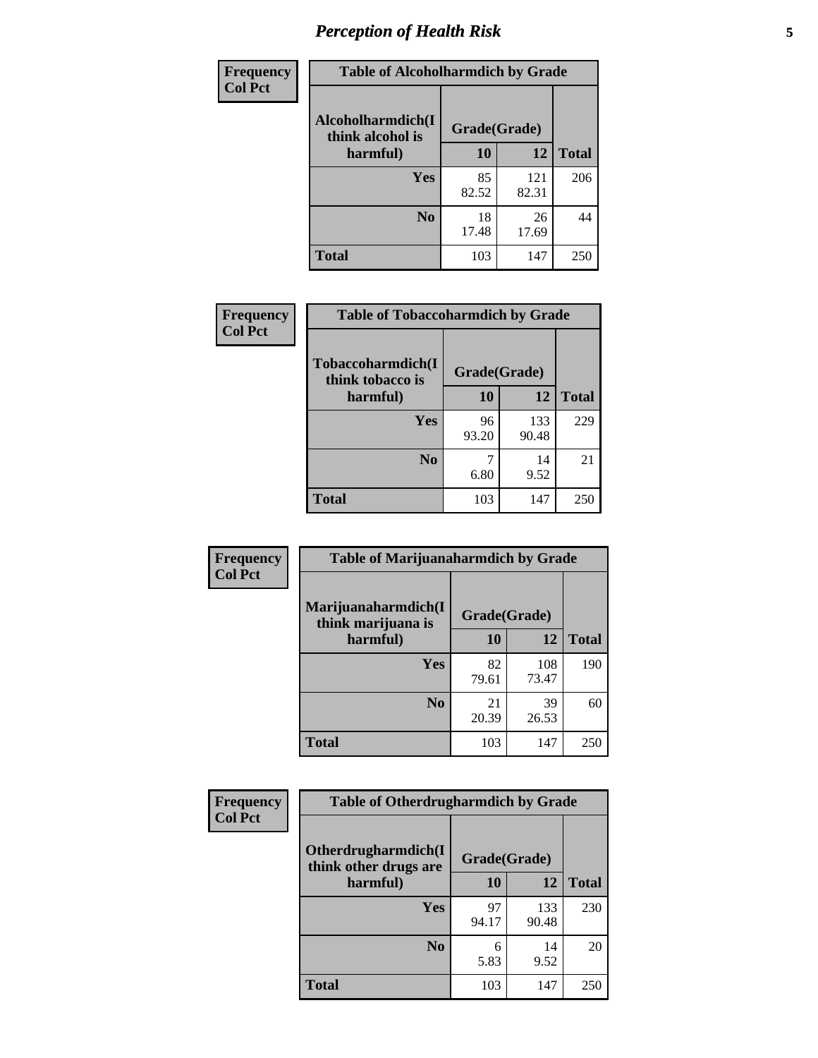## Perception of Health Risk

| Frequency Col Pct | | | |
|---|---|---|---|
| **Table of Alcoholharmdich by Grade** | | | |
| Alcoholharmdich(I think alcohol is harmful) | Grade(Grade) | | |
| | 10 | 12 | Total |
| Yes | 85<br>82.52 | 121<br>82.31 | 206 |
| No | 18<br>17.48 | 26<br>17.69 | 44 |
| Total | 103 | 147 | 250 |

| Frequency Col Pct | | | |
|---|---|---|---|
| **Table of Tobaccoharmdich by Grade** | | | |
| Tobaccoharmdich(I think tobacco is harmful) | Grade(Grade) | | |
| | 10 | 12 | Total |
| Yes | 96<br>93.20 | 133<br>90.48 | 229 |
| No | 7<br>6.80 | 14<br>9.52 | 21 |
| Total | 103 | 147 | 250 |

| Frequency Col Pct | | | |
|---|---|---|---|
| **Table of Marijuanaharmdich by Grade** | | | |
| Marijuanaharmdich(I think marijuana is harmful) | Grade(Grade) | | |
| | 10 | 12 | Total |
| Yes | 82<br>79.61 | 108<br>73.47 | 190 |
| No | 21<br>20.39 | 39<br>26.53 | 60 |
| Total | 103 | 147 | 250 |

| Frequency Col Pct | | | |
|---|---|---|---|
| **Table of Otherdrugharmdich by Grade** | | | |
| Otherdrugharmdich(I think other drugs are harmful) | Grade(Grade) | | |
| | 10 | 12 | Total |
| Yes | 97<br>94.17 | 133<br>90.48 | 230 |
| No | 6<br>5.83 | 14<br>9.52 | 20 |
| Total | 103 | 147 | 250 |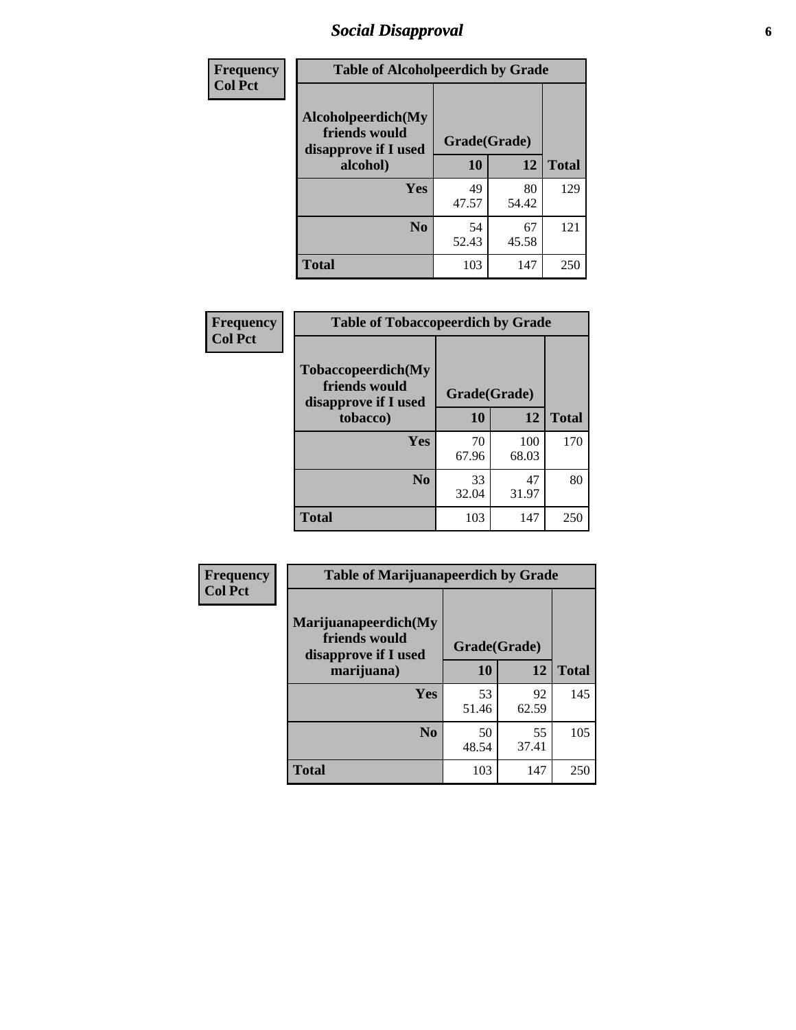# Social Disapproval

**Frequency**
**Col Pct**

**Table of Alcoholpeerdich by Grade**

| Alcoholpeerdich(My friends would disapprove if I used alcohol) | Grade(Grade) | | |
|---|---|---|---|
| | 10 | 12 | Total |
| Yes | 49<br>47.57 | 80<br>54.42 | 129 |
| No | 54<br>52.43 | 67<br>45.58 | 121 |
| Total | 103 | 147 | 250 |

**Frequency**
**Col Pct**

**Table of Tobaccopeerdich by Grade**

| Tobaccopeerdich(My friends would disapprove if I used tobacco) | Grade(Grade) | | |
|---|---|---|---|
| | 10 | 12 | Total |
| Yes | 70<br>67.96 | 100<br>68.03 | 170 |
| No | 33<br>32.04 | 47<br>31.97 | 80 |
| Total | 103 | 147 | 250 |

**Frequency**
**Col Pct**

**Table of Marijuanapeerdich by Grade**

| Marijuanapeerdich(My friends would disapprove if I used marijuana) | Grade(Grade) | | |
|---|---|---|---|
| | 10 | 12 | Total |
| Yes | 53<br>51.46 | 92<br>62.59 | 145 |
| No | 50<br>48.54 | 55<br>37.41 | 105 |
| Total | 103 | 147 | 250 |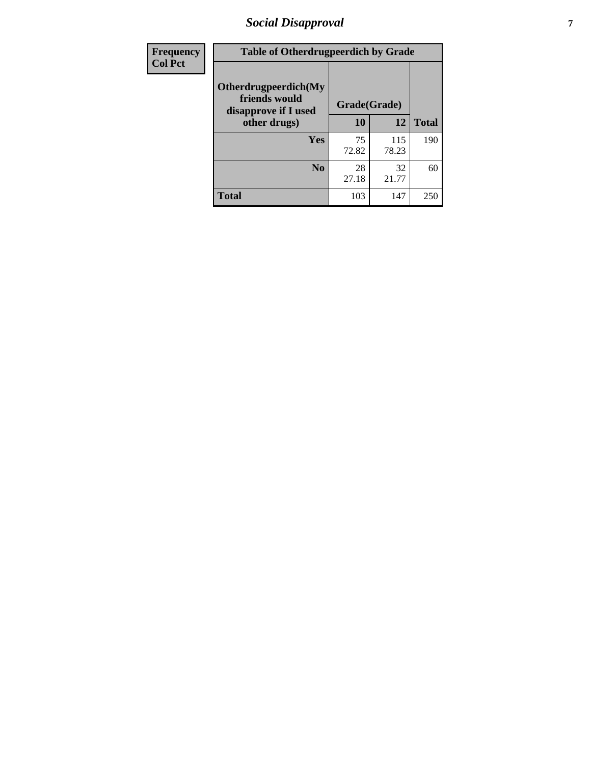| Frequency<br>Col Pct | Table of Otherdrugpeerdich by Grade | | |
|---|---|---|---|
| Otherdrugpeerdich(My friends would disapprove if I used other drugs) | Grade(Grade) | | |
| | 10 | 12 | Total |
| Yes | 75<br>72.82 | 115<br>78.23 | 190 |
| No | 28<br>27.18 | 32<br>21.77 | 60 |
| Total | 103 | 147 | 250 |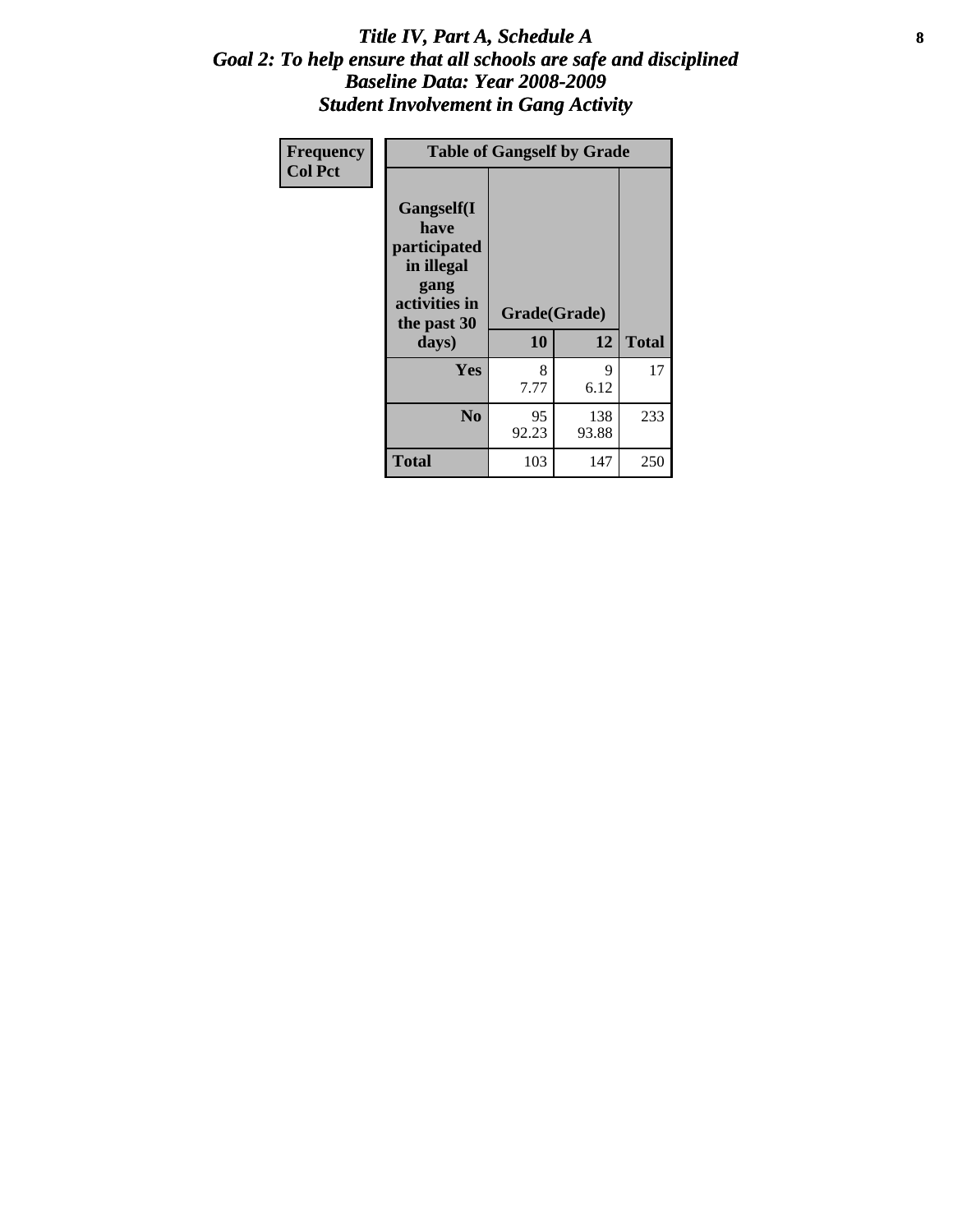# Title IV, Part A, Schedule A
## Goal 2: To help ensure that all schools are safe and disciplined
## Baseline Data: Year 2008-2009
## Student Involvement in Gang Activity

| Frequency<br>Col Pct | Table of Gangself by Grade | | |
|---|---|---|---|
| **Gangself(I have participated in illegal gang activities in the past 30 days)** | **Grade(Grade)** | | |
| | **10** | **12** | **Total** |
| **Yes** | 8<br>7.77 | 9<br>6.12 | 17 |
| **No** | 95<br>92.23 | 138<br>93.88 | 233 |
| **Total** | 103 | 147 | 250 |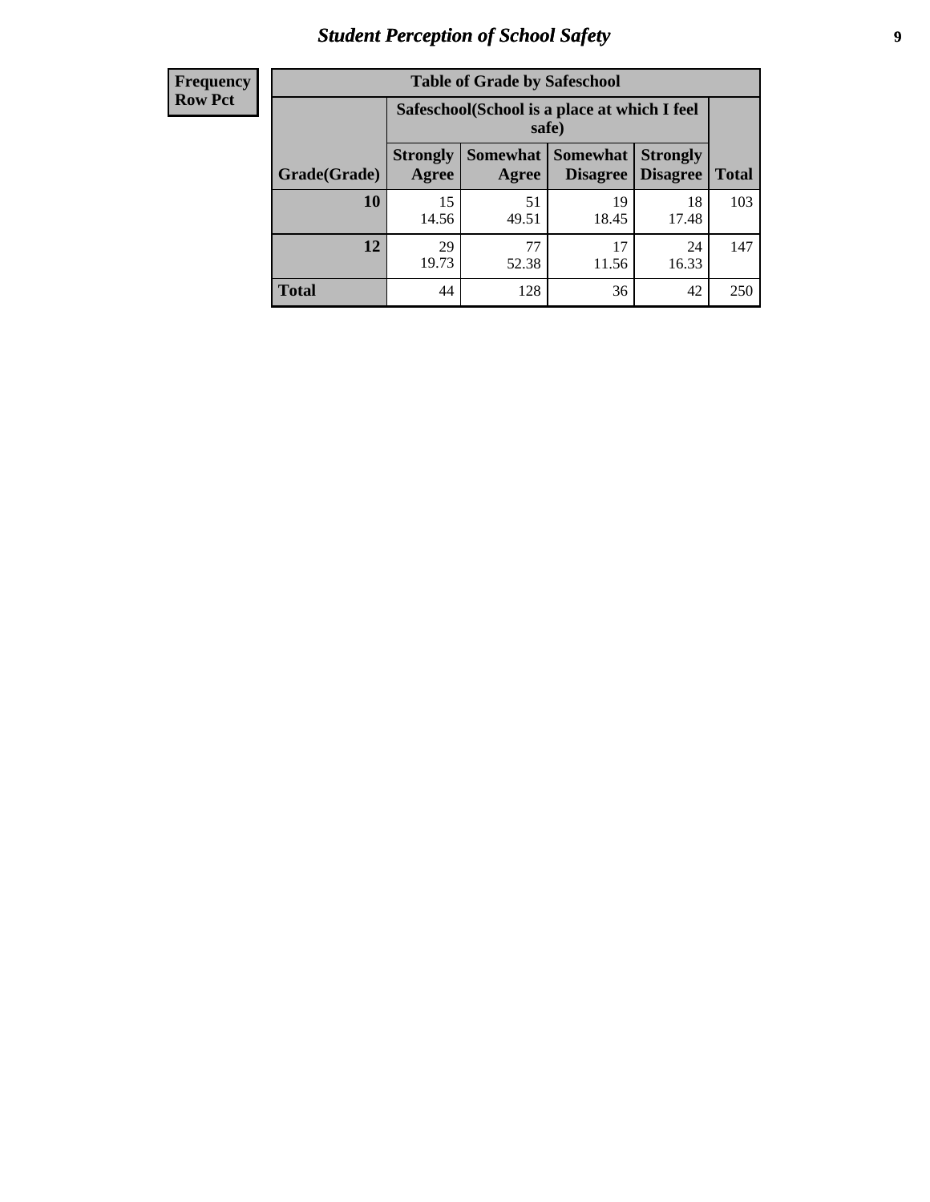| Frequency<br>Row Pct |
|---|

| Table of Grade by Safeschool | | | | | |
|---|---|---|---|---|---|
| | Safeschool(School is a place at which I feel safe) | | | | |
| Grade(Grade) | Strongly Agree | Somewhat Agree | Somewhat Disagree | Strongly Disagree | Total |
| **10** | 15<br>14.56 | 51<br>49.51 | 19<br>18.45 | 18<br>17.48 | 103 |
| **12** | 29<br>19.73 | 77<br>52.38 | 17<br>11.56 | 24<br>16.33 | 147 |
| **Total** | 44 | 128 | 36 | 42 | 250 |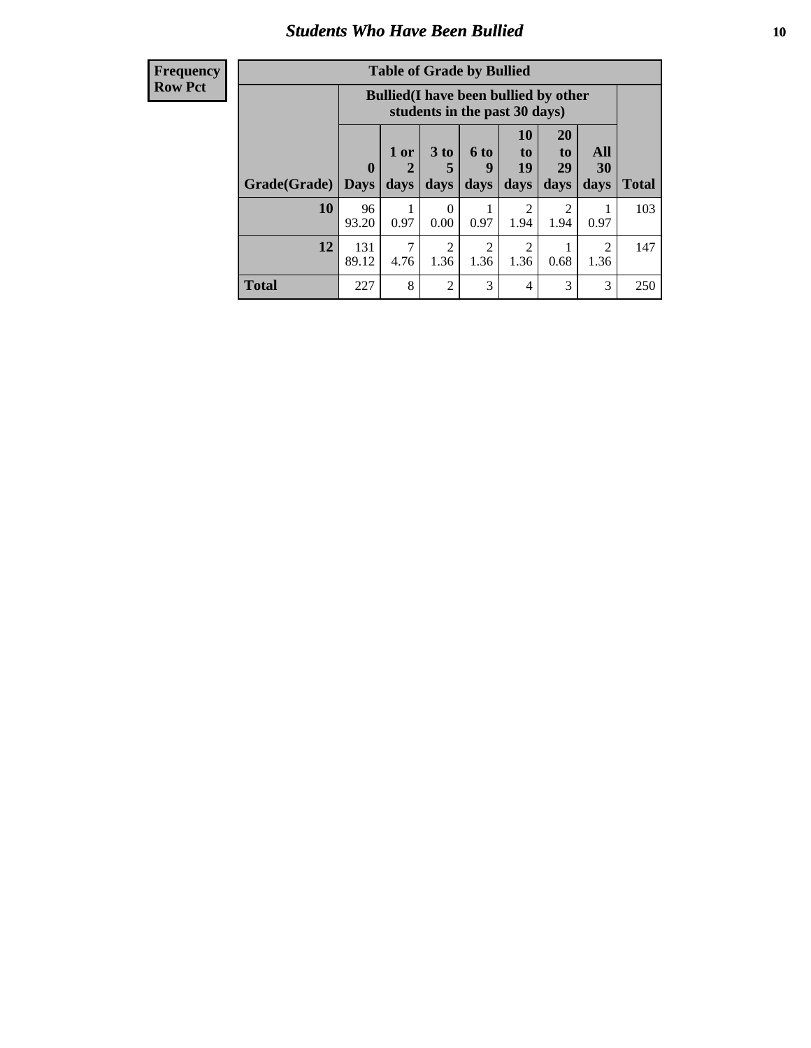## Students Who Have Been Bullied

| Frequency<br>Row Pct |
|---|

**Table of Grade by Bullied**

| Grade(Grade) | Bullied(I have been bullied by other students in the past 30 days) | | | | | | | Total |
|---|---|---|---|---|---|---|---|---|
| | 0 Days | 1 or 2 days | 3 to 5 days | 6 to 9 days | 10 to 19 days | 20 to 29 days | All 30 days | |
| **10** | 96<br>93.20 | 1<br>0.97 | 0<br>0.00 | 1<br>0.97 | 2<br>1.94 | 2<br>1.94 | 1<br>0.97 | 103 |
| **12** | 131<br>89.12 | 7<br>4.76 | 2<br>1.36 | 2<br>1.36 | 2<br>1.36 | 1<br>0.68 | 2<br>1.36 | 147 |
| **Total** | 227 | 8 | 2 | 3 | 4 | 3 | 3 | 250 |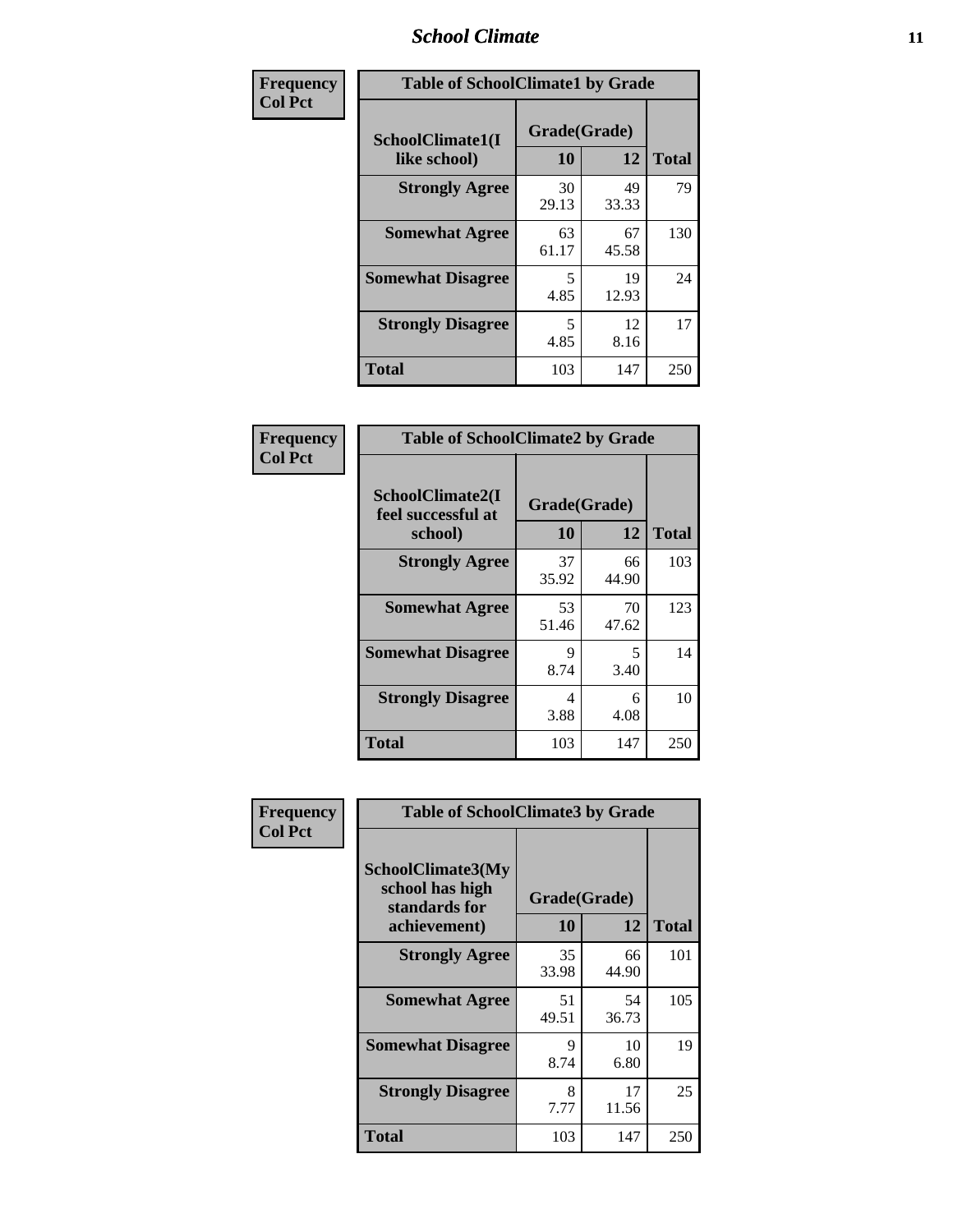**Frequency**
**Col Pct**

| Table of SchoolClimate1 by Grade | | | |
|---|---|---|---|
| SchoolClimate1(I like school) | Grade(Grade) | | Total |
| | 10 | 12 | |
| **Strongly Agree** | 30<br>29.13 | 49<br>33.33 | 79 |
| **Somewhat Agree** | 63<br>61.17 | 67<br>45.58 | 130 |
| **Somewhat Disagree** | 5<br>4.85 | 19<br>12.93 | 24 |
| **Strongly Disagree** | 5<br>4.85 | 12<br>8.16 | 17 |
| **Total** | 103 | 147 | 250 |

**Frequency**
**Col Pct**

| Table of SchoolClimate2 by Grade | | | |
|---|---|---|---|
| SchoolClimate2(I feel successful at school) | Grade(Grade) | | Total |
| | 10 | 12 | |
| **Strongly Agree** | 37<br>35.92 | 66<br>44.90 | 103 |
| **Somewhat Agree** | 53<br>51.46 | 70<br>47.62 | 123 |
| **Somewhat Disagree** | 9<br>8.74 | 5<br>3.40 | 14 |
| **Strongly Disagree** | 4<br>3.88 | 6<br>4.08 | 10 |
| **Total** | 103 | 147 | 250 |

**Frequency**
**Col Pct**

| Table of SchoolClimate3 by Grade | | | |
|---|---|---|---|
| SchoolClimate3(My school has high standards for achievement) | Grade(Grade) | | Total |
| | 10 | 12 | |
| **Strongly Agree** | 35<br>33.98 | 66<br>44.90 | 101 |
| **Somewhat Agree** | 51<br>49.51 | 54<br>36.73 | 105 |
| **Somewhat Disagree** | 9<br>8.74 | 10<br>6.80 | 19 |
| **Strongly Disagree** | 8<br>7.77 | 17<br>11.56 | 25 |
| **Total** | 103 | 147 | 250 |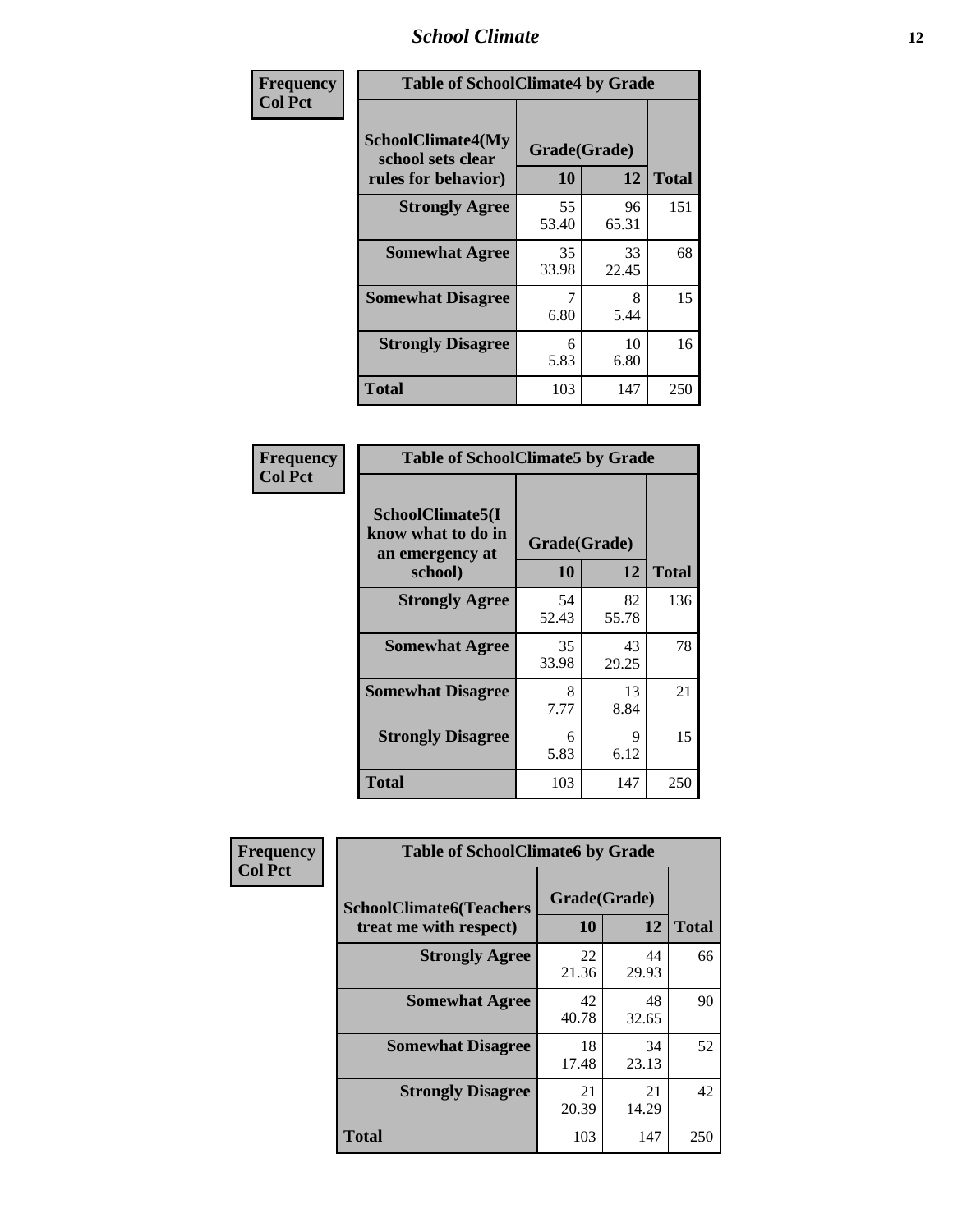| Frequency<br>Col Pct | Table of SchoolClimate4 by Grade | | |
|---|---|---|---|
| SchoolClimate4(My school sets clear rules for behavior) | Grade(Grade) | | |
| | 10 | 12 | Total |
| Strongly Agree | 55<br>53.40 | 96<br>65.31 | 151 |
| Somewhat Agree | 35<br>33.98 | 33<br>22.45 | 68 |
| Somewhat Disagree | 7<br>6.80 | 8<br>5.44 | 15 |
| Strongly Disagree | 6<br>5.83 | 10<br>6.80 | 16 |
| Total | 103 | 147 | 250 |

| Frequency<br>Col Pct | Table of SchoolClimate5 by Grade | | |
|---|---|---|---|
| SchoolClimate5(I know what to do in an emergency at school) | Grade(Grade) | | |
| | 10 | 12 | Total |
| Strongly Agree | 54<br>52.43 | 82<br>55.78 | 136 |
| Somewhat Agree | 35<br>33.98 | 43<br>29.25 | 78 |
| Somewhat Disagree | 8<br>7.77 | 13<br>8.84 | 21 |
| Strongly Disagree | 6<br>5.83 | 9<br>6.12 | 15 |
| Total | 103 | 147 | 250 |

| Frequency<br>Col Pct | Table of SchoolClimate6 by Grade | | |
|---|---|---|---|
| SchoolClimate6(Teachers treat me with respect) | Grade(Grade) | | |
| | 10 | 12 | Total |
| Strongly Agree | 22<br>21.36 | 44<br>29.93 | 66 |
| Somewhat Agree | 42<br>40.78 | 48<br>32.65 | 90 |
| Somewhat Disagree | 18<br>17.48 | 34<br>23.13 | 52 |
| Strongly Disagree | 21<br>20.39 | 21<br>14.29 | 42 |
| Total | 103 | 147 | 250 |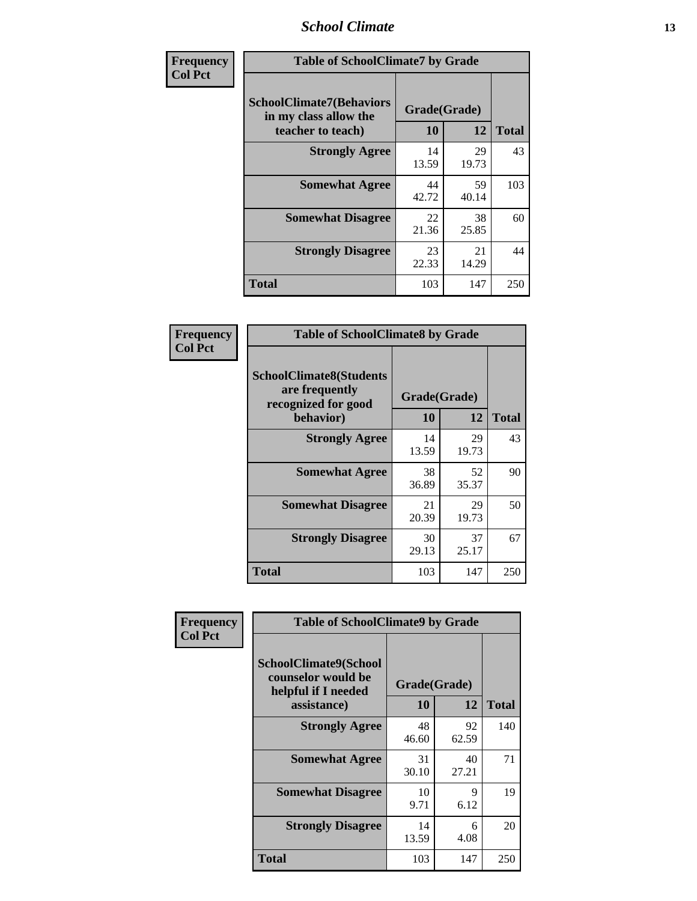| Frequency<br>Col Pct | | | |
|---|---|---|---|

**Table of SchoolClimate7 by Grade**

| SchoolClimate7(Behaviors in my class allow the teacher to teach) | Grade(Grade) | | Total |
|---|---|---|---|
| | 10 | 12 | |
| Strongly Agree | 14<br>13.59 | 29<br>19.73 | 43 |
| Somewhat Agree | 44<br>42.72 | 59<br>40.14 | 103 |
| Somewhat Disagree | 22<br>21.36 | 38<br>25.85 | 60 |
| Strongly Disagree | 23<br>22.33 | 21<br>14.29 | 44 |
| Total | 103 | 147 | 250 |

| Frequency<br>Col Pct | | | |
|---|---|---|---|

**Table of SchoolClimate8 by Grade**

| SchoolClimate8(Students are frequently recognized for good behavior) | Grade(Grade) | | Total |
|---|---|---|---|
| | 10 | 12 | |
| Strongly Agree | 14<br>13.59 | 29<br>19.73 | 43 |
| Somewhat Agree | 38<br>36.89 | 52<br>35.37 | 90 |
| Somewhat Disagree | 21<br>20.39 | 29<br>19.73 | 50 |
| Strongly Disagree | 30<br>29.13 | 37<br>25.17 | 67 |
| Total | 103 | 147 | 250 |

| Frequency<br>Col Pct | | | |
|---|---|---|---|

**Table of SchoolClimate9 by Grade**

| SchoolClimate9(School counselor would be helpful if I needed assistance) | Grade(Grade) | | Total |
|---|---|---|---|
| | 10 | 12 | |
| Strongly Agree | 48<br>46.60 | 92<br>62.59 | 140 |
| Somewhat Agree | 31<br>30.10 | 40<br>27.21 | 71 |
| Somewhat Disagree | 10<br>9.71 | 9<br>6.12 | 19 |
| Strongly Disagree | 14<br>13.59 | 6<br>4.08 | 20 |
| Total | 103 | 147 | 250 |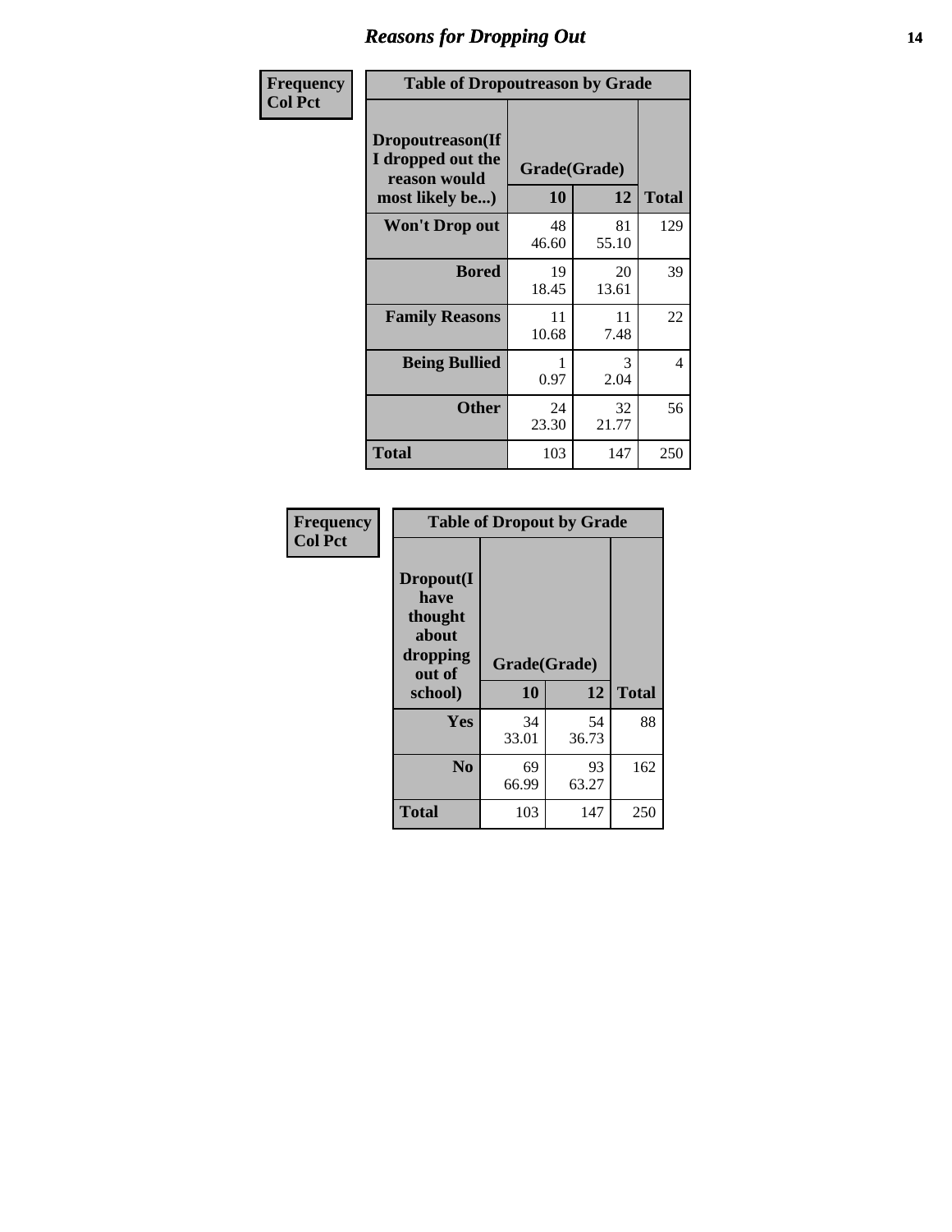# Reasons for Dropping Out

| Frequency<br>Col Pct | Table of Dropoutreason by Grade | | |
|---|---|---|---|
| Dropoutreason(If I dropped out the reason would most likely be...) | Grade(Grade) | | |
| | 10 | 12 | Total |
| Won't Drop out | 48<br>46.60 | 81<br>55.10 | 129 |
| Bored | 19<br>18.45 | 20<br>13.61 | 39 |
| Family Reasons | 11<br>10.68 | 11<br>7.48 | 22 |
| Being Bullied | 1<br>0.97 | 3<br>2.04 | 4 |
| Other | 24<br>23.30 | 32<br>21.77 | 56 |
| Total | 103 | 147 | 250 |

| Frequency<br>Col Pct | Table of Dropout by Grade | | |
|---|---|---|---|
| Dropout(I have thought about dropping out of school) | Grade(Grade) | | |
| | 10 | 12 | Total |
| Yes | 34<br>33.01 | 54<br>36.73 | 88 |
| No | 69<br>66.99 | 93<br>63.27 | 162 |
| Total | 103 | 147 | 250 |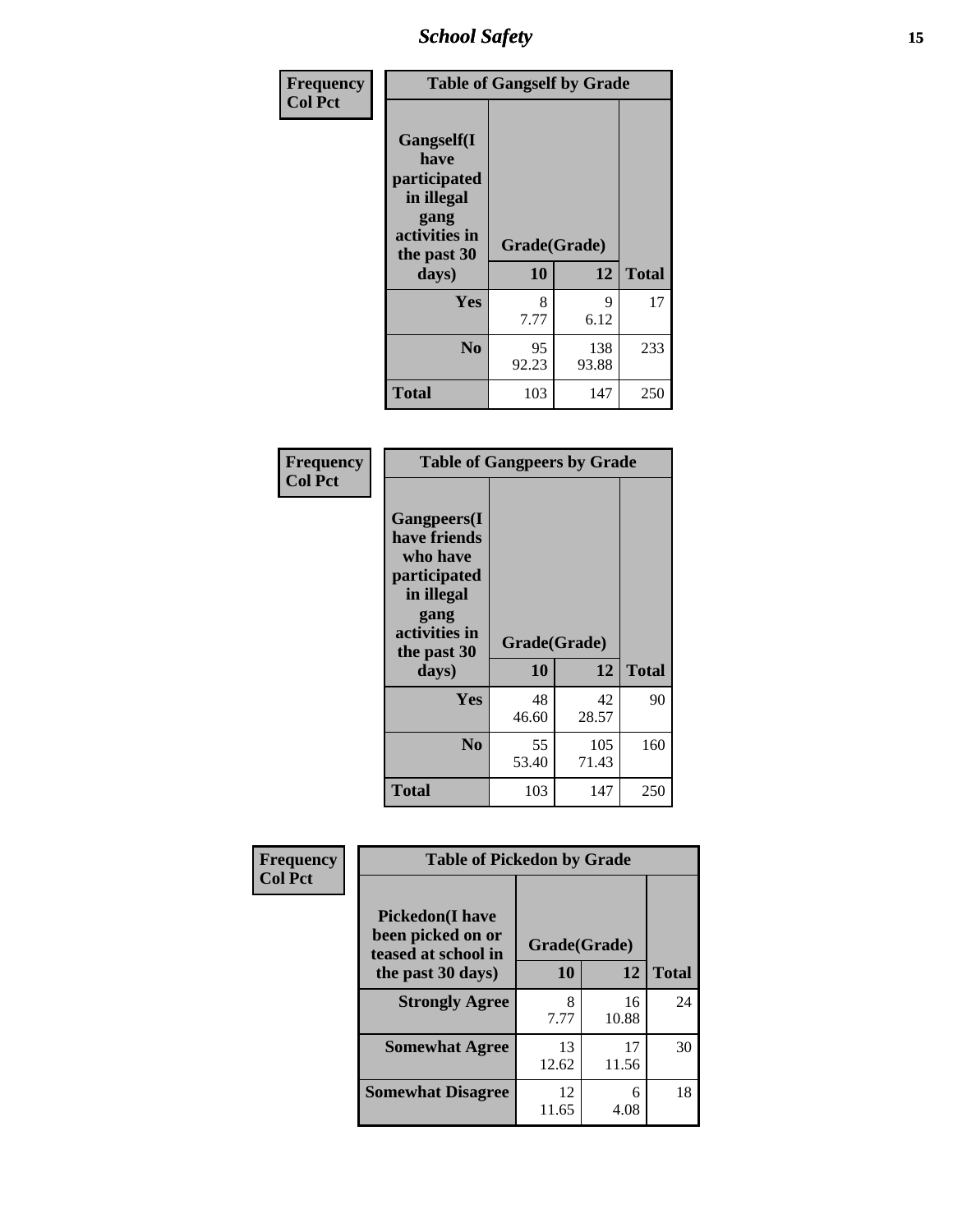| Frequency<br>Col Pct | Table of Gangself by Grade | | |
|---|---|---|---|
| Gangself(I have participated in illegal gang activities in the past 30 days) | Grade(Grade) | | |
| | 10 | 12 | Total |
| Yes | 8<br>7.77 | 9<br>6.12 | 17 |
| No | 95<br>92.23 | 138<br>93.88 | 233 |
| Total | 103 | 147 | 250 |

| Frequency<br>Col Pct | Table of Gangpeers by Grade | | |
|---|---|---|---|
| Gangpeers(I have friends who have participated in illegal gang activities in the past 30 days) | Grade(Grade) | | |
| | 10 | 12 | Total |
| Yes | 48<br>46.60 | 42<br>28.57 | 90 |
| No | 55<br>53.40 | 105<br>71.43 | 160 |
| Total | 103 | 147 | 250 |

| Frequency<br>Col Pct | Table of Pickedon by Grade | | |
|---|---|---|---|
| Pickedon(I have been picked on or teased at school in the past 30 days) | Grade(Grade) | | |
| | 10 | 12 | Total |
| Strongly Agree | 8<br>7.77 | 16<br>10.88 | 24 |
| Somewhat Agree | 13<br>12.62 | 17<br>11.56 | 30 |
| Somewhat Disagree | 12<br>11.65 | 6<br>4.08 | 18 |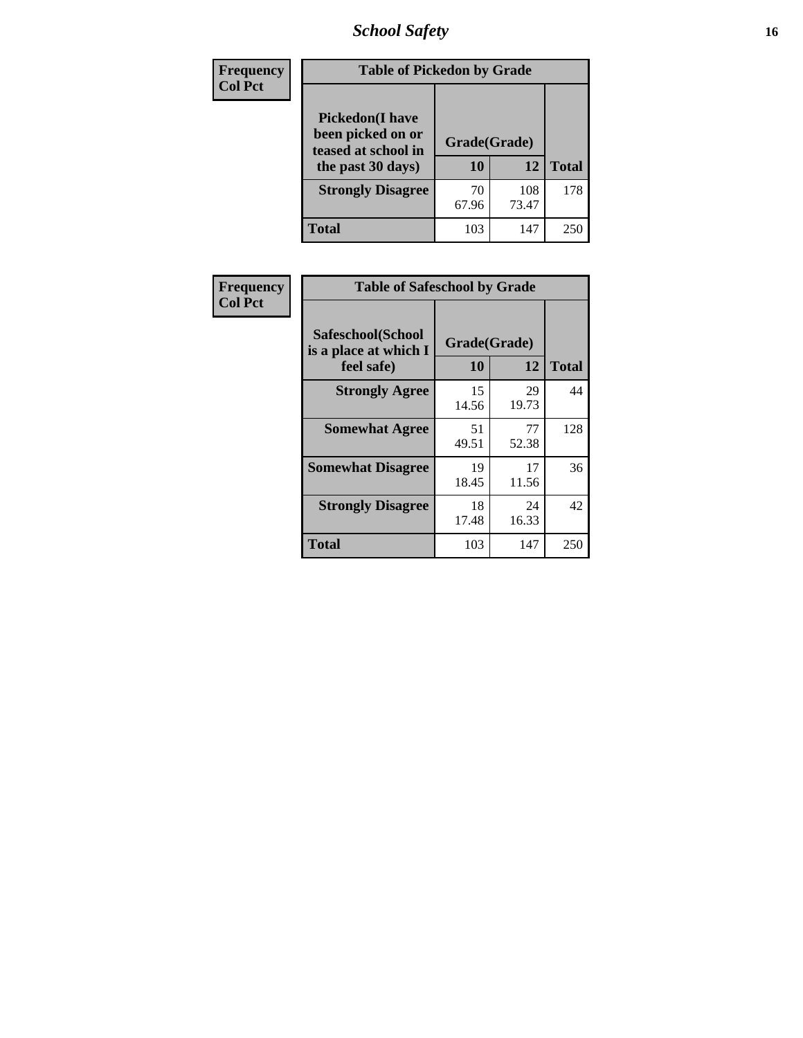# School Safety

| Frequency<br>Col Pct | Table of Pickedon by Grade | | |
|---|---|---|---|
| Pickedon(I have been picked on or teased at school in the past 30 days) | Grade(Grade) | | |
| | 10 | 12 | Total |
| Strongly Disagree | 70<br>67.96 | 108<br>73.47 | 178 |
| Total | 103 | 147 | 250 |

| Frequency<br>Col Pct | Table of Safeschool by Grade | | |
|---|---|---|---|
| Safeschool(School is a place at which I feel safe) | Grade(Grade) | | |
| | 10 | 12 | Total |
| Strongly Agree | 15<br>14.56 | 29<br>19.73 | 44 |
| Somewhat Agree | 51<br>49.51 | 77<br>52.38 | 128 |
| Somewhat Disagree | 19<br>18.45 | 17<br>11.56 | 36 |
| Strongly Disagree | 18<br>17.48 | 24<br>16.33 | 42 |
| Total | 103 | 147 | 250 |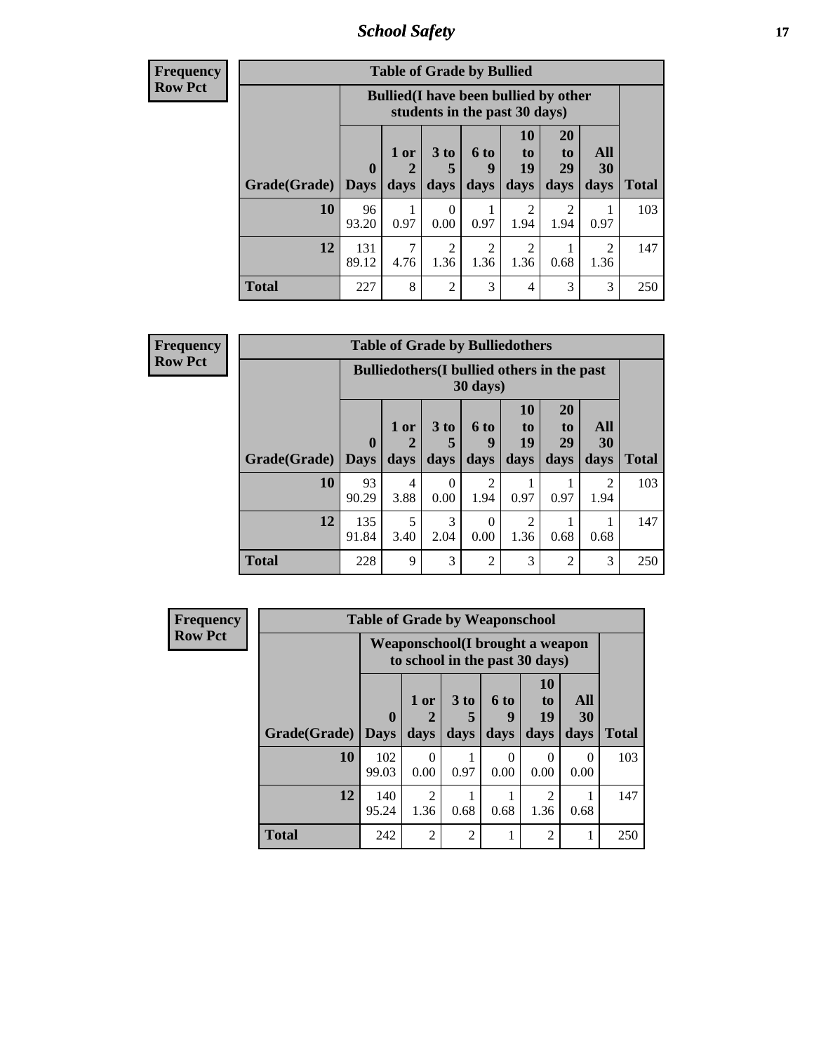**Frequency**
**Row Pct**

| Table of Grade by Bullied | | | | | | | | |
|---|---|---|---|---|---|---|---|---|
| | Bullied(I have been bullied by other students in the past 30 days) | | | | | | | |
| Grade(Grade) | 0 Days | 1 or 2 days | 3 to 5 days | 6 to 9 days | 10 to 19 days | 20 to 29 days | All 30 days | Total |
| **10** | 96<br>93.20 | 1<br>0.97 | 0<br>0.00 | 1<br>0.97 | 2<br>1.94 | 2<br>1.94 | 1<br>0.97 | 103 |
| **12** | 131<br>89.12 | 7<br>4.76 | 2<br>1.36 | 2<br>1.36 | 2<br>1.36 | 1<br>0.68 | 2<br>1.36 | 147 |
| **Total** | 227 | 8 | 2 | 3 | 4 | 3 | 3 | 250 |

**Frequency**
**Row Pct**

| Table of Grade by Bulliedothers | | | | | | | | |
|---|---|---|---|---|---|---|---|---|
| | Bulliedothers(I bullied others in the past 30 days) | | | | | | | |
| Grade(Grade) | 0 Days | 1 or 2 days | 3 to 5 days | 6 to 9 days | 10 to 19 days | 20 to 29 days | All 30 days | Total |
| **10** | 93<br>90.29 | 4<br>3.88 | 0<br>0.00 | 2<br>1.94 | 1<br>0.97 | 1<br>0.97 | 2<br>1.94 | 103 |
| **12** | 135<br>91.84 | 5<br>3.40 | 3<br>2.04 | 0<br>0.00 | 2<br>1.36 | 1<br>0.68 | 1<br>0.68 | 147 |
| **Total** | 228 | 9 | 3 | 2 | 3 | 2 | 3 | 250 |

**Frequency**
**Row Pct**

| Table of Grade by Weaponschool | | | | | | | |
|---|---|---|---|---|---|---|---|
| | Weaponschool(I brought a weapon to school in the past 30 days) | | | | | | |
| Grade(Grade) | 0 Days | 1 or 2 days | 3 to 5 days | 6 to 9 days | 10 to 19 days | All 30 days | Total |
| **10** | 102<br>99.03 | 0<br>0.00 | 1<br>0.97 | 0<br>0.00 | 0<br>0.00 | 0<br>0.00 | 103 |
| **12** | 140<br>95.24 | 2<br>1.36 | 1<br>0.68 | 1<br>0.68 | 2<br>1.36 | 1<br>0.68 | 147 |
| **Total** | 242 | 2 | 2 | 1 | 2 | 1 | 250 |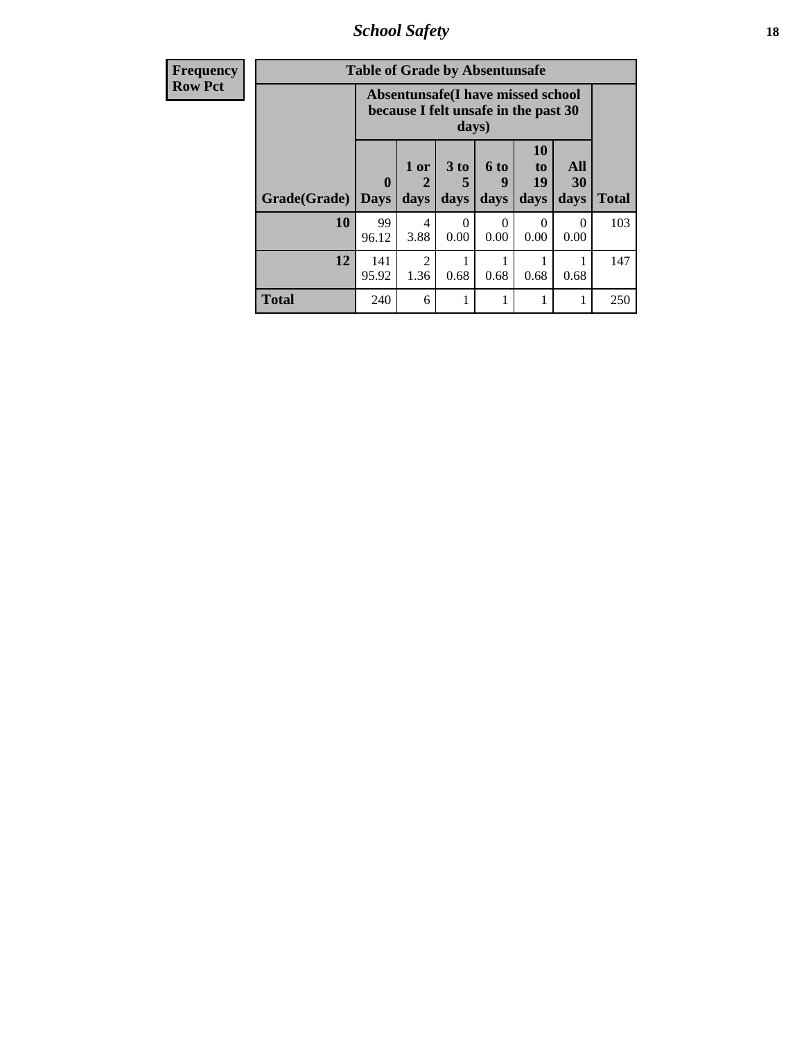| Frequency Row Pct | Table of Grade by Absentunsafe | | | | | | |
|---|---|---|---|---|---|---|---|
| | Absentunsafe(I have missed school because I felt unsafe in the past 30 days) | | | | | | |
| Grade(Grade) | 0 Days | 1 or 2 days | 3 to 5 days | 6 to 9 days | 10 to 19 days | All 30 days | Total |
| 10 | 99 96.12 | 4 3.88 | 0 0.00 | 0 0.00 | 0 0.00 | 0 0.00 | 103 |
| 12 | 141 95.92 | 2 1.36 | 1 0.68 | 1 0.68 | 1 0.68 | 1 0.68 | 147 |
| Total | 240 | 6 | 1 | 1 | 1 | 1 | 250 |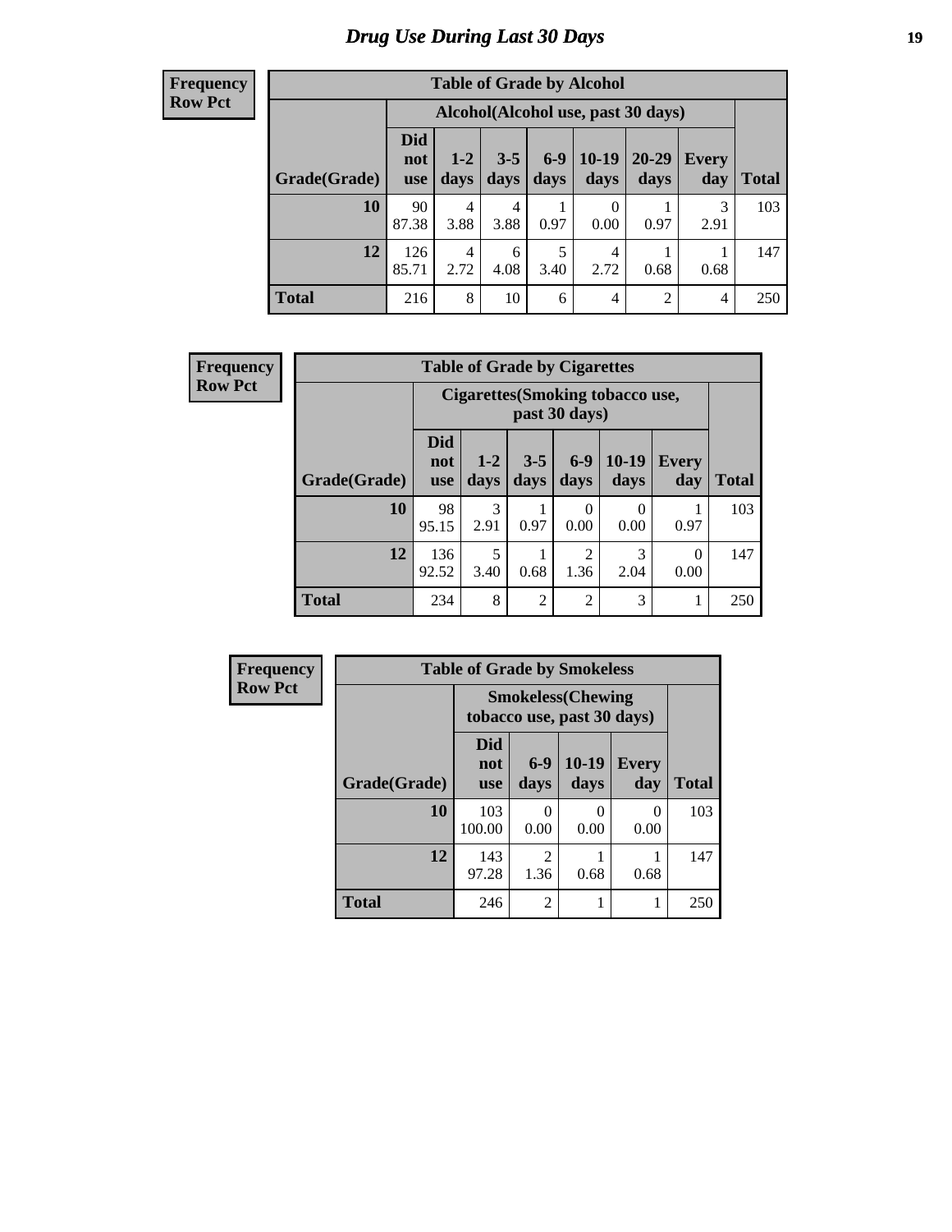# Drug Use During Last 30 Days

**Frequency**
**Row Pct**

| Table of Grade by Alcohol | | | | | | | | |
|---|---|---|---|---|---|---|---|---|
| | Alcohol(Alcohol use, past 30 days) | | | | | | | |
| Grade(Grade) | Did not use | 1-2 days | 3-5 days | 6-9 days | 10-19 days | 20-29 days | Every day | Total |
| 10 | 90<br>87.38 | 4<br>3.88 | 4<br>3.88 | 1<br>0.97 | 0<br>0.00 | 1<br>0.97 | 3<br>2.91 | 103 |
| 12 | 126<br>85.71 | 4<br>2.72 | 6<br>4.08 | 5<br>3.40 | 4<br>2.72 | 1<br>0.68 | 1<br>0.68 | 147 |
| Total | 216 | 8 | 10 | 6 | 4 | 2 | 4 | 250 |

**Frequency**
**Row Pct**

| Table of Grade by Cigarettes | | | | | | | |
|---|---|---|---|---|---|---|---|
| | Cigarettes(Smoking tobacco use, past 30 days) | | | | | | |
| Grade(Grade) | Did not use | 1-2 days | 3-5 days | 6-9 days | 10-19 days | Every day | Total |
| 10 | 98<br>95.15 | 3<br>2.91 | 1<br>0.97 | 0<br>0.00 | 0<br>0.00 | 1<br>0.97 | 103 |
| 12 | 136<br>92.52 | 5<br>3.40 | 1<br>0.68 | 2<br>1.36 | 3<br>2.04 | 0<br>0.00 | 147 |
| Total | 234 | 8 | 2 | 2 | 3 | 1 | 250 |

**Frequency**
**Row Pct**

| Table of Grade by Smokeless | | | | | |
|---|---|---|---|---|---|
| | Smokeless(Chewing tobacco use, past 30 days) | | | | |
| Grade(Grade) | Did not use | 6-9 days | 10-19 days | Every day | Total |
| 10 | 103<br>100.00 | 0<br>0.00 | 0<br>0.00 | 0<br>0.00 | 103 |
| 12 | 143<br>97.28 | 2<br>1.36 | 1<br>0.68 | 1<br>0.68 | 147 |
| Total | 246 | 2 | 1 | 1 | 250 |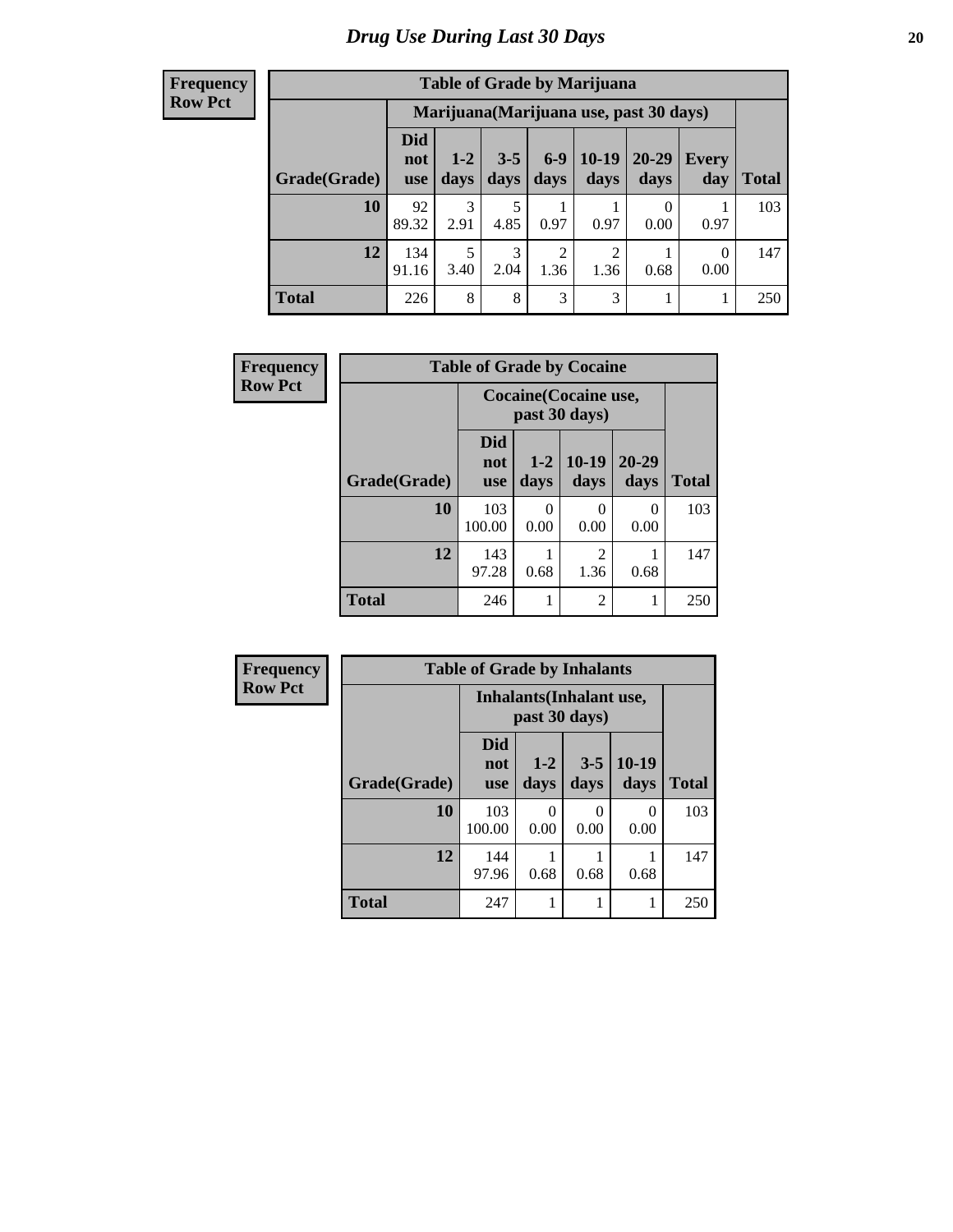# Drug Use During Last 30 Days

| Frequency Row Pct | Table of Grade by Marijuana | | | | | | | |
|---|---|---|---|---|---|---|---|---|
| | Marijuana(Marijuana use, past 30 days) | | | | | | | |
| Grade(Grade) | Did not use | 1-2 days | 3-5 days | 6-9 days | 10-19 days | 20-29 days | Every day | Total |
| 10 | 92<br>89.32 | 3<br>2.91 | 5<br>4.85 | 1<br>0.97 | 1<br>0.97 | 0<br>0.00 | 1<br>0.97 | 103 |
| 12 | 134<br>91.16 | 5<br>3.40 | 3<br>2.04 | 2<br>1.36 | 2<br>1.36 | 1<br>0.68 | 0<br>0.00 | 147 |
| Total | 226 | 8 | 8 | 3 | 3 | 1 | 1 | 250 |

| Frequency Row Pct | Table of Grade by Cocaine | | | | |
|---|---|---|---|---|---|
| | Cocaine(Cocaine use, past 30 days) | | | | |
| Grade(Grade) | Did not use | 1-2 days | 10-19 days | 20-29 days | Total |
| 10 | 103<br>100.00 | 0<br>0.00 | 0<br>0.00 | 0<br>0.00 | 103 |
| 12 | 143<br>97.28 | 1<br>0.68 | 2<br>1.36 | 1<br>0.68 | 147 |
| Total | 246 | 1 | 2 | 1 | 250 |

| Frequency Row Pct | Table of Grade by Inhalants | | | | |
|---|---|---|---|---|---|
| | Inhalants(Inhalant use, past 30 days) | | | | |
| Grade(Grade) | Did not use | 1-2 days | 3-5 days | 10-19 days | Total |
| 10 | 103<br>100.00 | 0<br>0.00 | 0<br>0.00 | 0<br>0.00 | 103 |
| 12 | 144<br>97.96 | 1<br>0.68 | 1<br>0.68 | 1<br>0.68 | 147 |
| Total | 247 | 1 | 1 | 1 | 250 |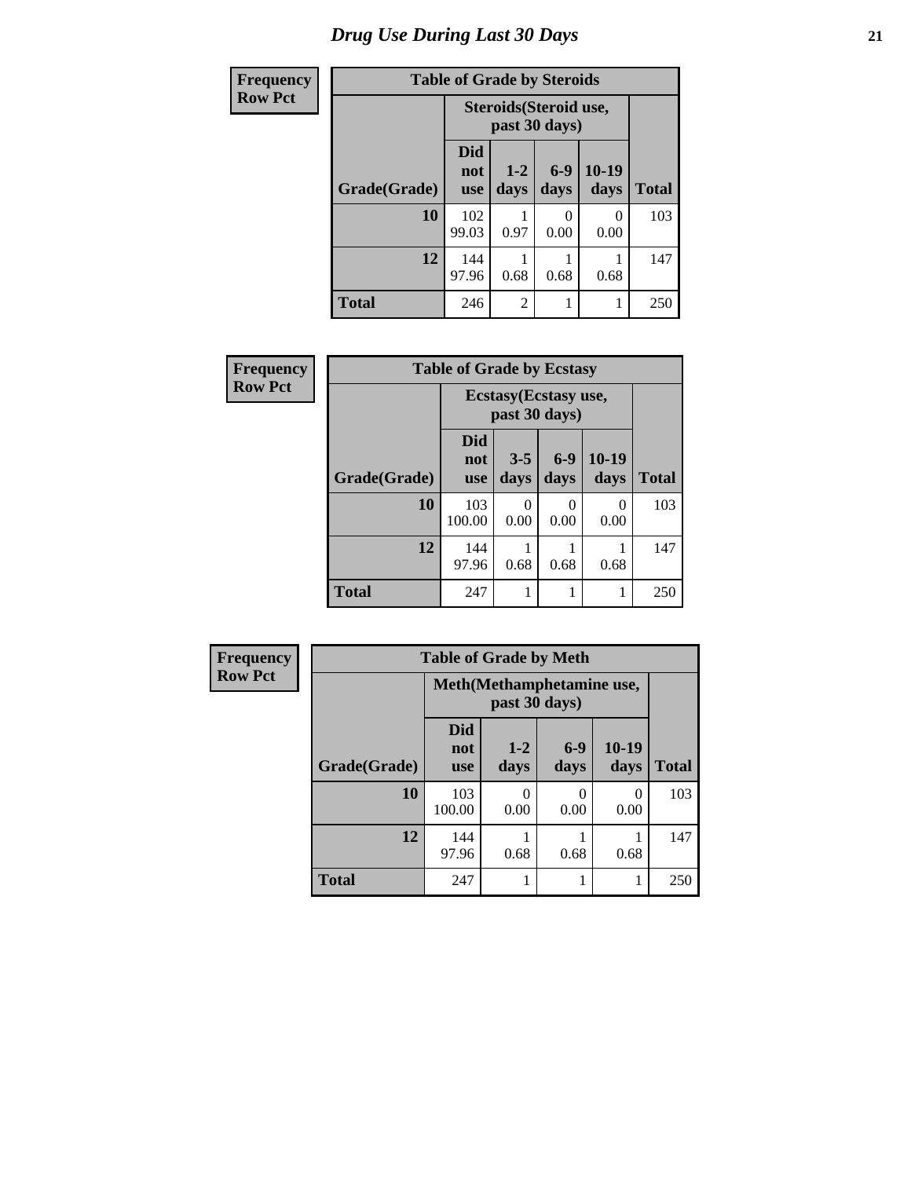# Drug Use During Last 30 Days

| Frequency Row Pct |
|---|

**Table of Grade by Steroids**

| | Steroids(Steroid use, past 30 days) | | | | |
|---|---|---|---|---|---|
| Grade(Grade) | Did not use | 1-2 days | 6-9 days | 10-19 days | Total |
| 10 | 102<br>99.03 | 1<br>0.97 | 0<br>0.00 | 0<br>0.00 | 103 |
| 12 | 144<br>97.96 | 1<br>0.68 | 1<br>0.68 | 1<br>0.68 | 147 |
| Total | 246 | 2 | 1 | 1 | 250 |

| Frequency Row Pct |
|---|

**Table of Grade by Ecstasy**

| | Ecstasy(Ecstasy use, past 30 days) | | | | |
|---|---|---|---|---|---|
| Grade(Grade) | Did not use | 3-5 days | 6-9 days | 10-19 days | Total |
| 10 | 103<br>100.00 | 0<br>0.00 | 0<br>0.00 | 0<br>0.00 | 103 |
| 12 | 144<br>97.96 | 1<br>0.68 | 1<br>0.68 | 1<br>0.68 | 147 |
| Total | 247 | 1 | 1 | 1 | 250 |

| Frequency Row Pct |
|---|

**Table of Grade by Meth**

| | Meth(Methamphetamine use, past 30 days) | | | | |
|---|---|---|---|---|---|
| Grade(Grade) | Did not use | 1-2 days | 6-9 days | 10-19 days | Total |
| 10 | 103<br>100.00 | 0<br>0.00 | 0<br>0.00 | 0<br>0.00 | 103 |
| 12 | 144<br>97.96 | 1<br>0.68 | 1<br>0.68 | 1<br>0.68 | 147 |
| Total | 247 | 1 | 1 | 1 | 250 |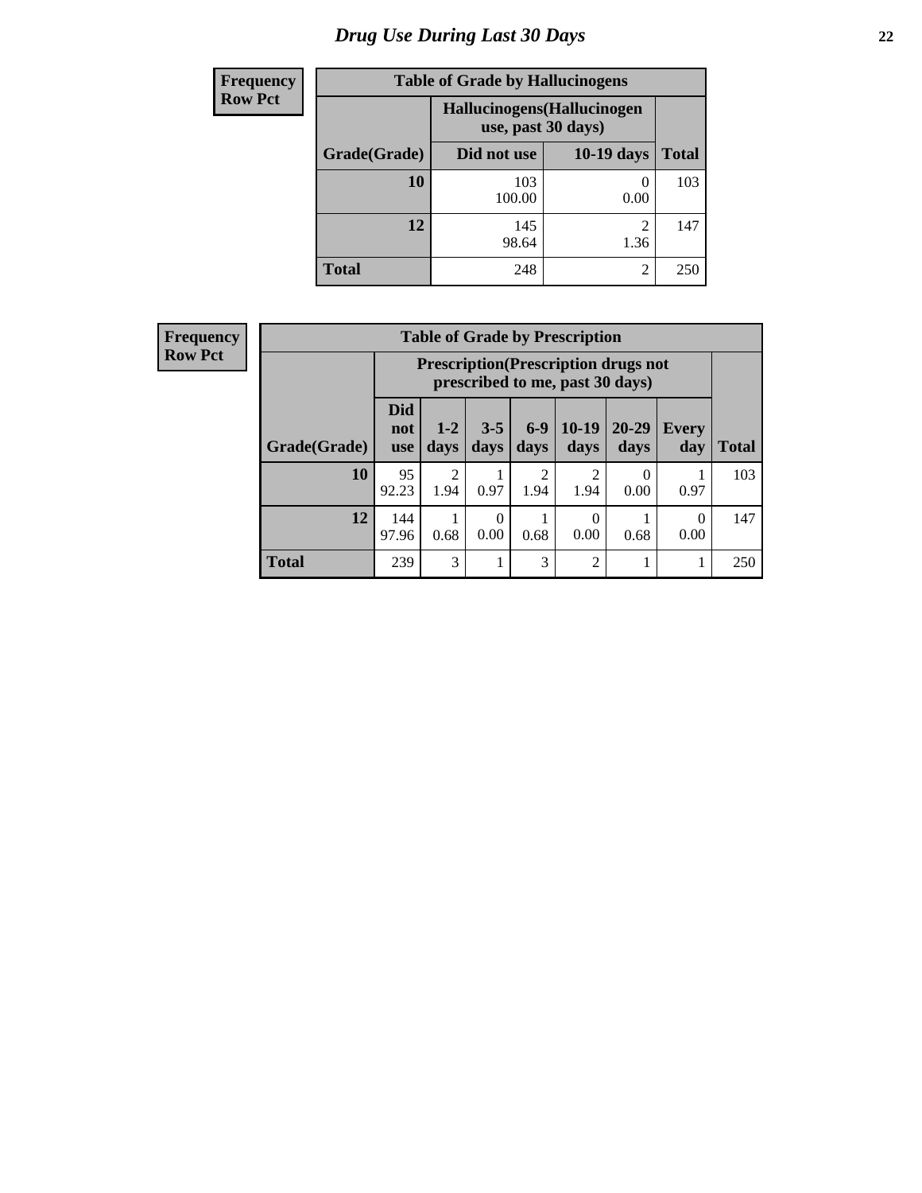# Drug Use During Last 30 Days

**Frequency**
**Row Pct**

| Table of Grade by Hallucinogens | | | |
|---|---|---|---|
| | Hallucinogens(Hallucinogen use, past 30 days) | | |
| Grade(Grade) | Did not use | 10-19 days | Total |
| 10 | 103<br>100.00 | 0<br>0.00 | 103 |
| 12 | 145<br>98.64 | 2<br>1.36 | 147 |
| Total | 248 | 2 | 250 |

**Frequency**
**Row Pct**

| Table of Grade by Prescription | | | | | | | | |
|---|---|---|---|---|---|---|---|---|
| | Prescription(Prescription drugs not prescribed to me, past 30 days) | | | | | | | |
| Grade(Grade) | Did not use | 1-2 days | 3-5 days | 6-9 days | 10-19 days | 20-29 days | Every day | Total |
| 10 | 95<br>92.23 | 2<br>1.94 | 1<br>0.97 | 2<br>1.94 | 2<br>1.94 | 0<br>0.00 | 1<br>0.97 | 103 |
| 12 | 144<br>97.96 | 1<br>0.68 | 0<br>0.00 | 1<br>0.68 | 0<br>0.00 | 1<br>0.68 | 0<br>0.00 | 147 |
| Total | 239 | 3 | 1 | 3 | 2 | 1 | 1 | 250 |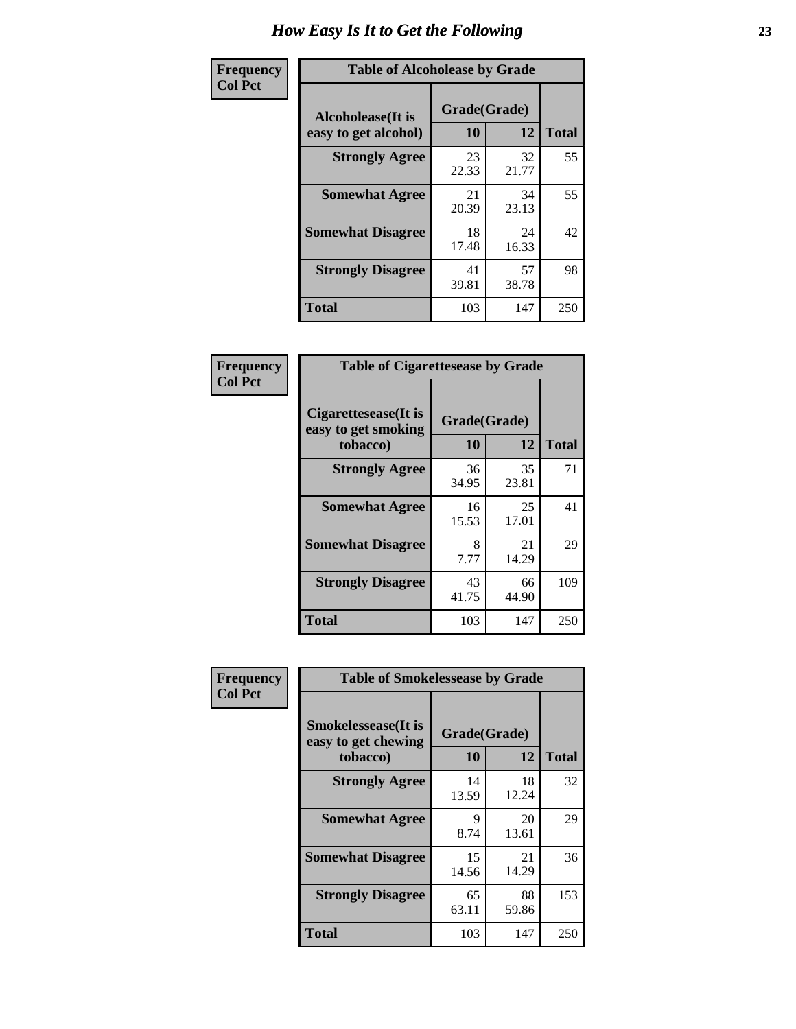# How Easy Is It to Get the Following

Frequency
Col Pct

**Table of Alcoholease by Grade**

| Alcoholease(It is easy to get alcohol) | Grade(Grade) 10 | 12 | Total |
|---|---|---|---|
| **Strongly Agree** | 23<br>22.33 | 32<br>21.77 | 55 |
| **Somewhat Agree** | 21<br>20.39 | 34<br>23.13 | 55 |
| **Somewhat Disagree** | 18<br>17.48 | 24<br>16.33 | 42 |
| **Strongly Disagree** | 41<br>39.81 | 57<br>38.78 | 98 |
| **Total** | 103 | 147 | 250 |

Frequency
Col Pct

**Table of Cigarettesease by Grade**

| Cigarettesease(It is easy to get smoking tobacco) | Grade(Grade) 10 | 12 | Total |
|---|---|---|---|
| **Strongly Agree** | 36<br>34.95 | 35<br>23.81 | 71 |
| **Somewhat Agree** | 16<br>15.53 | 25<br>17.01 | 41 |
| **Somewhat Disagree** | 8<br>7.77 | 21<br>14.29 | 29 |
| **Strongly Disagree** | 43<br>41.75 | 66<br>44.90 | 109 |
| **Total** | 103 | 147 | 250 |

Frequency
Col Pct

**Table of Smokelessease by Grade**

| Smokelessease(It is easy to get chewing tobacco) | Grade(Grade) 10 | 12 | Total |
|---|---|---|---|
| **Strongly Agree** | 14<br>13.59 | 18<br>12.24 | 32 |
| **Somewhat Agree** | 9<br>8.74 | 20<br>13.61 | 29 |
| **Somewhat Disagree** | 15<br>14.56 | 21<br>14.29 | 36 |
| **Strongly Disagree** | 65<br>63.11 | 88<br>59.86 | 153 |
| **Total** | 103 | 147 | 250 |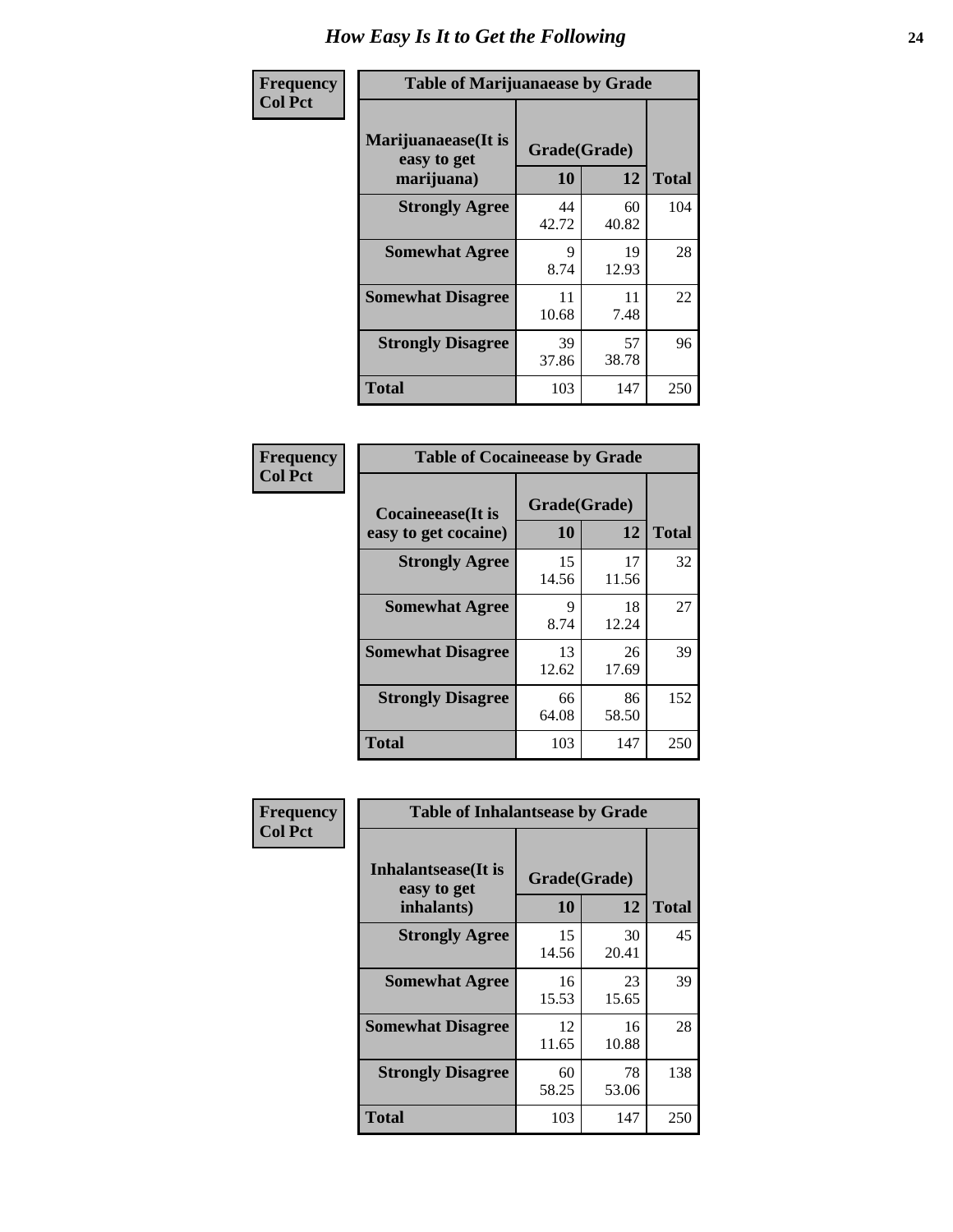# How Easy Is It to Get the Following

**Frequency**
**Col Pct**

**Table of Marijuanaease by Grade**

| Marijuanaease(It is easy to get marijuana) | Grade(Grade) | | Total |
|---|---|---|---|
| | 10 | 12 | |
| Strongly Agree | 44<br>42.72 | 60<br>40.82 | 104 |
| Somewhat Agree | 9<br>8.74 | 19<br>12.93 | 28 |
| Somewhat Disagree | 11<br>10.68 | 11<br>7.48 | 22 |
| Strongly Disagree | 39<br>37.86 | 57<br>38.78 | 96 |
| Total | 103 | 147 | 250 |

**Frequency**
**Col Pct**

**Table of Cocaineease by Grade**

| Cocaineease(It is easy to get cocaine) | Grade(Grade) | | Total |
|---|---|---|---|
| | 10 | 12 | |
| Strongly Agree | 15<br>14.56 | 17<br>11.56 | 32 |
| Somewhat Agree | 9<br>8.74 | 18<br>12.24 | 27 |
| Somewhat Disagree | 13<br>12.62 | 26<br>17.69 | 39 |
| Strongly Disagree | 66<br>64.08 | 86<br>58.50 | 152 |
| Total | 103 | 147 | 250 |

**Frequency**
**Col Pct**

**Table of Inhalantsease by Grade**

| Inhalantsease(It is easy to get inhalants) | Grade(Grade) | | Total |
|---|---|---|---|
| | 10 | 12 | |
| Strongly Agree | 15<br>14.56 | 30<br>20.41 | 45 |
| Somewhat Agree | 16<br>15.53 | 23<br>15.65 | 39 |
| Somewhat Disagree | 12<br>11.65 | 16<br>10.88 | 28 |
| Strongly Disagree | 60<br>58.25 | 78<br>53.06 | 138 |
| Total | 103 | 147 | 250 |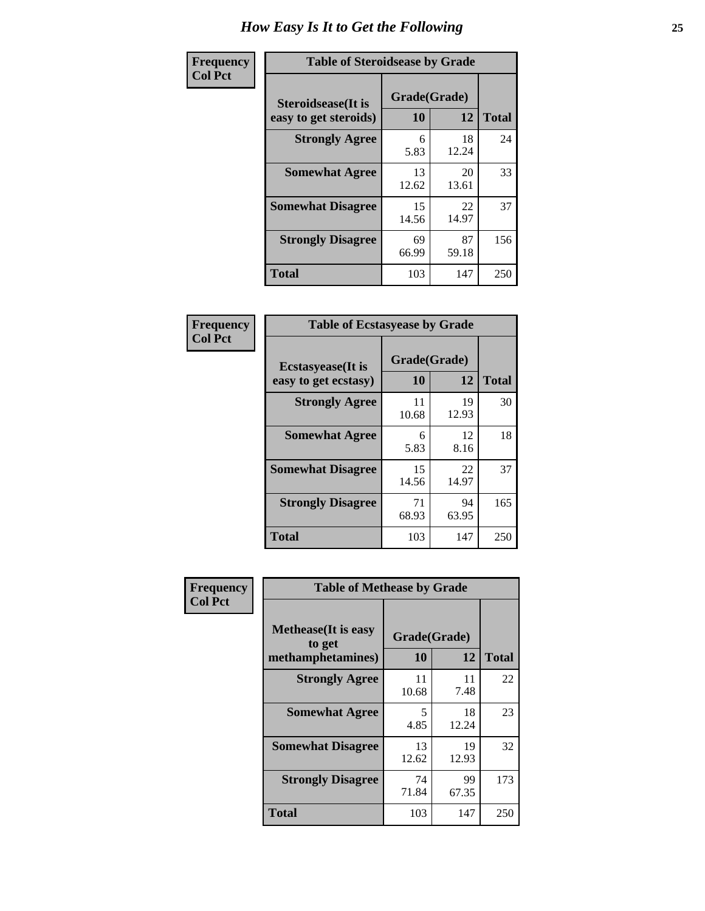# How Easy Is It to Get the Following

**Frequency**
**Col Pct**

| Table of Steroidsease by Grade | | | |
|---|---|---|---|
| **Steroidsease(It is easy to get steroids)** | **Grade(Grade)** | | **Total** |
| | **10** | **12** | |
| **Strongly Agree** | 6<br>5.83 | 18<br>12.24 | 24 |
| **Somewhat Agree** | 13<br>12.62 | 20<br>13.61 | 33 |
| **Somewhat Disagree** | 15<br>14.56 | 22<br>14.97 | 37 |
| **Strongly Disagree** | 69<br>66.99 | 87<br>59.18 | 156 |
| **Total** | 103 | 147 | 250 |

**Frequency**
**Col Pct**

| Table of Ecstasyease by Grade | | | |
|---|---|---|---|
| **Ecstasyease(It is easy to get ecstasy)** | **Grade(Grade)** | | **Total** |
| | **10** | **12** | |
| **Strongly Agree** | 11<br>10.68 | 19<br>12.93 | 30 |
| **Somewhat Agree** | 6<br>5.83 | 12<br>8.16 | 18 |
| **Somewhat Disagree** | 15<br>14.56 | 22<br>14.97 | 37 |
| **Strongly Disagree** | 71<br>68.93 | 94<br>63.95 | 165 |
| **Total** | 103 | 147 | 250 |

**Frequency**
**Col Pct**

| Table of Methease by Grade | | | |
|---|---|---|---|
| **Methease(It is easy to get methamphetamines)** | **Grade(Grade)** | | **Total** |
| | **10** | **12** | |
| **Strongly Agree** | 11<br>10.68 | 11<br>7.48 | 22 |
| **Somewhat Agree** | 5<br>4.85 | 18<br>12.24 | 23 |
| **Somewhat Disagree** | 13<br>12.62 | 19<br>12.93 | 32 |
| **Strongly Disagree** | 74<br>71.84 | 99<br>67.35 | 173 |
| **Total** | 103 | 147 | 250 |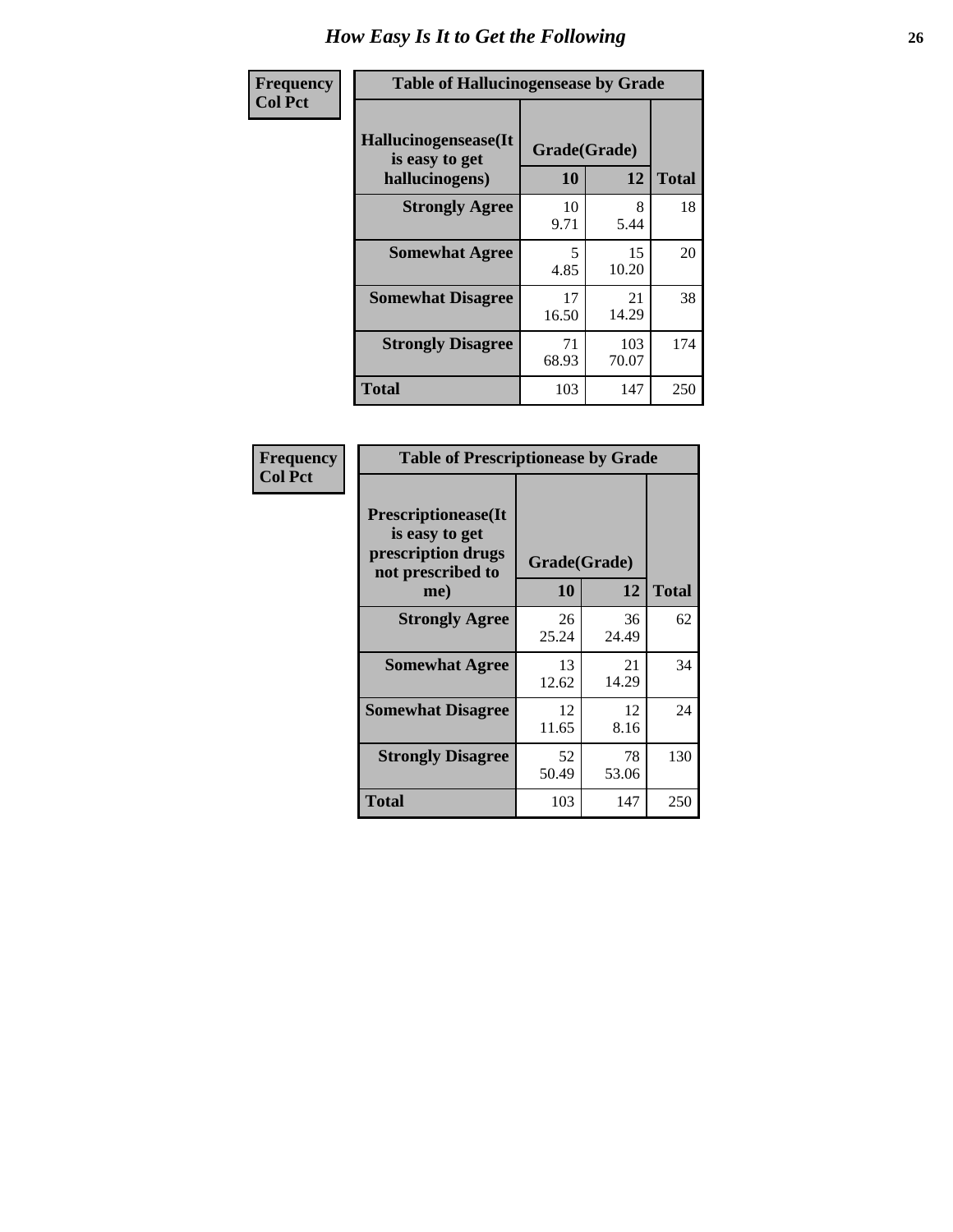# How Easy Is It to Get the Following

| Frequency<br>Col Pct | Table of Hallucinogensease by Grade | | |
|---|---|---|---|
| Hallucinogensease(It is easy to get hallucinogens) | Grade(Grade) | | |
| | 10 | 12 | Total |
| Strongly Agree | 10<br>9.71 | 8<br>5.44 | 18 |
| Somewhat Agree | 5<br>4.85 | 15<br>10.20 | 20 |
| Somewhat Disagree | 17<br>16.50 | 21<br>14.29 | 38 |
| Strongly Disagree | 71<br>68.93 | 103<br>70.07 | 174 |
| Total | 103 | 147 | 250 |

| Frequency<br>Col Pct | Table of Prescriptionease by Grade | | |
|---|---|---|---|
| Prescriptionease(It is easy to get prescription drugs not prescribed to me) | Grade(Grade) | | |
| | 10 | 12 | Total |
| Strongly Agree | 26<br>25.24 | 36<br>24.49 | 62 |
| Somewhat Agree | 13<br>12.62 | 21<br>14.29 | 34 |
| Somewhat Disagree | 12<br>11.65 | 12<br>8.16 | 24 |
| Strongly Disagree | 52<br>50.49 | 78<br>53.06 | 130 |
| Total | 103 | 147 | 250 |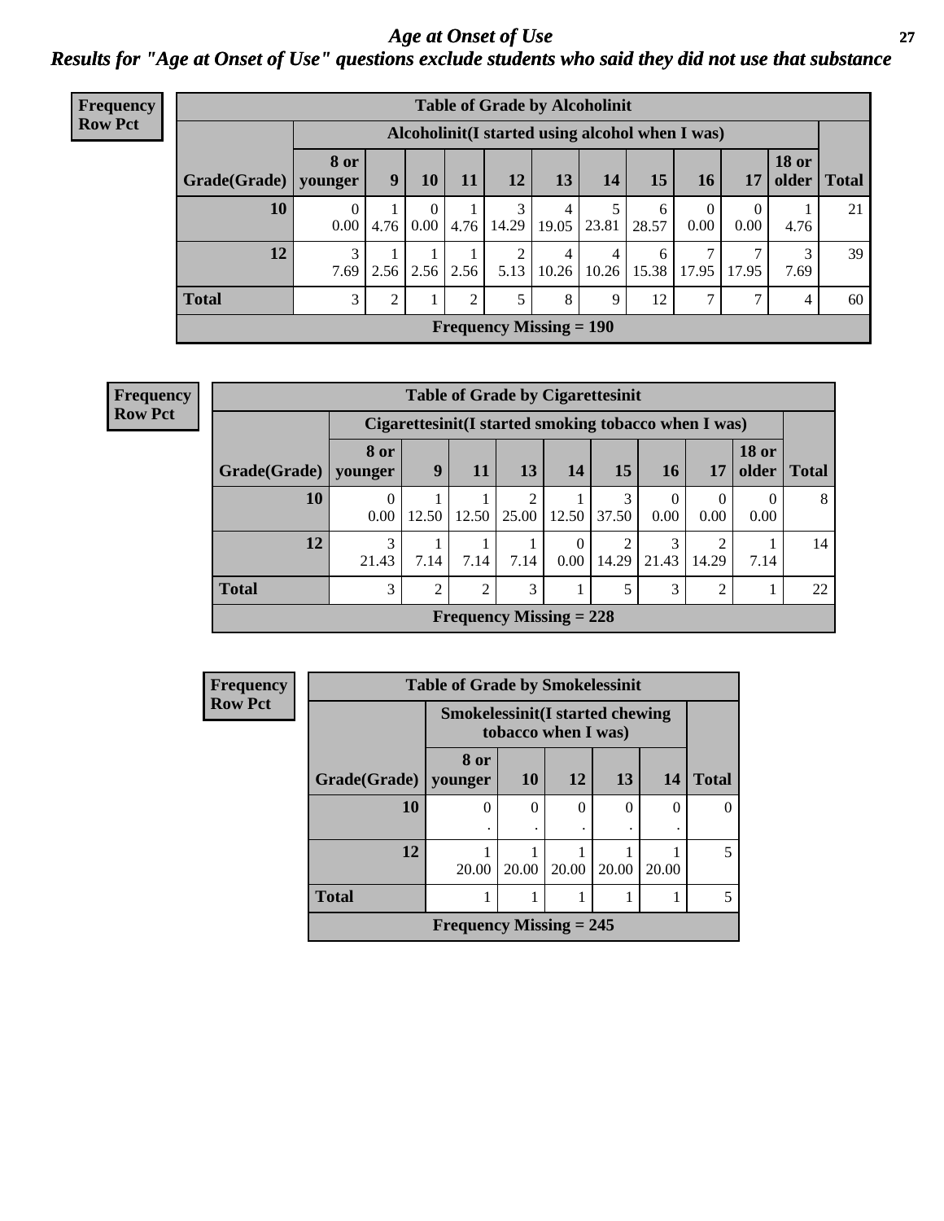## *Age at Onset of Use*

### *Results for "Age at Onset of Use" questions exclude students who said they did not use that substance*

**Frequency**
**Row Pct**

| Table of Grade by Alcoholinit | | | | | | | | | | | | |
|---|---|---|---|---|---|---|---|---|---|---|---|---|
| | Alcoholinit(I started using alcohol when I was) | | | | | | | | | | | |
| Grade(Grade) | 8 or younger | 9 | 10 | 11 | 12 | 13 | 14 | 15 | 16 | 17 | 18 or older | Total |
| 10 | 0<br>0.00 | 1<br>4.76 | 0<br>0.00 | 1<br>4.76 | 3<br>14.29 | 4<br>19.05 | 5<br>23.81 | 6<br>28.57 | 0<br>0.00 | 0<br>0.00 | 1<br>4.76 | 21 |
| 12 | 3<br>7.69 | 1<br>2.56 | 1<br>2.56 | 1<br>2.56 | 2<br>5.13 | 4<br>10.26 | 4<br>10.26 | 6<br>15.38 | 7<br>17.95 | 7<br>17.95 | 3<br>7.69 | 39 |
| Total | 3 | 2 | 1 | 2 | 5 | 8 | 9 | 12 | 7 | 7 | 4 | 60 |
| Frequency Missing = 190 | | | | | | | | | | | | |

**Frequency**
**Row Pct**

| Table of Grade by Cigarettesinit | | | | | | | | | | |
|---|---|---|---|---|---|---|---|---|---|---|
| | Cigarettesinit(I started smoking tobacco when I was) | | | | | | | | | |
| Grade(Grade) | 8 or younger | 9 | 11 | 13 | 14 | 15 | 16 | 17 | 18 or older | Total |
| 10 | 0<br>0.00 | 1<br>12.50 | 1<br>12.50 | 2<br>25.00 | 1<br>12.50 | 3<br>37.50 | 0<br>0.00 | 0<br>0.00 | 0<br>0.00 | 8 |
| 12 | 3<br>21.43 | 1<br>7.14 | 1<br>7.14 | 1<br>7.14 | 0<br>0.00 | 2<br>14.29 | 3<br>21.43 | 2<br>14.29 | 1<br>7.14 | 14 |
| Total | 3 | 2 | 2 | 3 | 1 | 5 | 3 | 2 | 1 | 22 |
| Frequency Missing = 228 | | | | | | | | | | |

**Frequency**
**Row Pct**

| Table of Grade by Smokelessinit | | | | | | |
|---|---|---|---|---|---|---|
| | Smokelessinit(I started chewing tobacco when I was) | | | | | |
| Grade(Grade) | 8 or younger | 10 | 12 | 13 | 14 | Total |
| 10 | 0<br>. | 0<br>. | 0<br>. | 0<br>. | 0<br>. | 0 |
| 12 | 1<br>20.00 | 1<br>20.00 | 1<br>20.00 | 1<br>20.00 | 1<br>20.00 | 5 |
| Total | 1 | 1 | 1 | 1 | 1 | 5 |
| Frequency Missing = 245 | | | | | | |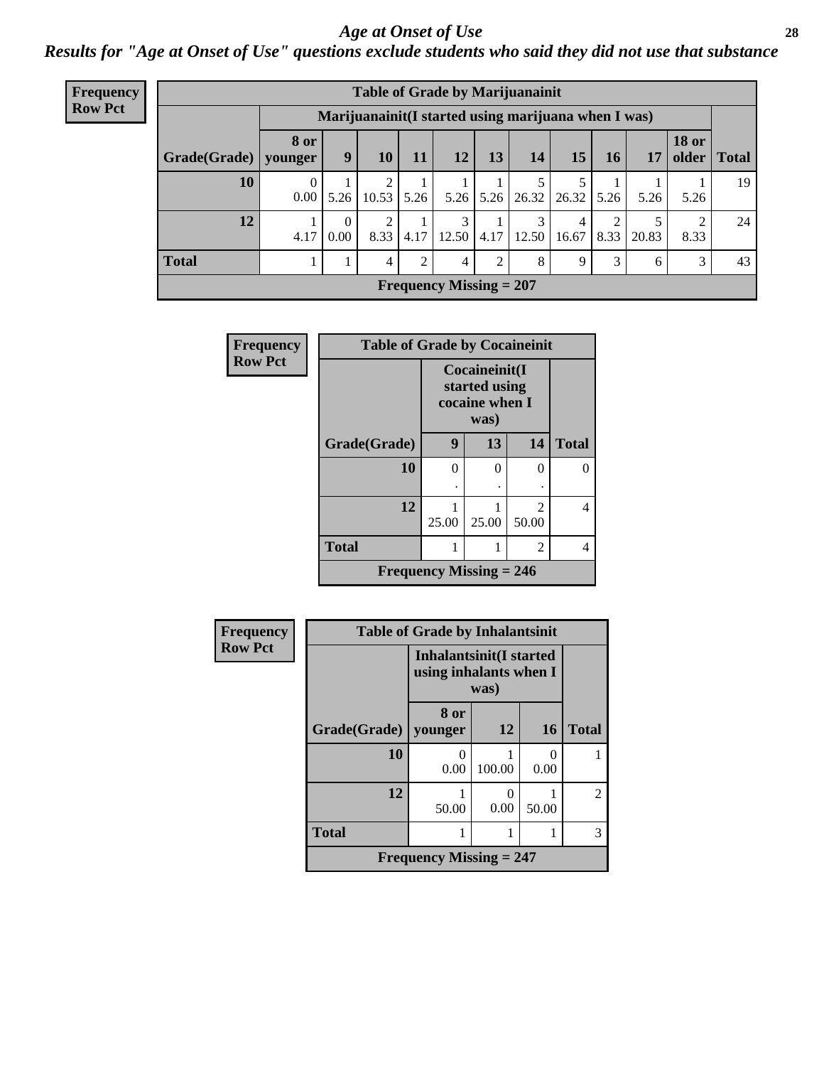# *Age at Onset of Use*

## *Results for "Age at Onset of Use" questions exclude students who said they did not use that substance*

**Frequency**
**Row Pct**

| Table of Grade by Marijuanainit | | | | | | | | | | | | |
|---|---|---|---|---|---|---|---|---|---|---|---|---|
| | Marijuanainit(I started using marijuana when I was) | | | | | | | | | | | |
| Grade(Grade) | 8 or younger | 9 | 10 | 11 | 12 | 13 | 14 | 15 | 16 | 17 | 18 or older | Total |
| 10 | 0<br>0.00 | 1<br>5.26 | 2<br>10.53 | 1<br>5.26 | 1<br>5.26 | 1<br>5.26 | 5<br>26.32 | 5<br>26.32 | 1<br>5.26 | 1<br>5.26 | 1<br>5.26 | 19 |
| 12 | 1<br>4.17 | 0<br>0.00 | 2<br>8.33 | 1<br>4.17 | 3<br>12.50 | 1<br>4.17 | 3<br>12.50 | 4<br>16.67 | 2<br>8.33 | 5<br>20.83 | 2<br>8.33 | 24 |
| Total | 1 | 1 | 4 | 2 | 4 | 2 | 8 | 9 | 3 | 6 | 3 | 43 |
| Frequency Missing = 207 | | | | | | | | | | | | |

**Frequency**
**Row Pct**

| Table of Grade by Cocaineinit | | | | |
|---|---|---|---|---|
| | Cocaineinit(I started using cocaine when I was) | | | |
| Grade(Grade) | 9 | 13 | 14 | Total |
| 10 | 0<br>. | 0<br>. | 0<br>. | 0 |
| 12 | 1<br>25.00 | 1<br>25.00 | 2<br>50.00 | 4 |
| Total | 1 | 1 | 2 | 4 |
| Frequency Missing = 246 | | | | |

**Frequency**
**Row Pct**

| Table of Grade by Inhalantsinit | | | | |
|---|---|---|---|---|
| | Inhalantsinit(I started using inhalants when I was) | | | |
| Grade(Grade) | 8 or younger | 12 | 16 | Total |
| 10 | 0<br>0.00 | 1<br>100.00 | 0<br>0.00 | 1 |
| 12 | 1<br>50.00 | 0<br>0.00 | 1<br>50.00 | 2 |
| Total | 1 | 1 | 1 | 3 |
| Frequency Missing = 247 | | | | |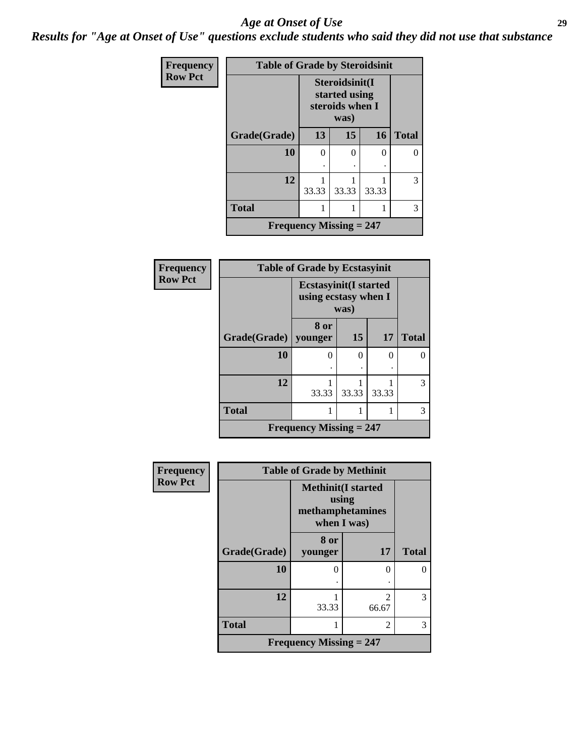# Age at Onset of Use

***Results for "Age at Onset of Use" questions exclude students who said they did not use that substance***

**Frequency**
**Row Pct**

| Table of Grade by Steroidsinit | | | | |
|---|---|---|---|---|
| | Steroidsinit(I started using steroids when I was) | | | |
| Grade(Grade) | 13 | 15 | 16 | Total |
| 10 | 0<br>. | 0<br>. | 0<br>. | 0 |
| 12 | 1<br>33.33 | 1<br>33.33 | 1<br>33.33 | 3 |
| Total | 1 | 1 | 1 | 3 |
| Frequency Missing = 247 | | | | |

**Frequency**
**Row Pct**

| Table of Grade by Ecstasyinit | | | | |
|---|---|---|---|---|
| | Ecstasyinit(I started using ecstasy when I was) | | | |
| Grade(Grade) | 8 or younger | 15 | 17 | Total |
| 10 | 0<br>. | 0<br>. | 0<br>. | 0 |
| 12 | 1<br>33.33 | 1<br>33.33 | 1<br>33.33 | 3 |
| Total | 1 | 1 | 1 | 3 |
| Frequency Missing = 247 | | | | |

**Frequency**
**Row Pct**

| Table of Grade by Methinit | | | |
|---|---|---|---|
| | Methinit(I started using methamphetamines when I was) | | |
| Grade(Grade) | 8 or younger | 17 | Total |
| 10 | 0<br>. | 0<br>. | 0 |
| 12 | 1<br>33.33 | 2<br>66.67 | 3 |
| Total | 1 | 2 | 3 |
| Frequency Missing = 247 | | | |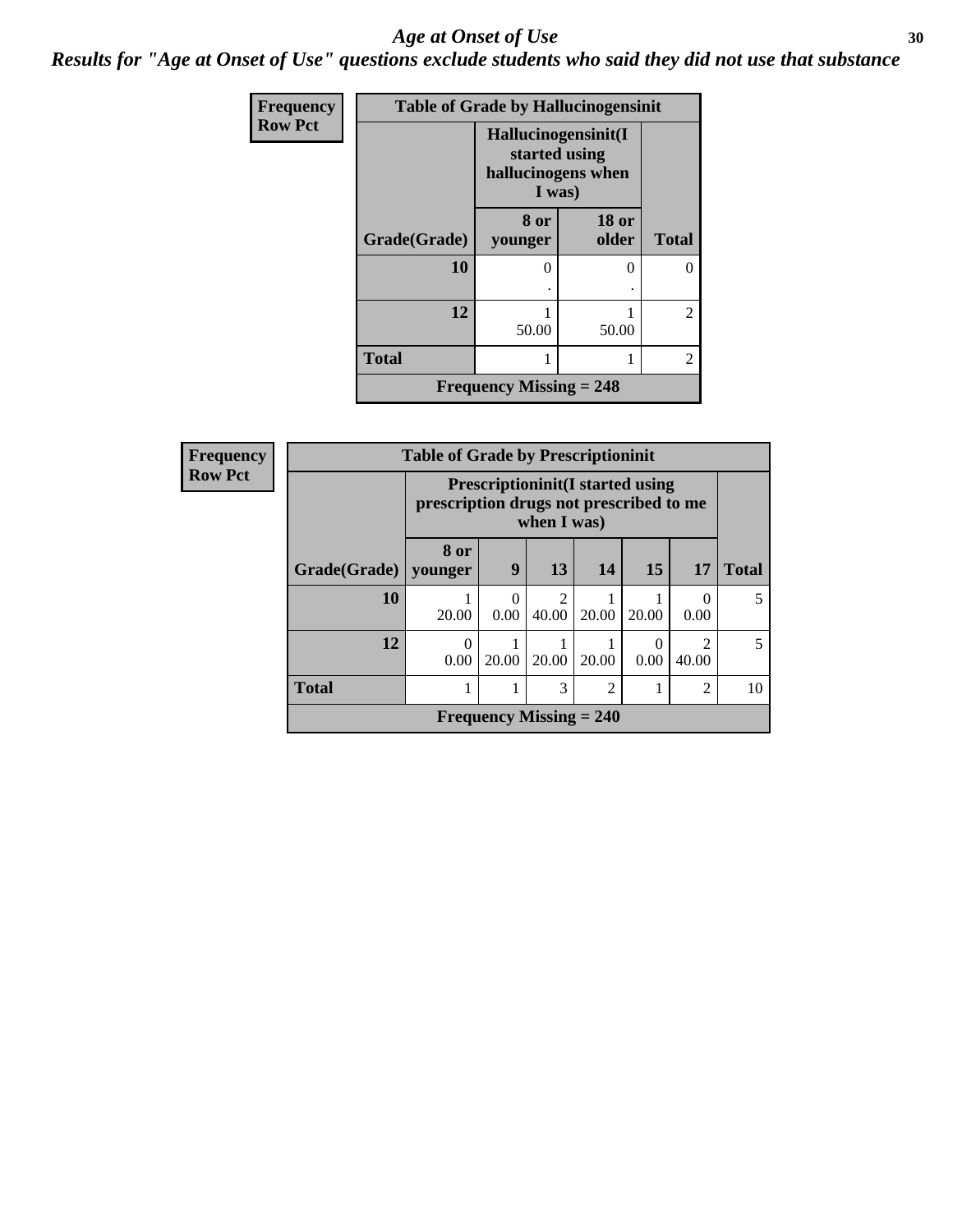# Age at Onset of Use

## Results for "Age at Onset of Use" questions exclude students who said they did not use that substance

| Frequency<br>Row Pct | Table of Grade by Hallucinogensinit | | |
|---|---|---|---|
| | Hallucinogensinit(I started using hallucinogens when I was) | | |
| Grade(Grade) | 8 or younger | 18 or older | Total |
| 10 | 0<br>. | 0<br>. | 0 |
| 12 | 1<br>50.00 | 1<br>50.00 | 2 |
| Total | 1 | 1 | 2 |
| Frequency Missing = 248 | | | |

| Frequency<br>Row Pct | Table of Grade by Prescriptioninit | | | | | | |
|---|---|---|---|---|---|---|---|
| | Prescriptioninit(I started using prescription drugs not prescribed to me when I was) | | | | | | |
| Grade(Grade) | 8 or younger | 9 | 13 | 14 | 15 | 17 | Total |
| 10 | 1<br>20.00 | 0<br>0.00 | 2<br>40.00 | 1<br>20.00 | 1<br>20.00 | 0<br>0.00 | 5 |
| 12 | 0<br>0.00 | 1<br>20.00 | 1<br>20.00 | 1<br>20.00 | 0<br>0.00 | 2<br>40.00 | 5 |
| Total | 1 | 1 | 3 | 2 | 1 | 2 | 10 |
| Frequency Missing = 240 | | | | | | | |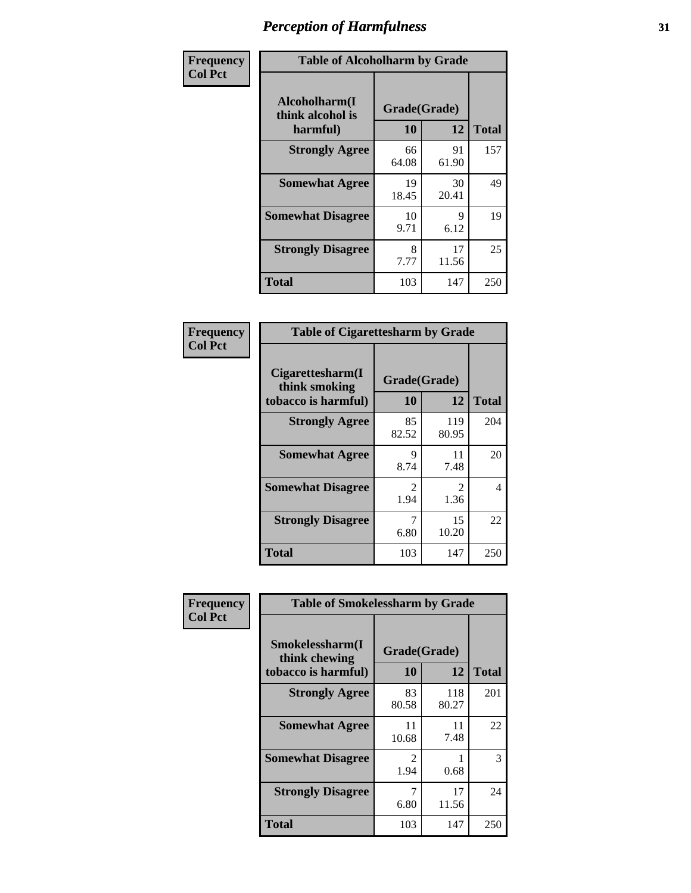# Perception of Harmfulness

**Frequency**
**Col Pct**

| Table of Alcoholharm by Grade | | | |
|---|---|---|---|
| Alcoholharm(I think alcohol is harmful) | Grade(Grade) | | Total |
| | 10 | 12 | |
| Strongly Agree | 66<br>64.08 | 91<br>61.90 | 157 |
| Somewhat Agree | 19<br>18.45 | 30<br>20.41 | 49 |
| Somewhat Disagree | 10<br>9.71 | 9<br>6.12 | 19 |
| Strongly Disagree | 8<br>7.77 | 17<br>11.56 | 25 |
| Total | 103 | 147 | 250 |

**Frequency**
**Col Pct**

| Table of Cigarettesharm by Grade | | | |
|---|---|---|---|
| Cigarettesharm(I think smoking tobacco is harmful) | Grade(Grade) | | Total |
| | 10 | 12 | |
| Strongly Agree | 85<br>82.52 | 119<br>80.95 | 204 |
| Somewhat Agree | 9<br>8.74 | 11<br>7.48 | 20 |
| Somewhat Disagree | 2<br>1.94 | 2<br>1.36 | 4 |
| Strongly Disagree | 7<br>6.80 | 15<br>10.20 | 22 |
| Total | 103 | 147 | 250 |

**Frequency**
**Col Pct**

| Table of Smokelessharm by Grade | | | |
|---|---|---|---|
| Smokelessharm(I think chewing tobacco is harmful) | Grade(Grade) | | Total |
| | 10 | 12 | |
| Strongly Agree | 83<br>80.58 | 118<br>80.27 | 201 |
| Somewhat Agree | 11<br>10.68 | 11<br>7.48 | 22 |
| Somewhat Disagree | 2<br>1.94 | 1<br>0.68 | 3 |
| Strongly Disagree | 7<br>6.80 | 17<br>11.56 | 24 |
| Total | 103 | 147 | 250 |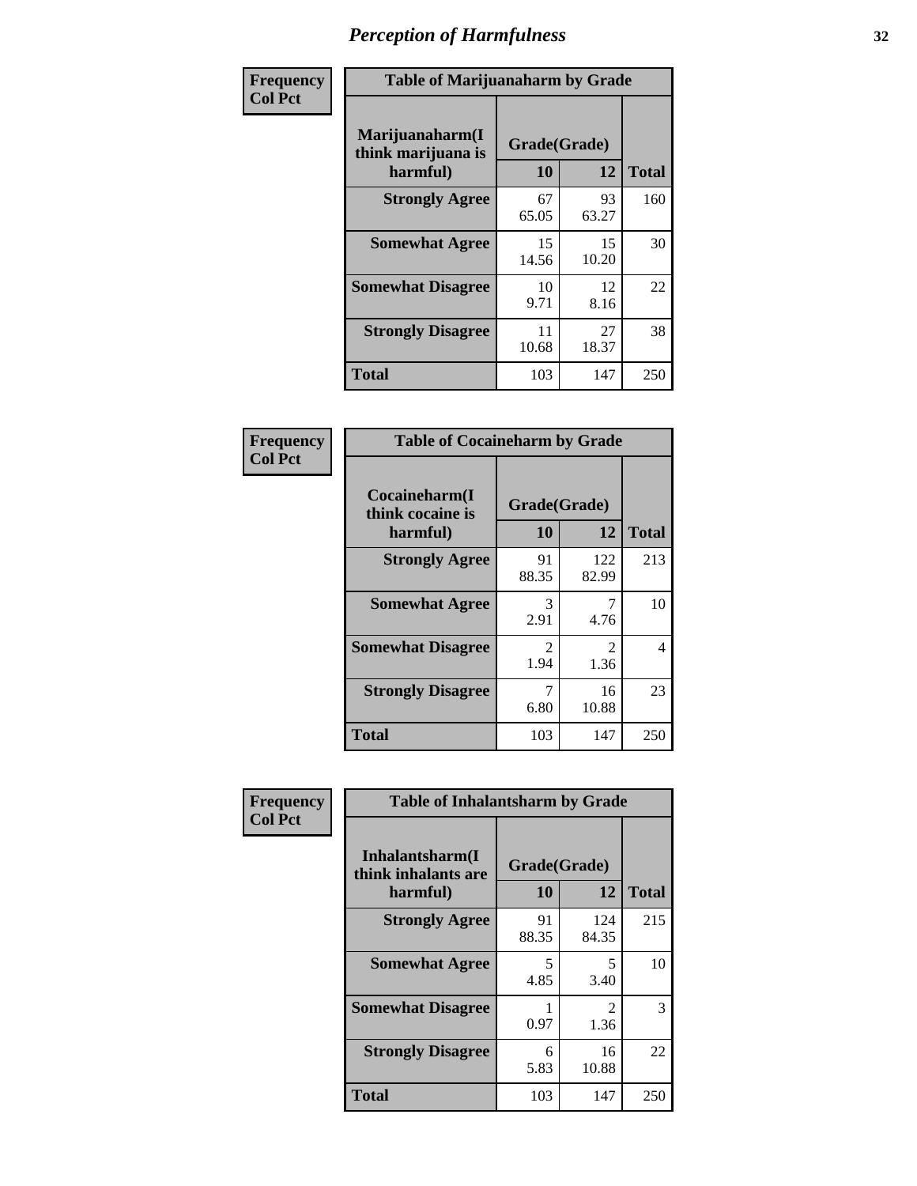# Perception of Harmfulness

**Frequency**
**Col Pct**

**Table of Marijuanaharm by Grade**

| Marijuanaharm(I think marijuana is harmful) | Grade(Grade) 10 | 12 | Total |
|---|---|---|---|
| **Strongly Agree** | 67<br>65.05 | 93<br>63.27 | 160 |
| **Somewhat Agree** | 15<br>14.56 | 15<br>10.20 | 30 |
| **Somewhat Disagree** | 10<br>9.71 | 12<br>8.16 | 22 |
| **Strongly Disagree** | 11<br>10.68 | 27<br>18.37 | 38 |
| **Total** | 103 | 147 | 250 |

**Frequency**
**Col Pct**

**Table of Cocaineharm by Grade**

| Cocaineharm(I think cocaine is harmful) | Grade(Grade) 10 | 12 | Total |
|---|---|---|---|
| **Strongly Agree** | 91<br>88.35 | 122<br>82.99 | 213 |
| **Somewhat Agree** | 3<br>2.91 | 7<br>4.76 | 10 |
| **Somewhat Disagree** | 2<br>1.94 | 2<br>1.36 | 4 |
| **Strongly Disagree** | 7<br>6.80 | 16<br>10.88 | 23 |
| **Total** | 103 | 147 | 250 |

**Frequency**
**Col Pct**

**Table of Inhalantsharm by Grade**

| Inhalantsharm(I think inhalants are harmful) | Grade(Grade) 10 | 12 | Total |
|---|---|---|---|
| **Strongly Agree** | 91<br>88.35 | 124<br>84.35 | 215 |
| **Somewhat Agree** | 5<br>4.85 | 5<br>3.40 | 10 |
| **Somewhat Disagree** | 1<br>0.97 | 2<br>1.36 | 3 |
| **Strongly Disagree** | 6<br>5.83 | 16<br>10.88 | 22 |
| **Total** | 103 | 147 | 250 |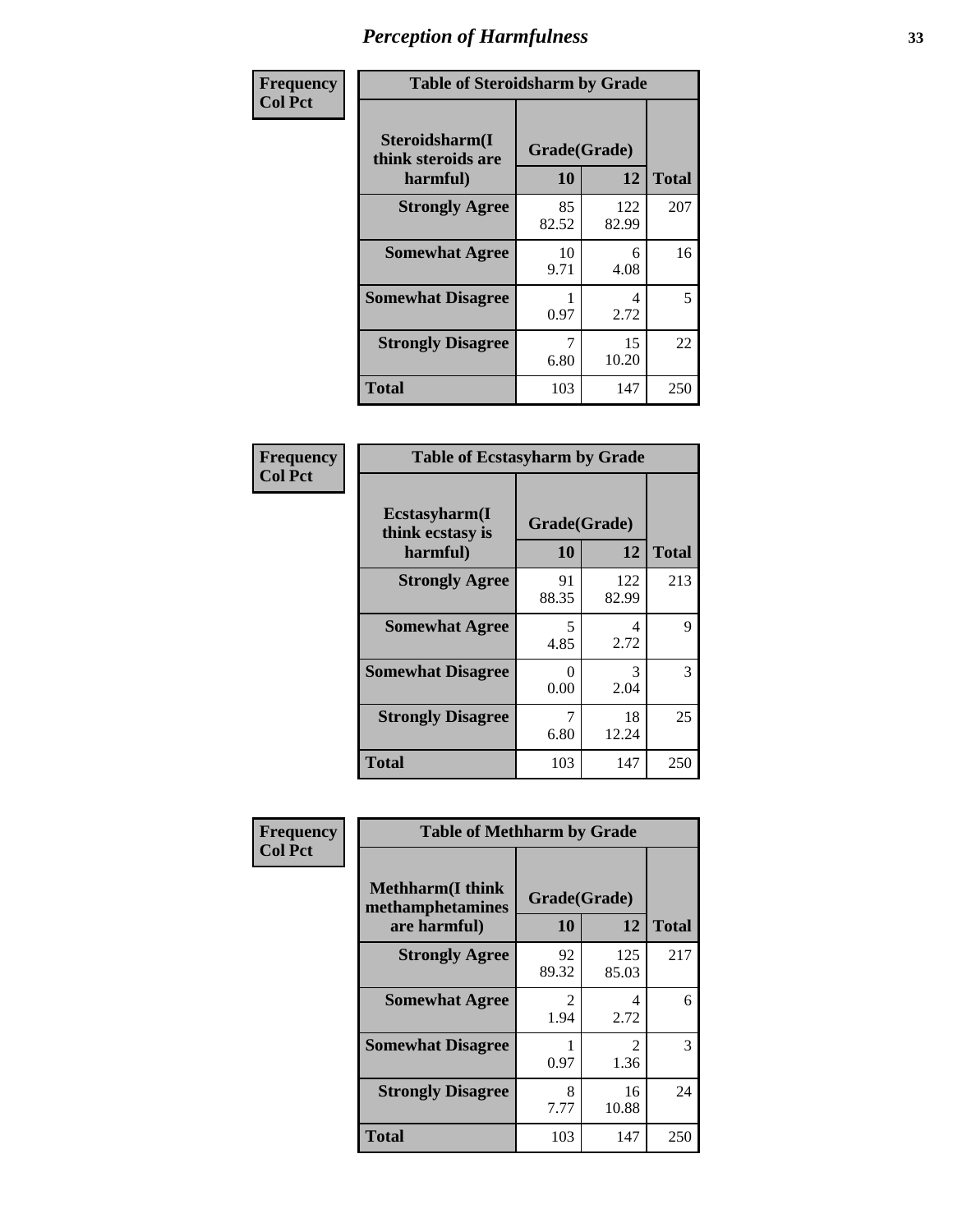# Perception of Harmfulness

| Frequency Col Pct | Table of Steroidsharm by Grade | | |
|---|---|---|---|
| Steroidsharm(I think steroids are harmful) | Grade(Grade) | | |
| | 10 | 12 | Total |
| Strongly Agree | 85<br>82.52 | 122<br>82.99 | 207 |
| Somewhat Agree | 10<br>9.71 | 6<br>4.08 | 16 |
| Somewhat Disagree | 1<br>0.97 | 4<br>2.72 | 5 |
| Strongly Disagree | 7<br>6.80 | 15<br>10.20 | 22 |
| Total | 103 | 147 | 250 |

| Frequency Col Pct | Table of Ecstasyharm by Grade | | |
|---|---|---|---|
| Ecstasyharm(I think ecstasy is harmful) | Grade(Grade) | | |
| | 10 | 12 | Total |
| Strongly Agree | 91<br>88.35 | 122<br>82.99 | 213 |
| Somewhat Agree | 5<br>4.85 | 4<br>2.72 | 9 |
| Somewhat Disagree | 0<br>0.00 | 3<br>2.04 | 3 |
| Strongly Disagree | 7<br>6.80 | 18<br>12.24 | 25 |
| Total | 103 | 147 | 250 |

| Frequency Col Pct | Table of Methharm by Grade | | |
|---|---|---|---|
| Methharm(I think methamphetamines are harmful) | Grade(Grade) | | |
| | 10 | 12 | Total |
| Strongly Agree | 92<br>89.32 | 125<br>85.03 | 217 |
| Somewhat Agree | 2<br>1.94 | 4<br>2.72 | 6 |
| Somewhat Disagree | 1<br>0.97 | 2<br>1.36 | 3 |
| Strongly Disagree | 8<br>7.77 | 16<br>10.88 | 24 |
| Total | 103 | 147 | 250 |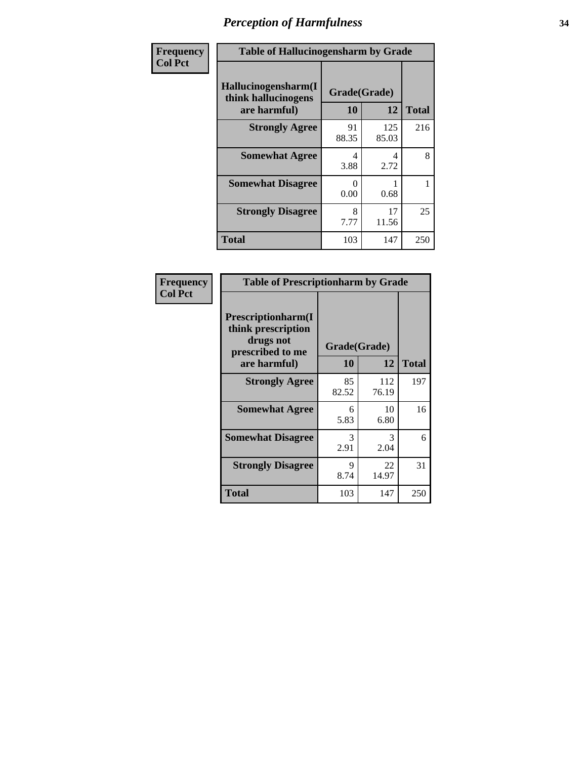# Perception of Harmfulness

| Frequency Col Pct | Table of Hallucinogensharm by Grade | | |
|---|---|---|---|
| Hallucinogensharm(I think hallucinogens are harmful) | Grade(Grade) | | |
| | 10 | 12 | Total |
| Strongly Agree | 91<br>88.35 | 125<br>85.03 | 216 |
| Somewhat Agree | 4<br>3.88 | 4<br>2.72 | 8 |
| Somewhat Disagree | 0<br>0.00 | 1<br>0.68 | 1 |
| Strongly Disagree | 8<br>7.77 | 17<br>11.56 | 25 |
| Total | 103 | 147 | 250 |

| Frequency Col Pct | Table of Prescriptionharm by Grade | | |
|---|---|---|---|
| Prescriptionharm(I think prescription drugs not prescribed to me are harmful) | Grade(Grade) | | |
| | 10 | 12 | Total |
| Strongly Agree | 85<br>82.52 | 112<br>76.19 | 197 |
| Somewhat Agree | 6<br>5.83 | 10<br>6.80 | 16 |
| Somewhat Disagree | 3<br>2.91 | 3<br>2.04 | 6 |
| Strongly Disagree | 9<br>8.74 | 22<br>14.97 | 31 |
| Total | 103 | 147 | 250 |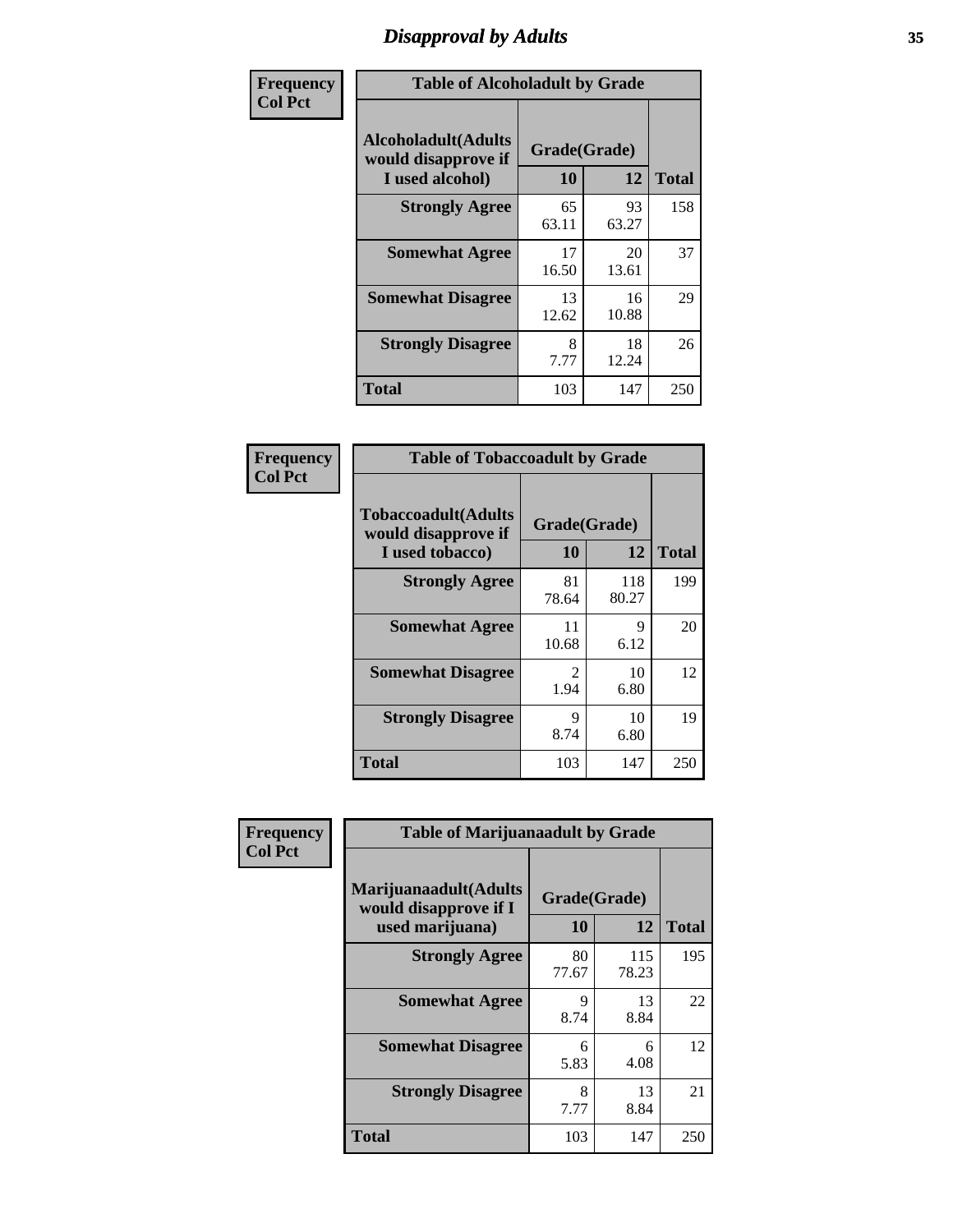# Disapproval by Adults

| Frequency<br>Col Pct | | | |
|---|---|---|---|

**Table of Alcoholadult by Grade**

| Alcoholadult(Adults would disapprove if I used alcohol) | Grade(Grade) 10 | 12 | Total |
|---|---|---|---|
| Strongly Agree | 65<br>63.11 | 93<br>63.27 | 158 |
| Somewhat Agree | 17<br>16.50 | 20<br>13.61 | 37 |
| Somewhat Disagree | 13<br>12.62 | 16<br>10.88 | 29 |
| Strongly Disagree | 8<br>7.77 | 18<br>12.24 | 26 |
| Total | 103 | 147 | 250 |

| Frequency<br>Col Pct | | | |
|---|---|---|---|

**Table of Tobaccoadult by Grade**

| Tobaccoadult(Adults would disapprove if I used tobacco) | Grade(Grade) 10 | 12 | Total |
|---|---|---|---|
| Strongly Agree | 81<br>78.64 | 118<br>80.27 | 199 |
| Somewhat Agree | 11<br>10.68 | 9<br>6.12 | 20 |
| Somewhat Disagree | 2<br>1.94 | 10<br>6.80 | 12 |
| Strongly Disagree | 9<br>8.74 | 10<br>6.80 | 19 |
| Total | 103 | 147 | 250 |

| Frequency<br>Col Pct | | | |
|---|---|---|---|

**Table of Marijuanaadult by Grade**

| Marijuanaadult(Adults would disapprove if I used marijuana) | Grade(Grade) 10 | 12 | Total |
|---|---|---|---|
| Strongly Agree | 80<br>77.67 | 115<br>78.23 | 195 |
| Somewhat Agree | 9<br>8.74 | 13<br>8.84 | 22 |
| Somewhat Disagree | 6<br>5.83 | 6<br>4.08 | 12 |
| Strongly Disagree | 8<br>7.77 | 13<br>8.84 | 21 |
| Total | 103 | 147 | 250 |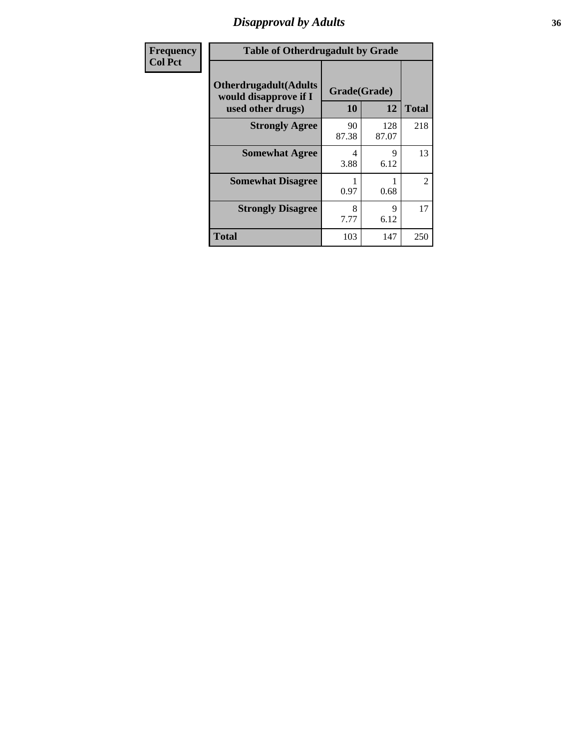## Disapproval by Adults

| Frequency<br>Col Pct |
|---|

**Table of Otherdrugadult by Grade**

| Otherdrugadult(Adults would disapprove if I used other drugs) | Grade(Grade) 10 | 12 | Total |
|---|---|---|---|
| **Strongly Agree** | 90<br>87.38 | 128<br>87.07 | 218 |
| **Somewhat Agree** | 4<br>3.88 | 9<br>6.12 | 13 |
| **Somewhat Disagree** | 1<br>0.97 | 1<br>0.68 | 2 |
| **Strongly Disagree** | 8<br>7.77 | 9<br>6.12 | 17 |
| **Total** | 103 | 147 | 250 |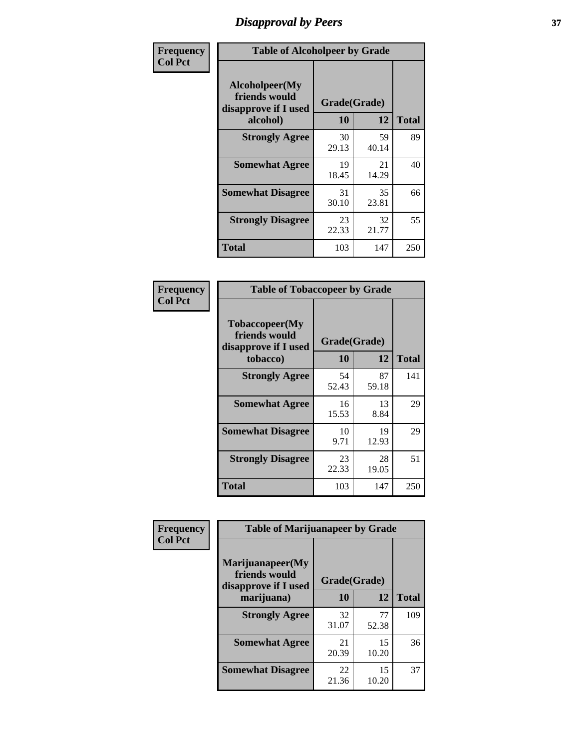# Disapproval by Peers

| Frequency Col Pct | Table of Alcoholpeer by Grade | | |
|---|---|---|---|
| **Alcoholpeer(My friends would disapprove if I used alcohol)** | **Grade(Grade)** | | |
| | **10** | **12** | **Total** |
| **Strongly Agree** | 30<br>29.13 | 59<br>40.14 | 89 |
| **Somewhat Agree** | 19<br>18.45 | 21<br>14.29 | 40 |
| **Somewhat Disagree** | 31<br>30.10 | 35<br>23.81 | 66 |
| **Strongly Disagree** | 23<br>22.33 | 32<br>21.77 | 55 |
| **Total** | 103 | 147 | 250 |

| Frequency Col Pct | Table of Tobaccopeer by Grade | | |
|---|---|---|---|
| **Tobaccopeer(My friends would disapprove if I used tobacco)** | **Grade(Grade)** | | |
| | **10** | **12** | **Total** |
| **Strongly Agree** | 54<br>52.43 | 87<br>59.18 | 141 |
| **Somewhat Agree** | 16<br>15.53 | 13<br>8.84 | 29 |
| **Somewhat Disagree** | 10<br>9.71 | 19<br>12.93 | 29 |
| **Strongly Disagree** | 23<br>22.33 | 28<br>19.05 | 51 |
| **Total** | 103 | 147 | 250 |

| Frequency Col Pct | Table of Marijuanapeer by Grade | | |
|---|---|---|---|
| **Marijuanapeer(My friends would disapprove if I used marijuana)** | **Grade(Grade)** | | |
| | **10** | **12** | **Total** |
| **Strongly Agree** | 32<br>31.07 | 77<br>52.38 | 109 |
| **Somewhat Agree** | 21<br>20.39 | 15<br>10.20 | 36 |
| **Somewhat Disagree** | 22<br>21.36 | 15<br>10.20 | 37 |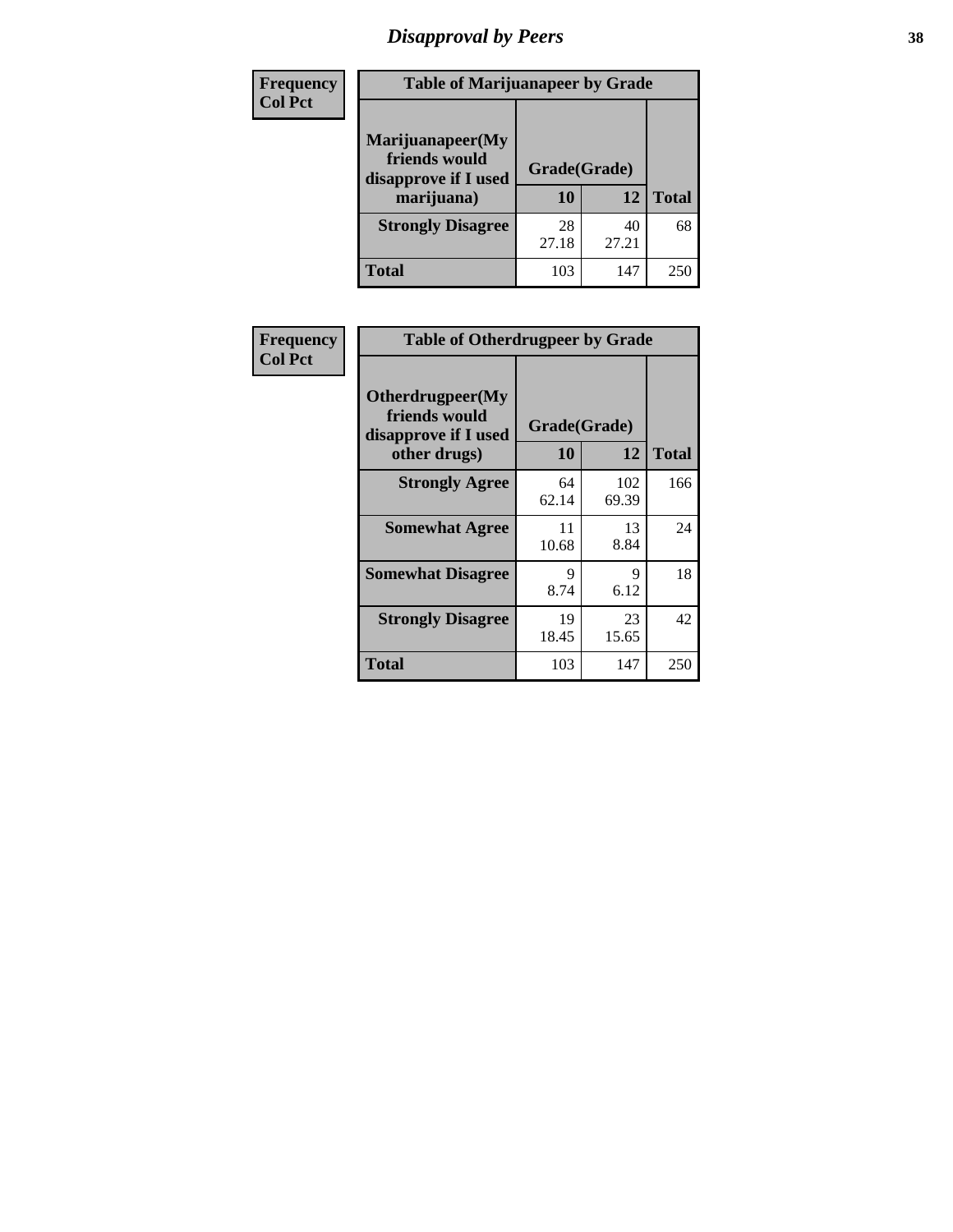# *Disapproval by Peers*

**Frequency**
**Col Pct**

| Table of Marijuanapeer by Grade | | | |
|---|---|---|---|
| **Marijuanapeer(My friends would disapprove if I used marijuana)** | **Grade(Grade)** | | |
| | **10** | **12** | **Total** |
| **Strongly Disagree** | 28<br>27.18 | 40<br>27.21 | 68 |
| **Total** | 103 | 147 | 250 |

**Frequency**
**Col Pct**

| Table of Otherdrugpeer by Grade | | | |
|---|---|---|---|
| **Otherdrugpeer(My friends would disapprove if I used other drugs)** | **Grade(Grade)** | | |
| | **10** | **12** | **Total** |
| **Strongly Agree** | 64<br>62.14 | 102<br>69.39 | 166 |
| **Somewhat Agree** | 11<br>10.68 | 13<br>8.84 | 24 |
| **Somewhat Disagree** | 9<br>8.74 | 9<br>6.12 | 18 |
| **Strongly Disagree** | 19<br>18.45 | 23<br>15.65 | 42 |
| **Total** | 103 | 147 | 250 |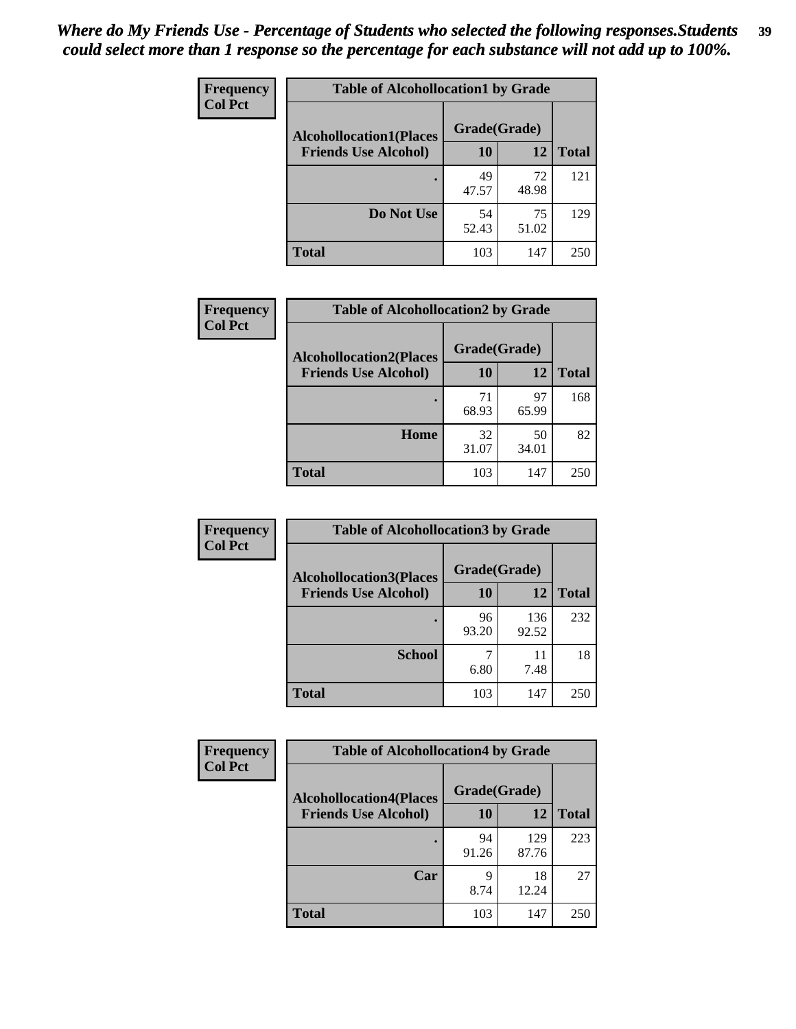*Where do My Friends Use - Percentage of Students who selected the following responses.Students could select more than 1 response so the percentage for each substance will not add up to 100%.*

**Frequency**
**Col Pct**

| Table of Alcohollocation1 by Grade | | | |
|---|---|---|---|
| **Alcohollocation1(Places Friends Use Alcohol)** | **Grade(Grade)** | | **Total** |
| | **10** | **12** | |
| **.** | 49<br>47.57 | 72<br>48.98 | 121 |
| **Do Not Use** | 54<br>52.43 | 75<br>51.02 | 129 |
| **Total** | 103 | 147 | 250 |

**Frequency**
**Col Pct**

| Table of Alcohollocation2 by Grade | | | |
|---|---|---|---|
| **Alcohollocation2(Places Friends Use Alcohol)** | **Grade(Grade)** | | **Total** |
| | **10** | **12** | |
| **.** | 71<br>68.93 | 97<br>65.99 | 168 |
| **Home** | 32<br>31.07 | 50<br>34.01 | 82 |
| **Total** | 103 | 147 | 250 |

**Frequency**
**Col Pct**

| Table of Alcohollocation3 by Grade | | | |
|---|---|---|---|
| **Alcohollocation3(Places Friends Use Alcohol)** | **Grade(Grade)** | | **Total** |
| | **10** | **12** | |
| **.** | 96<br>93.20 | 136<br>92.52 | 232 |
| **School** | 7<br>6.80 | 11<br>7.48 | 18 |
| **Total** | 103 | 147 | 250 |

**Frequency**
**Col Pct**

| Table of Alcohollocation4 by Grade | | | |
|---|---|---|---|
| **Alcohollocation4(Places Friends Use Alcohol)** | **Grade(Grade)** | | **Total** |
| | **10** | **12** | |
| **.** | 94<br>91.26 | 129<br>87.76 | 223 |
| **Car** | 9<br>8.74 | 18<br>12.24 | 27 |
| **Total** | 103 | 147 | 250 |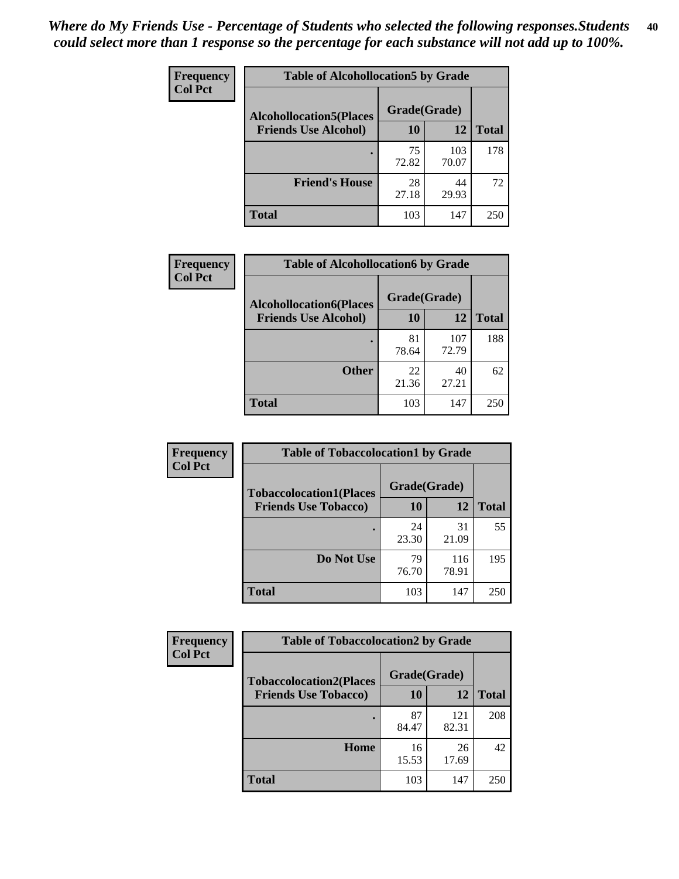*Where do My Friends Use - Percentage of Students who selected the following responses.Students could select more than 1 response so the percentage for each substance will not add up to 100%.*

**Frequency**
**Col Pct**

| Table of Alcohollocation5 by Grade | | | |
|---|---|---|---|
| **Alcohollocation5(Places Friends Use Alcohol)** | **Grade(Grade)** | | **Total** |
| | **10** | **12** | |
| **.** | 75<br>72.82 | 103<br>70.07 | 178 |
| **Friend's House** | 28<br>27.18 | 44<br>29.93 | 72 |
| **Total** | 103 | 147 | 250 |

**Frequency**
**Col Pct**

| Table of Alcohollocation6 by Grade | | | |
|---|---|---|---|
| **Alcohollocation6(Places Friends Use Alcohol)** | **Grade(Grade)** | | **Total** |
| | **10** | **12** | |
| **.** | 81<br>78.64 | 107<br>72.79 | 188 |
| **Other** | 22<br>21.36 | 40<br>27.21 | 62 |
| **Total** | 103 | 147 | 250 |

**Frequency**
**Col Pct**

| Table of Tobaccolocation1 by Grade | | | |
|---|---|---|---|
| **Tobaccolocation1(Places Friends Use Tobacco)** | **Grade(Grade)** | | **Total** |
| | **10** | **12** | |
| **.** | 24<br>23.30 | 31<br>21.09 | 55 |
| **Do Not Use** | 79<br>76.70 | 116<br>78.91 | 195 |
| **Total** | 103 | 147 | 250 |

**Frequency**
**Col Pct**

| Table of Tobaccolocation2 by Grade | | | |
|---|---|---|---|
| **Tobaccolocation2(Places Friends Use Tobacco)** | **Grade(Grade)** | | **Total** |
| | **10** | **12** | |
| **.** | 87<br>84.47 | 121<br>82.31 | 208 |
| **Home** | 16<br>15.53 | 26<br>17.69 | 42 |
| **Total** | 103 | 147 | 250 |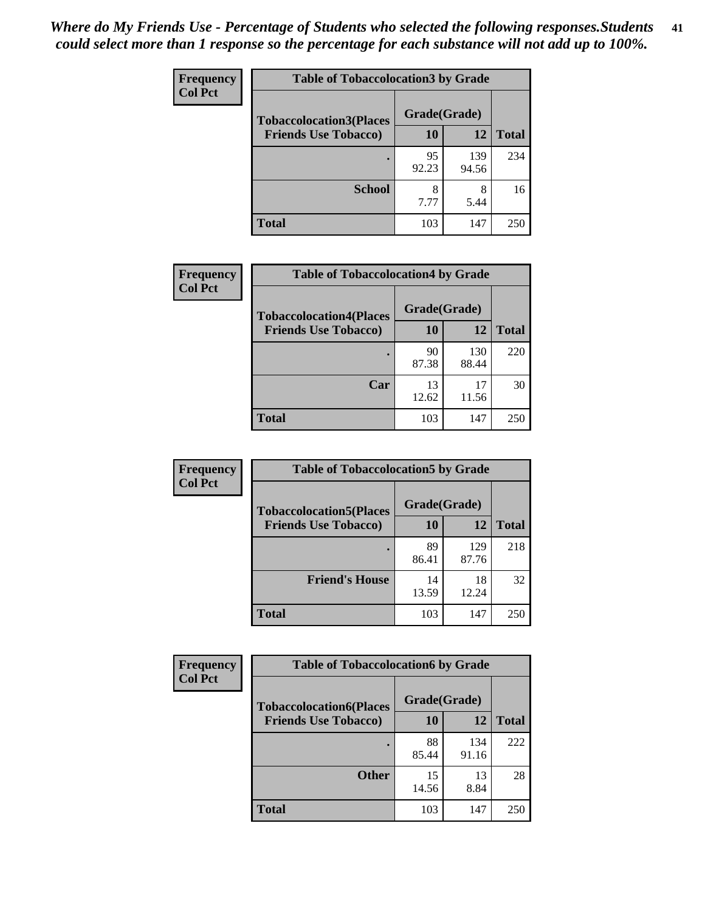*Where do My Friends Use - Percentage of Students who selected the following responses.Students could select more than 1 response so the percentage for each substance will not add up to 100%.*

**Frequency**
**Col Pct**

| Table of Tobaccolocation3 by Grade | | | |
|---|---|---|---|
| **Tobaccolocation3(Places Friends Use Tobacco)** | **Grade(Grade)** | | **Total** |
| | **10** | **12** | |
| **.** | 95<br>92.23 | 139<br>94.56 | 234 |
| **School** | 8<br>7.77 | 8<br>5.44 | 16 |
| **Total** | 103 | 147 | 250 |

**Frequency**
**Col Pct**

| Table of Tobaccolocation4 by Grade | | | |
|---|---|---|---|
| **Tobaccolocation4(Places Friends Use Tobacco)** | **Grade(Grade)** | | **Total** |
| | **10** | **12** | |
| **.** | 90<br>87.38 | 130<br>88.44 | 220 |
| **Car** | 13<br>12.62 | 17<br>11.56 | 30 |
| **Total** | 103 | 147 | 250 |

**Frequency**
**Col Pct**

| Table of Tobaccolocation5 by Grade | | | |
|---|---|---|---|
| **Tobaccolocation5(Places Friends Use Tobacco)** | **Grade(Grade)** | | **Total** |
| | **10** | **12** | |
| **.** | 89<br>86.41 | 129<br>87.76 | 218 |
| **Friend's House** | 14<br>13.59 | 18<br>12.24 | 32 |
| **Total** | 103 | 147 | 250 |

**Frequency**
**Col Pct**

| Table of Tobaccolocation6 by Grade | | | |
|---|---|---|---|
| **Tobaccolocation6(Places Friends Use Tobacco)** | **Grade(Grade)** | | **Total** |
| | **10** | **12** | |
| **.** | 88<br>85.44 | 134<br>91.16 | 222 |
| **Other** | 15<br>14.56 | 13<br>8.84 | 28 |
| **Total** | 103 | 147 | 250 |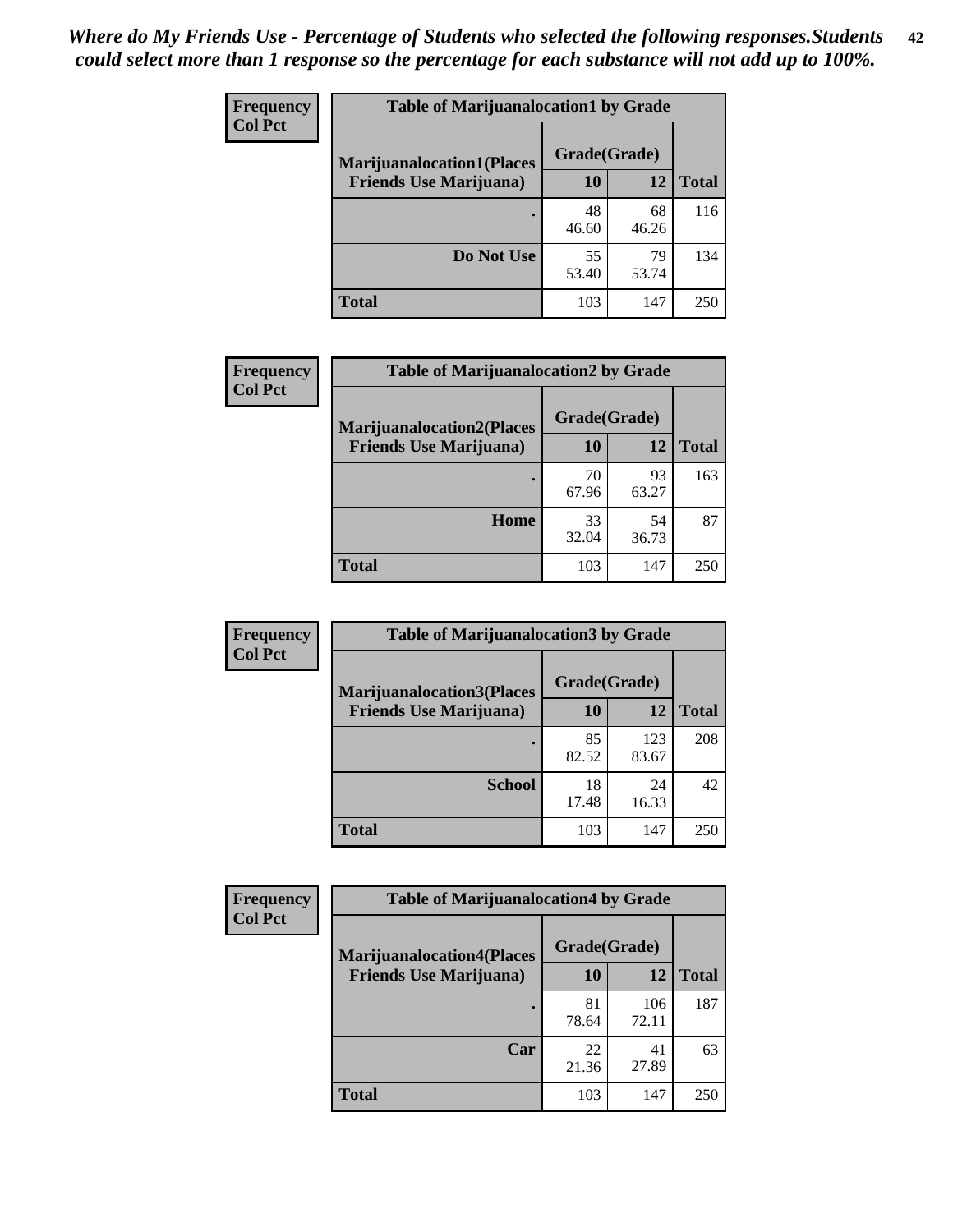*Where do My Friends Use - Percentage of Students who selected the following responses.Students could select more than 1 response so the percentage for each substance will not add up to 100%.*

**Frequency**
**Col Pct**

| Table of Marijuanalocation1 by Grade | | | |
|---|---|---|---|
| **Marijuanalocation1(Places Friends Use Marijuana)** | **Grade(Grade)** | | |
| | **10** | **12** | **Total** |
| **.** | 48<br>46.60 | 68<br>46.26 | 116 |
| **Do Not Use** | 55<br>53.40 | 79<br>53.74 | 134 |
| **Total** | 103 | 147 | 250 |

**Frequency**
**Col Pct**

| Table of Marijuanalocation2 by Grade | | | |
|---|---|---|---|
| **Marijuanalocation2(Places Friends Use Marijuana)** | **Grade(Grade)** | | |
| | **10** | **12** | **Total** |
| **.** | 70<br>67.96 | 93<br>63.27 | 163 |
| **Home** | 33<br>32.04 | 54<br>36.73 | 87 |
| **Total** | 103 | 147 | 250 |

**Frequency**
**Col Pct**

| Table of Marijuanalocation3 by Grade | | | |
|---|---|---|---|
| **Marijuanalocation3(Places Friends Use Marijuana)** | **Grade(Grade)** | | |
| | **10** | **12** | **Total** |
| **.** | 85<br>82.52 | 123<br>83.67 | 208 |
| **School** | 18<br>17.48 | 24<br>16.33 | 42 |
| **Total** | 103 | 147 | 250 |

**Frequency**
**Col Pct**

| Table of Marijuanalocation4 by Grade | | | |
|---|---|---|---|
| **Marijuanalocation4(Places Friends Use Marijuana)** | **Grade(Grade)** | | |
| | **10** | **12** | **Total** |
| **.** | 81<br>78.64 | 106<br>72.11 | 187 |
| **Car** | 22<br>21.36 | 41<br>27.89 | 63 |
| **Total** | 103 | 147 | 250 |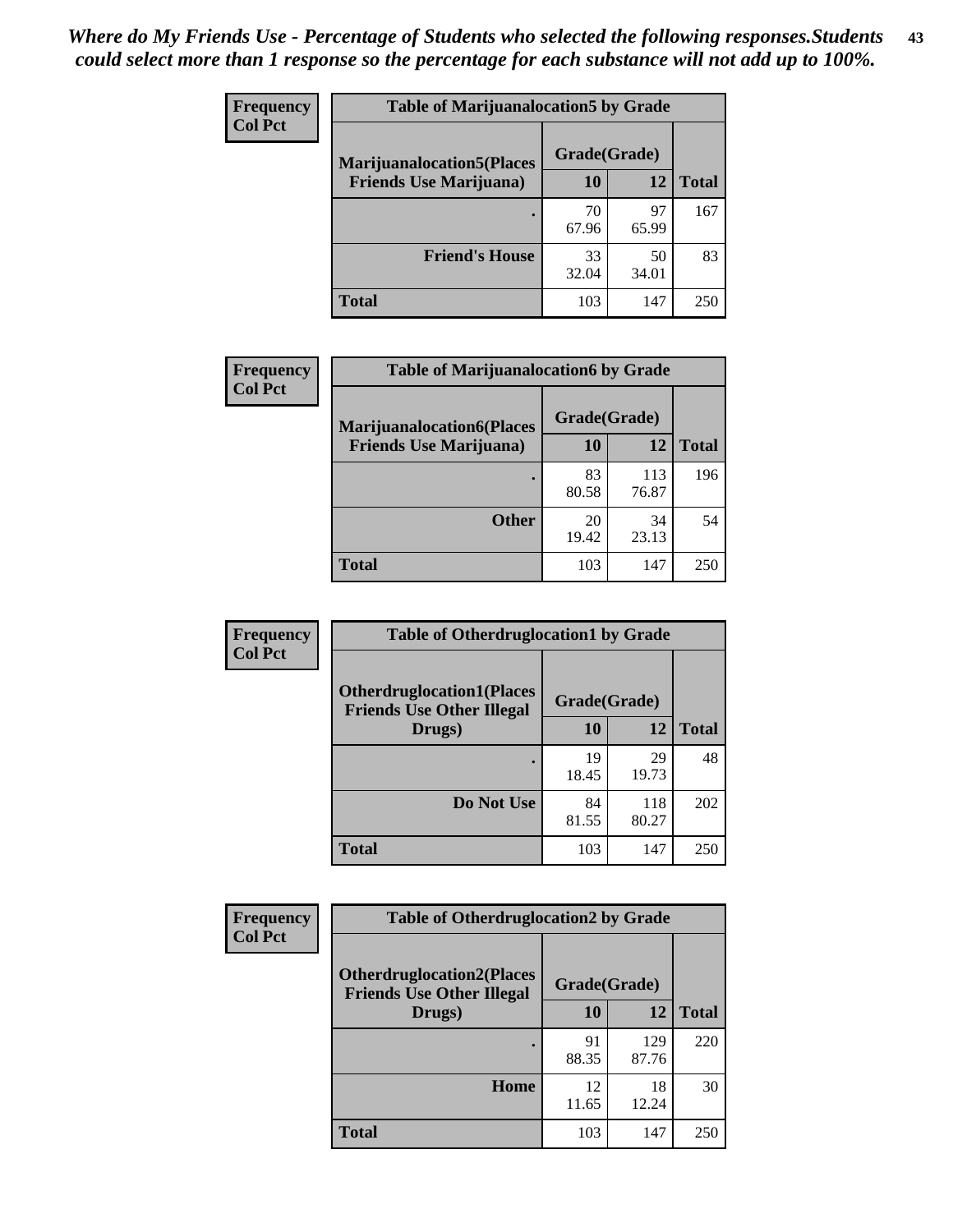*Where do My Friends Use - Percentage of Students who selected the following responses.Students could select more than 1 response so the percentage for each substance will not add up to 100%.*

**Frequency**
**Col Pct**

| Table of Marijuanalocation5 by Grade | | | |
|---|---|---|---|
| Marijuanalocation5(Places Friends Use Marijuana) | Grade(Grade) | | |
| | 10 | 12 | Total |
| . | 70<br>67.96 | 97<br>65.99 | 167 |
| Friend's House | 33<br>32.04 | 50<br>34.01 | 83 |
| Total | 103 | 147 | 250 |

**Frequency**
**Col Pct**

| Table of Marijuanalocation6 by Grade | | | |
|---|---|---|---|
| Marijuanalocation6(Places Friends Use Marijuana) | Grade(Grade) | | |
| | 10 | 12 | Total |
| . | 83<br>80.58 | 113<br>76.87 | 196 |
| Other | 20<br>19.42 | 34<br>23.13 | 54 |
| Total | 103 | 147 | 250 |

**Frequency**
**Col Pct**

| Table of Otherdruglocation1 by Grade | | | |
|---|---|---|---|
| Otherdruglocation1(Places Friends Use Other Illegal Drugs) | Grade(Grade) | | |
| | 10 | 12 | Total |
| . | 19<br>18.45 | 29<br>19.73 | 48 |
| Do Not Use | 84<br>81.55 | 118<br>80.27 | 202 |
| Total | 103 | 147 | 250 |

**Frequency**
**Col Pct**

| Table of Otherdruglocation2 by Grade | | | |
|---|---|---|---|
| Otherdruglocation2(Places Friends Use Other Illegal Drugs) | Grade(Grade) | | |
| | 10 | 12 | Total |
| . | 91<br>88.35 | 129<br>87.76 | 220 |
| Home | 12<br>11.65 | 18<br>12.24 | 30 |
| Total | 103 | 147 | 250 |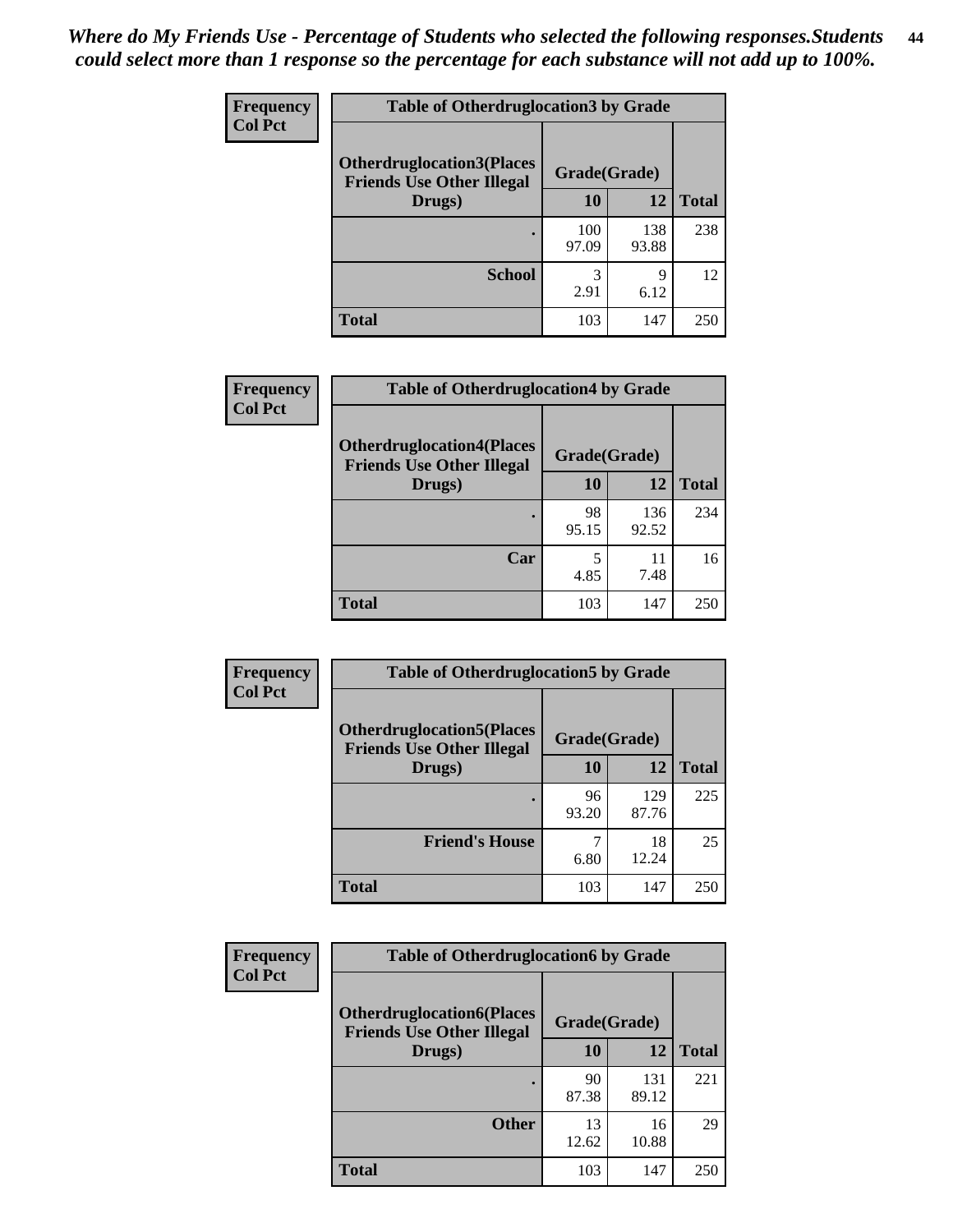*Where do My Friends Use - Percentage of Students who selected the following responses.Students could select more than 1 response so the percentage for each substance will not add up to 100%.*

**Frequency**
**Col Pct**

| Table of Otherdruglocation3 by Grade | | | |
|---|---|---|---|
| Otherdruglocation3(Places Friends Use Other Illegal Drugs) | Grade(Grade) | | Total |
| | 10 | 12 | |
| . | 100<br>97.09 | 138<br>93.88 | 238 |
| School | 3<br>2.91 | 9<br>6.12 | 12 |
| Total | 103 | 147 | 250 |

**Frequency**
**Col Pct**

| Table of Otherdruglocation4 by Grade | | | |
|---|---|---|---|
| Otherdruglocation4(Places Friends Use Other Illegal Drugs) | Grade(Grade) | | Total |
| | 10 | 12 | |
| . | 98<br>95.15 | 136<br>92.52 | 234 |
| Car | 5<br>4.85 | 11<br>7.48 | 16 |
| Total | 103 | 147 | 250 |

**Frequency**
**Col Pct**

| Table of Otherdruglocation5 by Grade | | | |
|---|---|---|---|
| Otherdruglocation5(Places Friends Use Other Illegal Drugs) | Grade(Grade) | | Total |
| | 10 | 12 | |
| . | 96<br>93.20 | 129<br>87.76 | 225 |
| Friend's House | 7<br>6.80 | 18<br>12.24 | 25 |
| Total | 103 | 147 | 250 |

**Frequency**
**Col Pct**

| Table of Otherdruglocation6 by Grade | | | |
|---|---|---|---|
| Otherdruglocation6(Places Friends Use Other Illegal Drugs) | Grade(Grade) | | Total |
| | 10 | 12 | |
| . | 90<br>87.38 | 131<br>89.12 | 221 |
| Other | 13<br>12.62 | 16<br>10.88 | 29 |
| Total | 103 | 147 | 250 |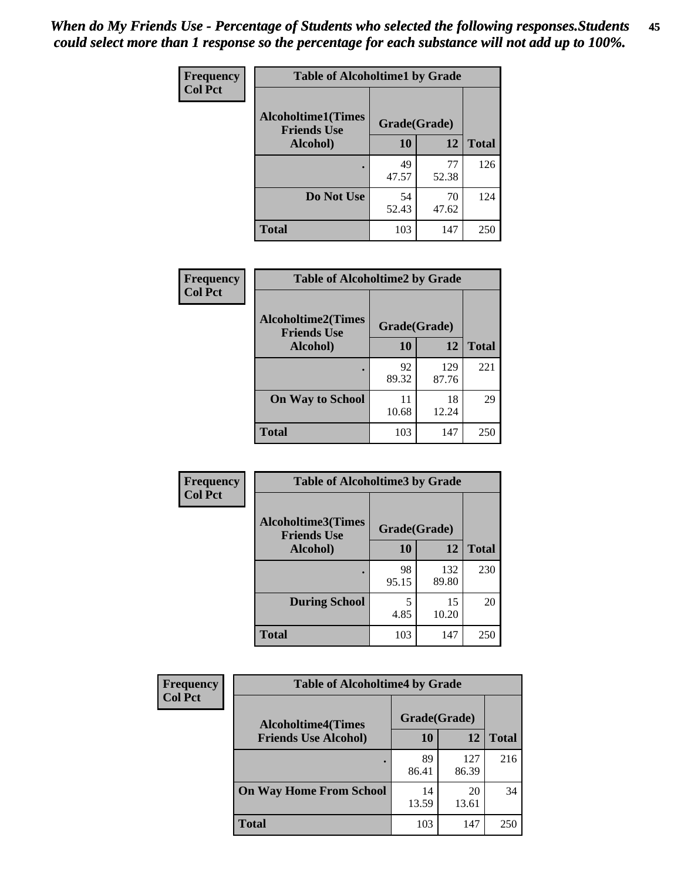*When do My Friends Use - Percentage of Students who selected the following responses.Students could select more than 1 response so the percentage for each substance will not add up to 100%.*

**Table of Alcoholtime1 by Grade**

| Frequency / Col Pct<br>Alcoholtime1(Times Friends Use Alcohol) | Grade(Grade) 10 | 12 | Total |
|---|---|---|---|
| . | 49<br>47.57 | 77<br>52.38 | 126 |
| Do Not Use | 54<br>52.43 | 70<br>47.62 | 124 |
| Total | 103 | 147 | 250 |

**Table of Alcoholtime2 by Grade**

| Frequency / Col Pct<br>Alcoholtime2(Times Friends Use Alcohol) | Grade(Grade) 10 | 12 | Total |
|---|---|---|---|
| . | 92<br>89.32 | 129<br>87.76 | 221 |
| On Way to School | 11<br>10.68 | 18<br>12.24 | 29 |
| Total | 103 | 147 | 250 |

**Table of Alcoholtime3 by Grade**

| Frequency / Col Pct<br>Alcoholtime3(Times Friends Use Alcohol) | Grade(Grade) 10 | 12 | Total |
|---|---|---|---|
| . | 98<br>95.15 | 132<br>89.80 | 230 |
| During School | 5<br>4.85 | 15<br>10.20 | 20 |
| Total | 103 | 147 | 250 |

**Table of Alcoholtime4 by Grade**

| Frequency / Col Pct<br>Alcoholtime4(Times Friends Use Alcohol) | Grade(Grade) 10 | 12 | Total |
|---|---|---|---|
| . | 89<br>86.41 | 127<br>86.39 | 216 |
| On Way Home From School | 14<br>13.59 | 20<br>13.61 | 34 |
| Total | 103 | 147 | 250 |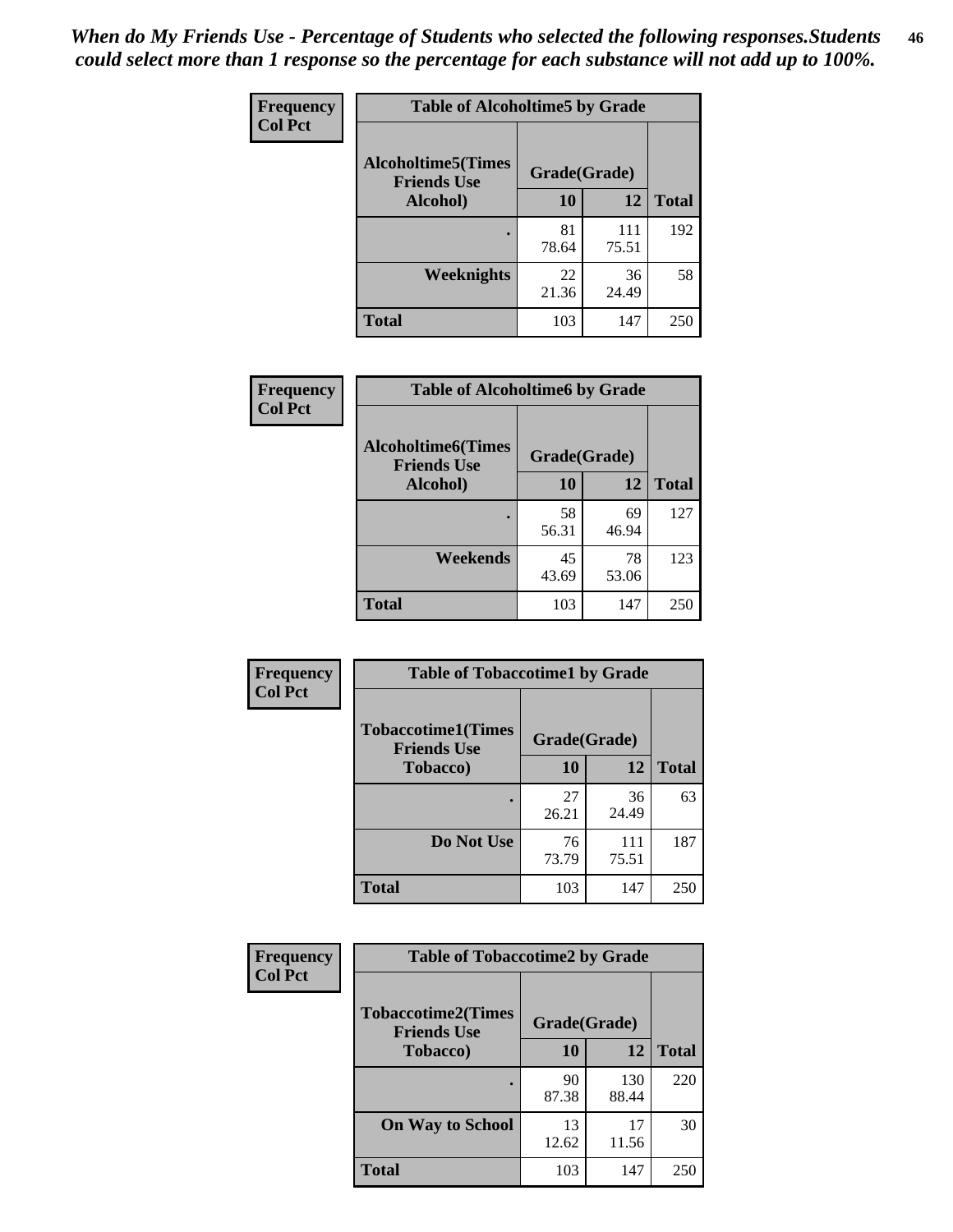*When do My Friends Use - Percentage of Students who selected the following responses.Students could select more than 1 response so the percentage for each substance will not add up to 100%.*

**Frequency**
**Col Pct**

| Table of Alcoholtime5 by Grade | | | |
|---|---|---|---|
| **Alcoholtime5(Times Friends Use Alcohol)** | **Grade(Grade)** | | **Total** |
| | **10** | **12** | |
| **.** | 81<br>78.64 | 111<br>75.51 | 192 |
| **Weeknights** | 22<br>21.36 | 36<br>24.49 | 58 |
| **Total** | 103 | 147 | 250 |

**Frequency**
**Col Pct**

| Table of Alcoholtime6 by Grade | | | |
|---|---|---|---|
| **Alcoholtime6(Times Friends Use Alcohol)** | **Grade(Grade)** | | **Total** |
| | **10** | **12** | |
| **.** | 58<br>56.31 | 69<br>46.94 | 127 |
| **Weekends** | 45<br>43.69 | 78<br>53.06 | 123 |
| **Total** | 103 | 147 | 250 |

**Frequency**
**Col Pct**

| Table of Tobaccotime1 by Grade | | | |
|---|---|---|---|
| **Tobaccotime1(Times Friends Use Tobacco)** | **Grade(Grade)** | | **Total** |
| | **10** | **12** | |
| **.** | 27<br>26.21 | 36<br>24.49 | 63 |
| **Do Not Use** | 76<br>73.79 | 111<br>75.51 | 187 |
| **Total** | 103 | 147 | 250 |

**Frequency**
**Col Pct**

| Table of Tobaccotime2 by Grade | | | |
|---|---|---|---|
| **Tobaccotime2(Times Friends Use Tobacco)** | **Grade(Grade)** | | **Total** |
| | **10** | **12** | |
| **.** | 90<br>87.38 | 130<br>88.44 | 220 |
| **On Way to School** | 13<br>12.62 | 17<br>11.56 | 30 |
| **Total** | 103 | 147 | 250 |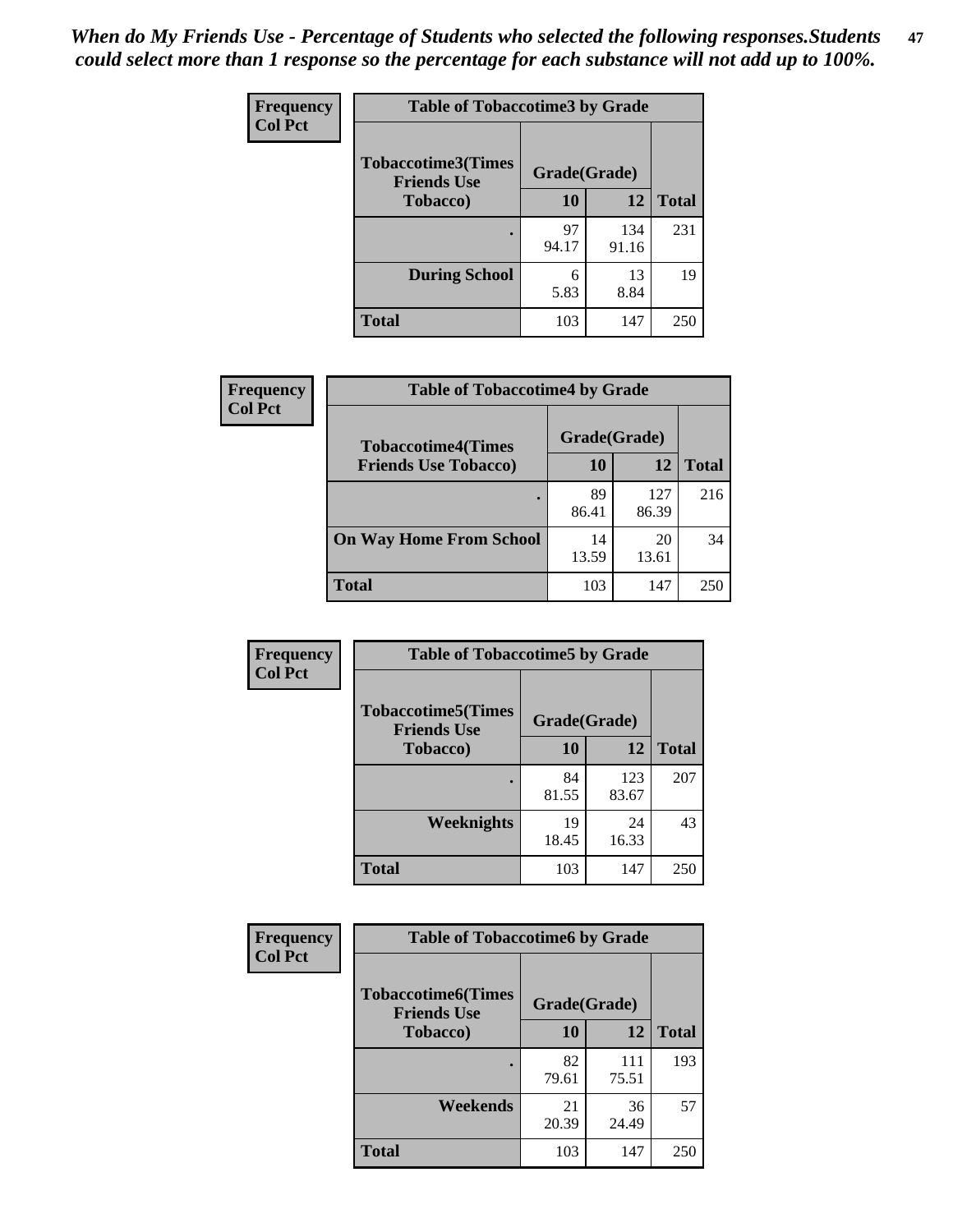*When do My Friends Use - Percentage of Students who selected the following responses.Students could select more than 1 response so the percentage for each substance will not add up to 100%.*

**Frequency**
**Col Pct**

| Table of Tobaccotime3 by Grade | | | |
|---|---|---|---|
| **Tobaccotime3(Times Friends Use Tobacco)** | **Grade(Grade)** | | |
| | **10** | **12** | **Total** |
| . | 97<br>94.17 | 134<br>91.16 | 231 |
| **During School** | 6<br>5.83 | 13<br>8.84 | 19 |
| **Total** | 103 | 147 | 250 |

**Frequency**
**Col Pct**

| Table of Tobaccotime4 by Grade | | | |
|---|---|---|---|
| **Tobaccotime4(Times Friends Use Tobacco)** | **Grade(Grade)** | | |
| | **10** | **12** | **Total** |
| . | 89<br>86.41 | 127<br>86.39 | 216 |
| **On Way Home From School** | 14<br>13.59 | 20<br>13.61 | 34 |
| **Total** | 103 | 147 | 250 |

**Frequency**
**Col Pct**

| Table of Tobaccotime5 by Grade | | | |
|---|---|---|---|
| **Tobaccotime5(Times Friends Use Tobacco)** | **Grade(Grade)** | | |
| | **10** | **12** | **Total** |
| . | 84<br>81.55 | 123<br>83.67 | 207 |
| **Weeknights** | 19<br>18.45 | 24<br>16.33 | 43 |
| **Total** | 103 | 147 | 250 |

**Frequency**
**Col Pct**

| Table of Tobaccotime6 by Grade | | | |
|---|---|---|---|
| **Tobaccotime6(Times Friends Use Tobacco)** | **Grade(Grade)** | | |
| | **10** | **12** | **Total** |
| . | 82<br>79.61 | 111<br>75.51 | 193 |
| **Weekends** | 21<br>20.39 | 36<br>24.49 | 57 |
| **Total** | 103 | 147 | 250 |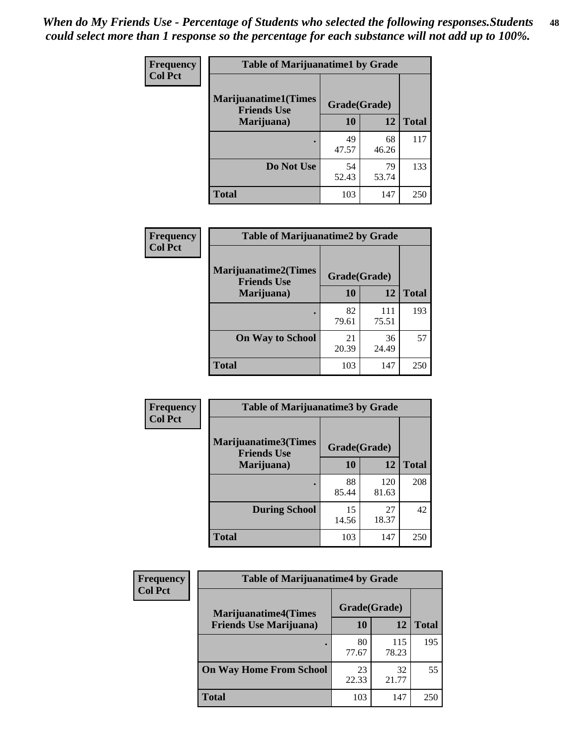*When do My Friends Use - Percentage of Students who selected the following responses.Students could select more than 1 response so the percentage for each substance will not add up to 100%.*

**Frequency**
**Col Pct**

| Table of Marijuanatime1 by Grade | | | |
|---|---|---|---|
| Marijuanatime1(Times Friends Use Marijuana) | Grade(Grade) | | |
| | 10 | 12 | Total |
| . | 49<br>47.57 | 68<br>46.26 | 117 |
| Do Not Use | 54<br>52.43 | 79<br>53.74 | 133 |
| Total | 103 | 147 | 250 |

**Frequency**
**Col Pct**

| Table of Marijuanatime2 by Grade | | | |
|---|---|---|---|
| Marijuanatime2(Times Friends Use Marijuana) | Grade(Grade) | | |
| | 10 | 12 | Total |
| . | 82<br>79.61 | 111<br>75.51 | 193 |
| On Way to School | 21<br>20.39 | 36<br>24.49 | 57 |
| Total | 103 | 147 | 250 |

**Frequency**
**Col Pct**

| Table of Marijuanatime3 by Grade | | | |
|---|---|---|---|
| Marijuanatime3(Times Friends Use Marijuana) | Grade(Grade) | | |
| | 10 | 12 | Total |
| . | 88<br>85.44 | 120<br>81.63 | 208 |
| During School | 15<br>14.56 | 27<br>18.37 | 42 |
| Total | 103 | 147 | 250 |

**Frequency**
**Col Pct**

| Table of Marijuanatime4 by Grade | | | |
|---|---|---|---|
| Marijuanatime4(Times Friends Use Marijuana) | Grade(Grade) | | |
| | 10 | 12 | Total |
| . | 80<br>77.67 | 115<br>78.23 | 195 |
| On Way Home From School | 23<br>22.33 | 32<br>21.77 | 55 |
| Total | 103 | 147 | 250 |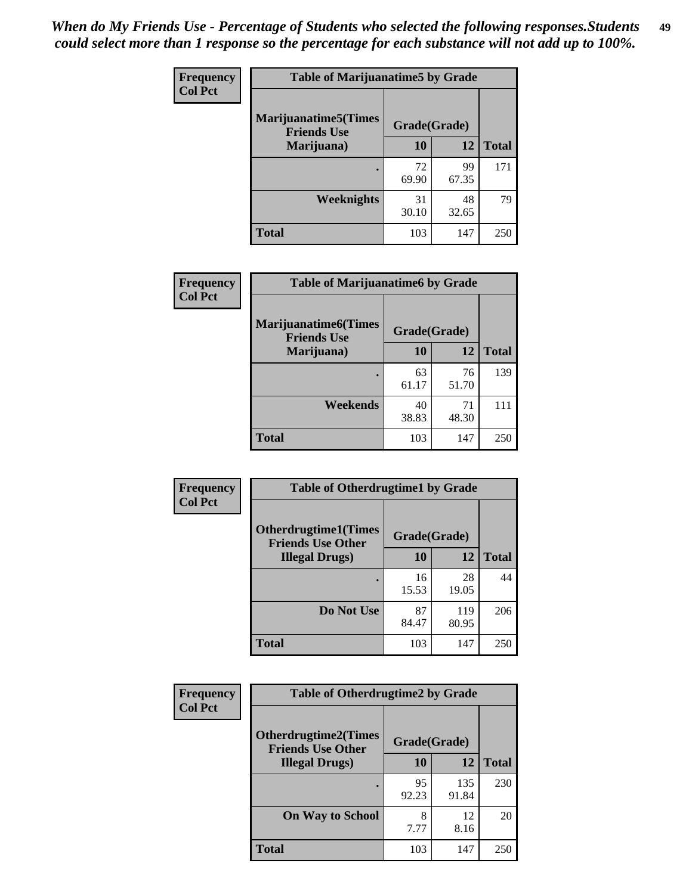*When do My Friends Use - Percentage of Students who selected the following responses.Students could select more than 1 response so the percentage for each substance will not add up to 100%.*

**Frequency Col Pct**

| Table of Marijuanatime5 by Grade | | | |
|---|---|---|---|
| Marijuanatime5(Times Friends Use Marijuana) | Grade(Grade) | | Total |
| | 10 | 12 | |
| . | 72<br>69.90 | 99<br>67.35 | 171 |
| Weeknights | 31<br>30.10 | 48<br>32.65 | 79 |
| Total | 103 | 147 | 250 |

**Frequency Col Pct**

| Table of Marijuanatime6 by Grade | | | |
|---|---|---|---|
| Marijuanatime6(Times Friends Use Marijuana) | Grade(Grade) | | Total |
| | 10 | 12 | |
| . | 63<br>61.17 | 76<br>51.70 | 139 |
| Weekends | 40<br>38.83 | 71<br>48.30 | 111 |
| Total | 103 | 147 | 250 |

**Frequency Col Pct**

| Table of Otherdrugtime1 by Grade | | | |
|---|---|---|---|
| Otherdrugtime1(Times Friends Use Other Illegal Drugs) | Grade(Grade) | | Total |
| | 10 | 12 | |
| . | 16<br>15.53 | 28<br>19.05 | 44 |
| Do Not Use | 87<br>84.47 | 119<br>80.95 | 206 |
| Total | 103 | 147 | 250 |

**Frequency Col Pct**

| Table of Otherdrugtime2 by Grade | | | |
|---|---|---|---|
| Otherdrugtime2(Times Friends Use Other Illegal Drugs) | Grade(Grade) | | Total |
| | 10 | 12 | |
| . | 95<br>92.23 | 135<br>91.84 | 230 |
| On Way to School | 8<br>7.77 | 12<br>8.16 | 20 |
| Total | 103 | 147 | 250 |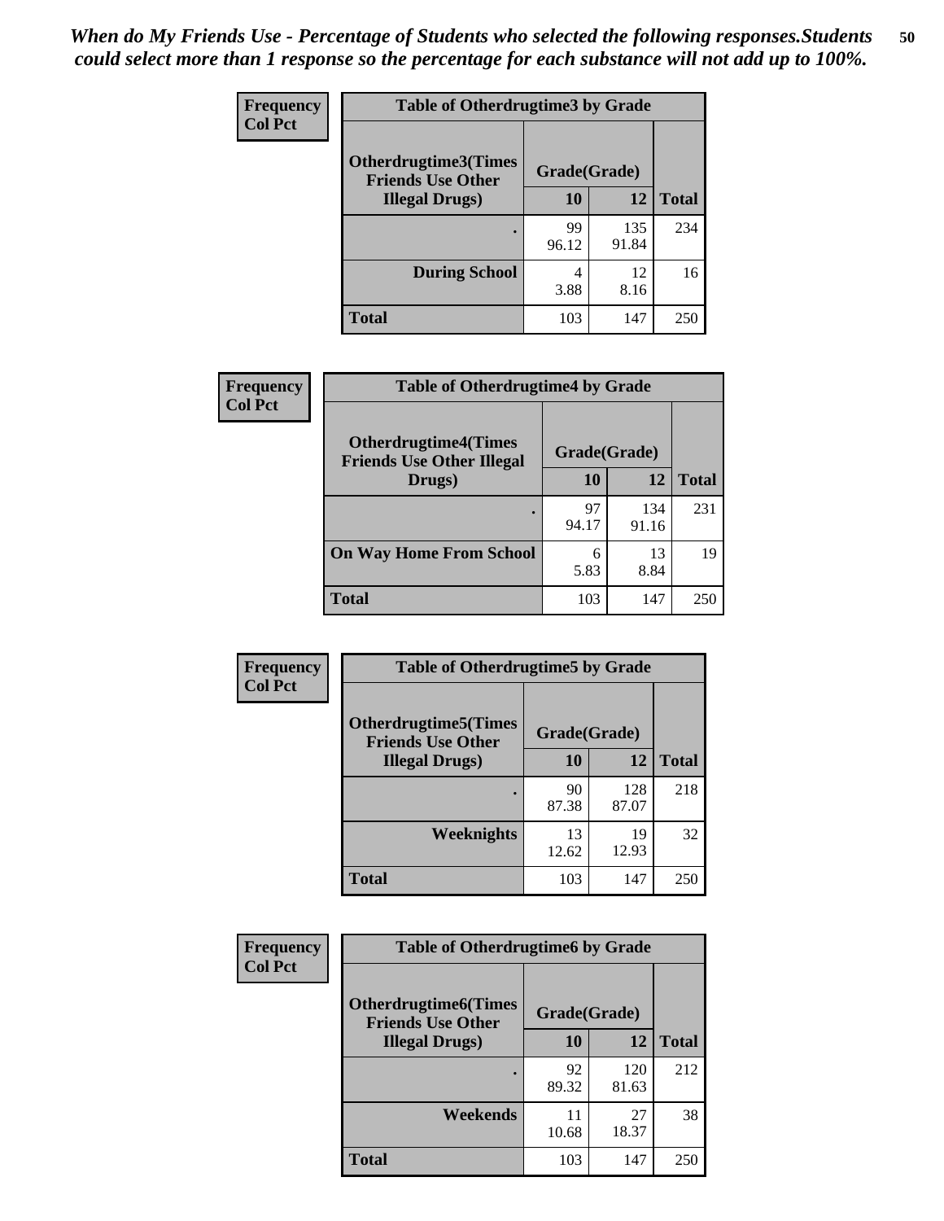*When do My Friends Use - Percentage of Students who selected the following responses.Students could select more than 1 response so the percentage for each substance will not add up to 100%.*

**Frequency**
**Col Pct**

| Table of Otherdrugtime3 by Grade | | | |
|---|---|---|---|
| **Otherdrugtime3(Times Friends Use Other Illegal Drugs)** | **Grade(Grade)** | | |
| | **10** | **12** | **Total** |
| **.** | 99<br>96.12 | 135<br>91.84 | 234 |
| **During School** | 4<br>3.88 | 12<br>8.16 | 16 |
| **Total** | 103 | 147 | 250 |

**Frequency**
**Col Pct**

| Table of Otherdrugtime4 by Grade | | | |
|---|---|---|---|
| **Otherdrugtime4(Times Friends Use Other Illegal Drugs)** | **Grade(Grade)** | | |
| | **10** | **12** | **Total** |
| **.** | 97<br>94.17 | 134<br>91.16 | 231 |
| **On Way Home From School** | 6<br>5.83 | 13<br>8.84 | 19 |
| **Total** | 103 | 147 | 250 |

**Frequency**
**Col Pct**

| Table of Otherdrugtime5 by Grade | | | |
|---|---|---|---|
| **Otherdrugtime5(Times Friends Use Other Illegal Drugs)** | **Grade(Grade)** | | |
| | **10** | **12** | **Total** |
| **.** | 90<br>87.38 | 128<br>87.07 | 218 |
| **Weeknights** | 13<br>12.62 | 19<br>12.93 | 32 |
| **Total** | 103 | 147 | 250 |

**Frequency**
**Col Pct**

| Table of Otherdrugtime6 by Grade | | | |
|---|---|---|---|
| **Otherdrugtime6(Times Friends Use Other Illegal Drugs)** | **Grade(Grade)** | | |
| | **10** | **12** | **Total** |
| **.** | 92<br>89.32 | 120<br>81.63 | 212 |
| **Weekends** | 11<br>10.68 | 27<br>18.37 | 38 |
| **Total** | 103 | 147 | 250 |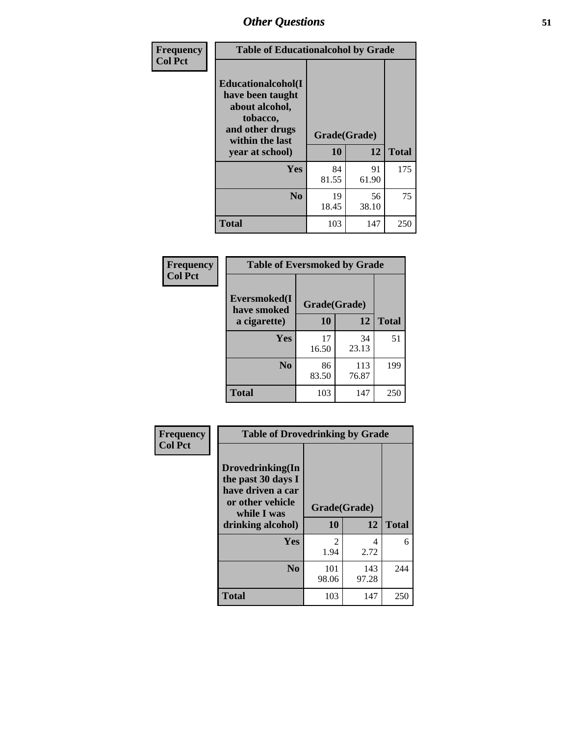# Other Questions

**Frequency**
**Col Pct**

| Table of Educationalalcohol by Grade | | | |
|---|---|---|---|
| Educationalalcohol(I have been taught about alcohol, tobacco, and other drugs within the last year at school) | Grade(Grade) | | |
| | 10 | 12 | Total |
| Yes | 84<br>81.55 | 91<br>61.90 | 175 |
| No | 19<br>18.45 | 56<br>38.10 | 75 |
| Total | 103 | 147 | 250 |

**Frequency**
**Col Pct**

| Table of Eversmoked by Grade | | | |
|---|---|---|---|
| Eversmoked(I have smoked a cigarette) | Grade(Grade) | | |
| | 10 | 12 | Total |
| Yes | 17<br>16.50 | 34<br>23.13 | 51 |
| No | 86<br>83.50 | 113<br>76.87 | 199 |
| Total | 103 | 147 | 250 |

**Frequency**
**Col Pct**

| Table of Drovedrinking by Grade | | | |
|---|---|---|---|
| Drovedrinking(In the past 30 days I have driven a car or other vehicle while I was drinking alcohol) | Grade(Grade) | | |
| | 10 | 12 | Total |
| Yes | 2<br>1.94 | 4<br>2.72 | 6 |
| No | 101<br>98.06 | 143<br>97.28 | 244 |
| Total | 103 | 147 | 250 |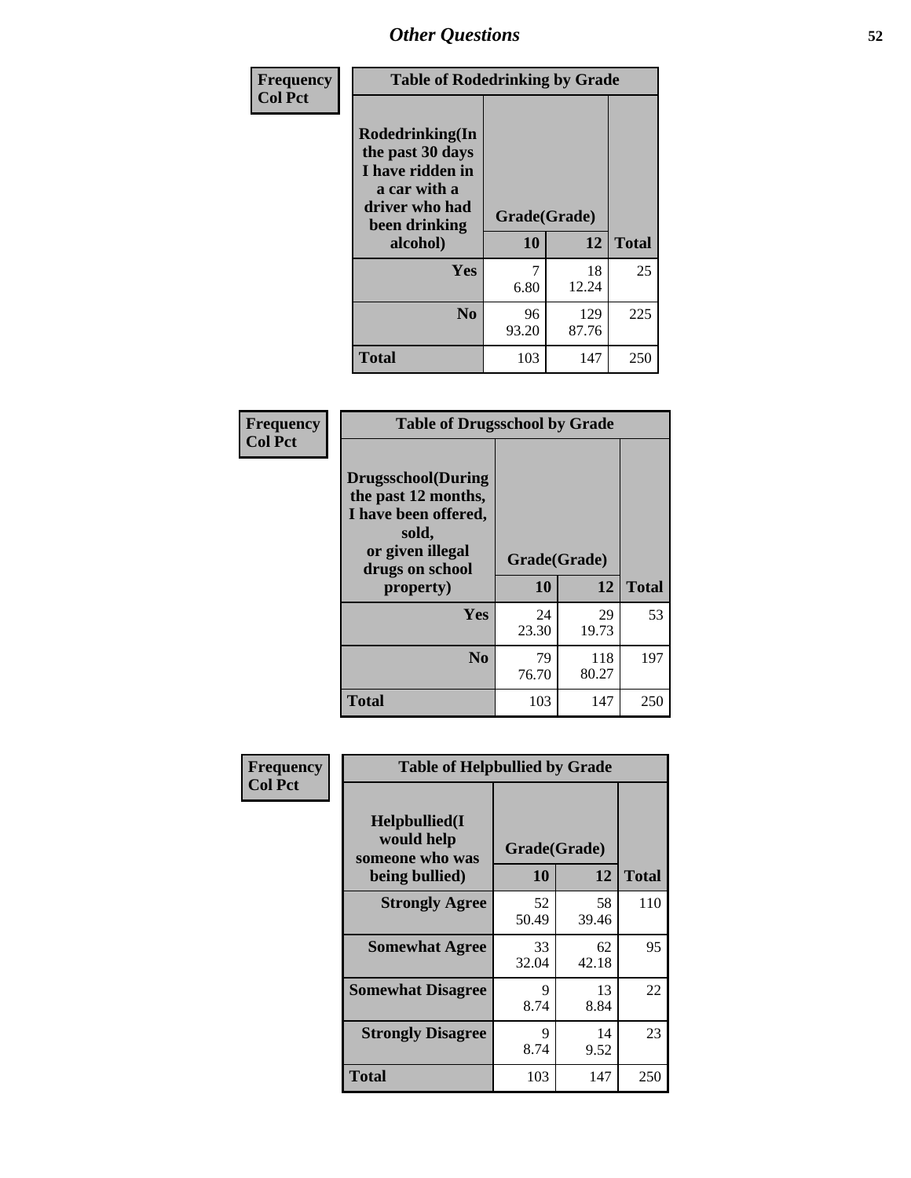# Other Questions

**Frequency**
**Col Pct**

| Table of Rodedrinking by Grade | | | |
|---|---|---|---|
| Rodedrinking(In the past 30 days I have ridden in a car with a driver who had been drinking alcohol) | Grade(Grade) | | |
| | 10 | 12 | Total |
| Yes | 7<br>6.80 | 18<br>12.24 | 25 |
| No | 96<br>93.20 | 129<br>87.76 | 225 |
| Total | 103 | 147 | 250 |

**Frequency**
**Col Pct**

| Table of Drugsschool by Grade | | | |
|---|---|---|---|
| Drugsschool(During the past 12 months, I have been offered, sold, or given illegal drugs on school property) | Grade(Grade) | | |
| | 10 | 12 | Total |
| Yes | 24<br>23.30 | 29<br>19.73 | 53 |
| No | 79<br>76.70 | 118<br>80.27 | 197 |
| Total | 103 | 147 | 250 |

**Frequency**
**Col Pct**

| Table of Helpbullied by Grade | | | |
|---|---|---|---|
| Helpbullied(I would help someone who was being bullied) | Grade(Grade) | | |
| | 10 | 12 | Total |
| Strongly Agree | 52<br>50.49 | 58<br>39.46 | 110 |
| Somewhat Agree | 33<br>32.04 | 62<br>42.18 | 95 |
| Somewhat Disagree | 9<br>8.74 | 13<br>8.84 | 22 |
| Strongly Disagree | 9<br>8.74 | 14<br>9.52 | 23 |
| Total | 103 | 147 | 250 |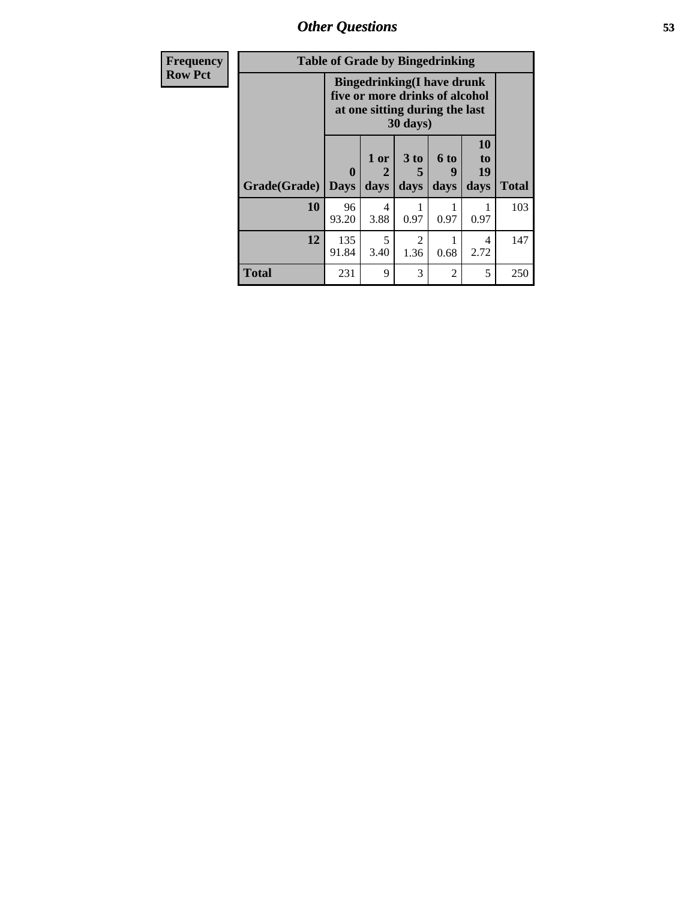## Other Questions

| Frequency<br>Row Pct |
|---|

**Table of Grade by Bingedrinking**

| Grade(Grade) | Bingedrinking(I have drunk five or more drinks of alcohol at one sitting during the last 30 days) | | | | | Total |
|---|---|---|---|---|---|---|
| | 0 Days | 1 or 2 days | 3 to 5 days | 6 to 9 days | 10 to 19 days | |
| **10** | 96<br>93.20 | 4<br>3.88 | 1<br>0.97 | 1<br>0.97 | 1<br>0.97 | 103 |
| **12** | 135<br>91.84 | 5<br>3.40 | 2<br>1.36 | 1<br>0.68 | 4<br>2.72 | 147 |
| **Total** | 231 | 9 | 3 | 2 | 5 | 250 |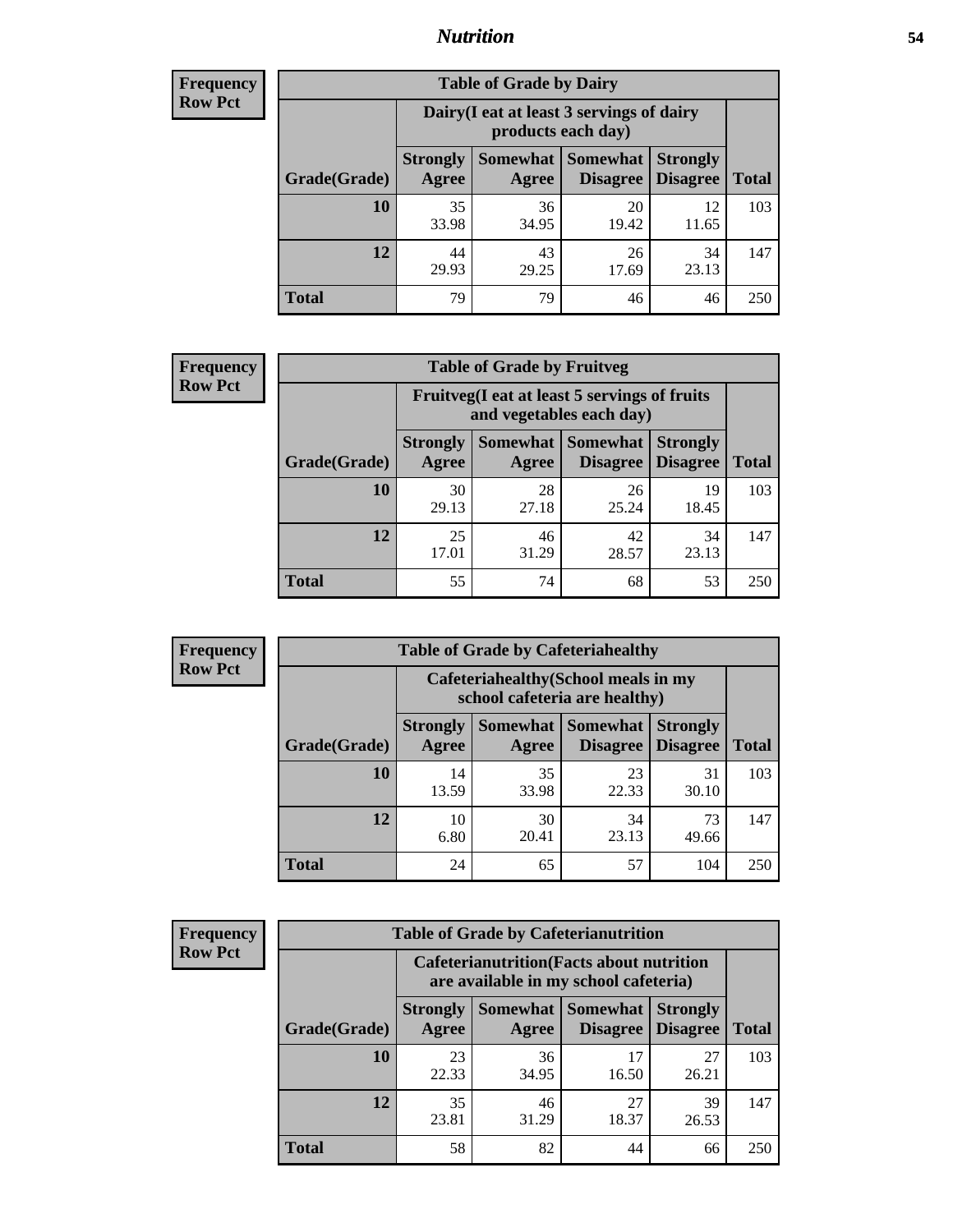## Nutrition

**Frequency**
**Row Pct**

| Table of Grade by Dairy | | | | | |
|---|---|---|---|---|---|
| | Dairy(I eat at least 3 servings of dairy products each day) | | | | |
| Grade(Grade) | Strongly Agree | Somewhat Agree | Somewhat Disagree | Strongly Disagree | Total |
| **10** | 35<br>33.98 | 36<br>34.95 | 20<br>19.42 | 12<br>11.65 | 103 |
| **12** | 44<br>29.93 | 43<br>29.25 | 26<br>17.69 | 34<br>23.13 | 147 |
| **Total** | 79 | 79 | 46 | 46 | 250 |

**Frequency**
**Row Pct**

| Table of Grade by Fruitveg | | | | | |
|---|---|---|---|---|---|
| | Fruitveg(I eat at least 5 servings of fruits and vegetables each day) | | | | |
| Grade(Grade) | Strongly Agree | Somewhat Agree | Somewhat Disagree | Strongly Disagree | Total |
| **10** | 30<br>29.13 | 28<br>27.18 | 26<br>25.24 | 19<br>18.45 | 103 |
| **12** | 25<br>17.01 | 46<br>31.29 | 42<br>28.57 | 34<br>23.13 | 147 |
| **Total** | 55 | 74 | 68 | 53 | 250 |

**Frequency**
**Row Pct**

| Table of Grade by Cafeteriahealthy | | | | | |
|---|---|---|---|---|---|
| | Cafeteriahealthy(School meals in my school cafeteria are healthy) | | | | |
| Grade(Grade) | Strongly Agree | Somewhat Agree | Somewhat Disagree | Strongly Disagree | Total |
| **10** | 14<br>13.59 | 35<br>33.98 | 23<br>22.33 | 31<br>30.10 | 103 |
| **12** | 10<br>6.80 | 30<br>20.41 | 34<br>23.13 | 73<br>49.66 | 147 |
| **Total** | 24 | 65 | 57 | 104 | 250 |

**Frequency**
**Row Pct**

| Table of Grade by Cafeterianutrition | | | | | |
|---|---|---|---|---|---|
| | Cafeterianutrition(Facts about nutrition are available in my school cafeteria) | | | | |
| Grade(Grade) | Strongly Agree | Somewhat Agree | Somewhat Disagree | Strongly Disagree | Total |
| **10** | 23<br>22.33 | 36<br>34.95 | 17<br>16.50 | 27<br>26.21 | 103 |
| **12** | 35<br>23.81 | 46<br>31.29 | 27<br>18.37 | 39<br>26.53 | 147 |
| **Total** | 58 | 82 | 44 | 66 | 250 |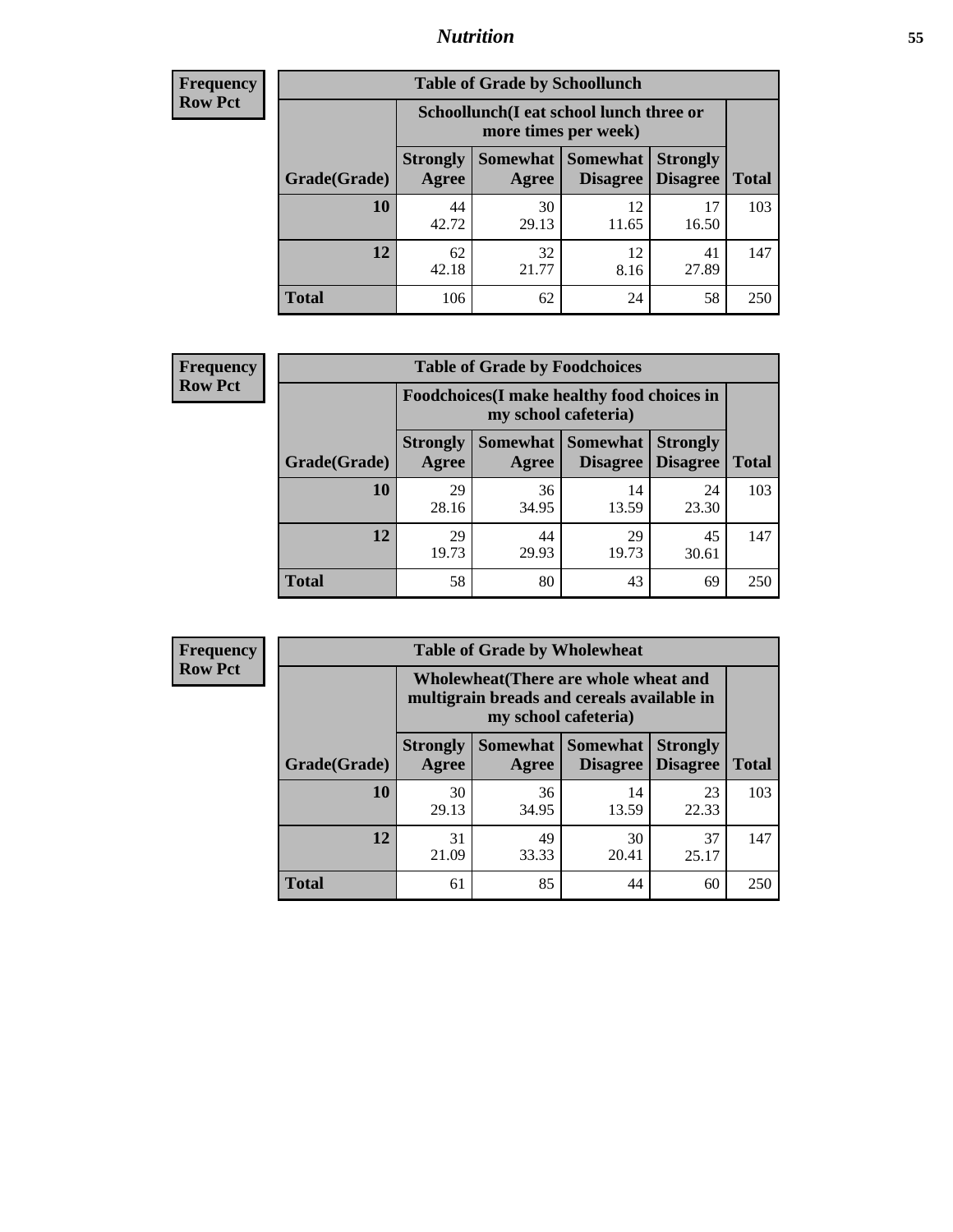| Frequency Row Pct | | | | | |
|---|---|---|---|---|---|

**Table of Grade by Schoollunch**

| | Schoollunch(I eat school lunch three or more times per week) | | | | |
|---|---|---|---|---|---|
| Grade(Grade) | Strongly Agree | Somewhat Agree | Somewhat Disagree | Strongly Disagree | Total |
| 10 | 44<br>42.72 | 30<br>29.13 | 12<br>11.65 | 17<br>16.50 | 103 |
| 12 | 62<br>42.18 | 32<br>21.77 | 12<br>8.16 | 41<br>27.89 | 147 |
| Total | 106 | 62 | 24 | 58 | 250 |

| Frequency Row Pct | | | | | |
|---|---|---|---|---|---|

**Table of Grade by Foodchoices**

| | Foodchoices(I make healthy food choices in my school cafeteria) | | | | |
|---|---|---|---|---|---|
| Grade(Grade) | Strongly Agree | Somewhat Agree | Somewhat Disagree | Strongly Disagree | Total |
| 10 | 29<br>28.16 | 36<br>34.95 | 14<br>13.59 | 24<br>23.30 | 103 |
| 12 | 29<br>19.73 | 44<br>29.93 | 29<br>19.73 | 45<br>30.61 | 147 |
| Total | 58 | 80 | 43 | 69 | 250 |

| Frequency Row Pct | | | | | |
|---|---|---|---|---|---|

**Table of Grade by Wholewheat**

| | Wholewheat(There are whole wheat and multigrain breads and cereals available in my school cafeteria) | | | | |
|---|---|---|---|---|---|
| Grade(Grade) | Strongly Agree | Somewhat Agree | Somewhat Disagree | Strongly Disagree | Total |
| 10 | 30<br>29.13 | 36<br>34.95 | 14<br>13.59 | 23<br>22.33 | 103 |
| 12 | 31<br>21.09 | 49<br>33.33 | 30<br>20.41 | 37<br>25.17 | 147 |
| Total | 61 | 85 | 44 | 60 | 250 |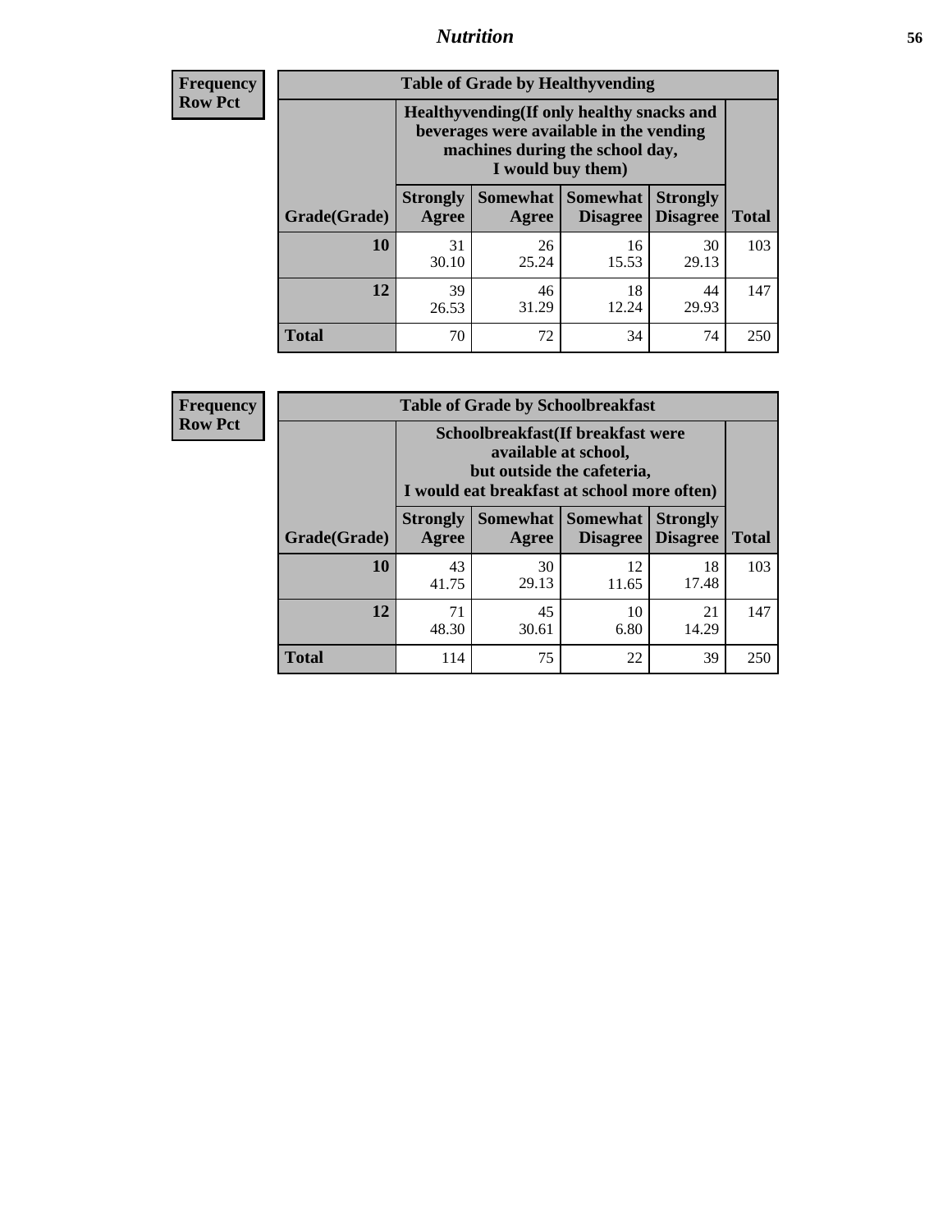# Nutrition

**Frequency**
**Row Pct**

| Table of Grade by Healthyvending | | | | | |
|---|---|---|---|---|---|
| | Healthyvending(If only healthy snacks and beverages were available in the vending machines during the school day, I would buy them) | | | | |
| Grade(Grade) | Strongly Agree | Somewhat Agree | Somewhat Disagree | Strongly Disagree | Total |
| **10** | 31<br>30.10 | 26<br>25.24 | 16<br>15.53 | 30<br>29.13 | 103 |
| **12** | 39<br>26.53 | 46<br>31.29 | 18<br>12.24 | 44<br>29.93 | 147 |
| **Total** | 70 | 72 | 34 | 74 | 250 |

**Frequency**
**Row Pct**

| Table of Grade by Schoolbreakfast | | | | | |
|---|---|---|---|---|---|
| | Schoolbreakfast(If breakfast were available at school, but outside the cafeteria, I would eat breakfast at school more often) | | | | |
| Grade(Grade) | Strongly Agree | Somewhat Agree | Somewhat Disagree | Strongly Disagree | Total |
| **10** | 43<br>41.75 | 30<br>29.13 | 12<br>11.65 | 18<br>17.48 | 103 |
| **12** | 71<br>48.30 | 45<br>30.61 | 10<br>6.80 | 21<br>14.29 | 147 |
| **Total** | 114 | 75 | 22 | 39 | 250 |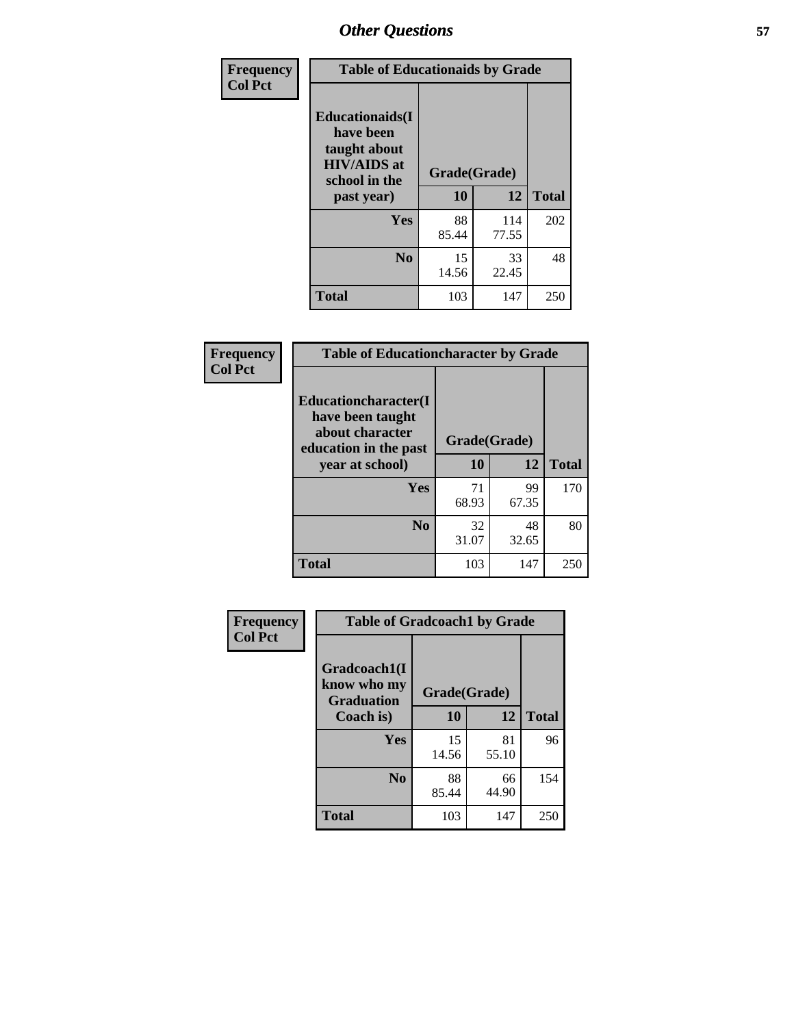# Other Questions

| Frequency<br>Col Pct | Table of Educationaids by Grade | | |
|---|---|---|---|
| Educationaids(I have been taught about HIV/AIDS at school in the past year) | Grade(Grade) | | |
| | 10 | 12 | Total |
| Yes | 88<br>85.44 | 114<br>77.55 | 202 |
| No | 15<br>14.56 | 33<br>22.45 | 48 |
| Total | 103 | 147 | 250 |

| Frequency<br>Col Pct | Table of Educationcharacter by Grade | | |
|---|---|---|---|
| Educationcharacter(I have been taught about character education in the past year at school) | Grade(Grade) | | |
| | 10 | 12 | Total |
| Yes | 71<br>68.93 | 99<br>67.35 | 170 |
| No | 32<br>31.07 | 48<br>32.65 | 80 |
| Total | 103 | 147 | 250 |

| Frequency<br>Col Pct | Table of Gradcoach1 by Grade | | |
|---|---|---|---|
| Gradcoach1(I know who my Graduation Coach is) | Grade(Grade) | | |
| | 10 | 12 | Total |
| Yes | 15<br>14.56 | 81<br>55.10 | 96 |
| No | 88<br>85.44 | 66<br>44.90 | 154 |
| Total | 103 | 147 | 250 |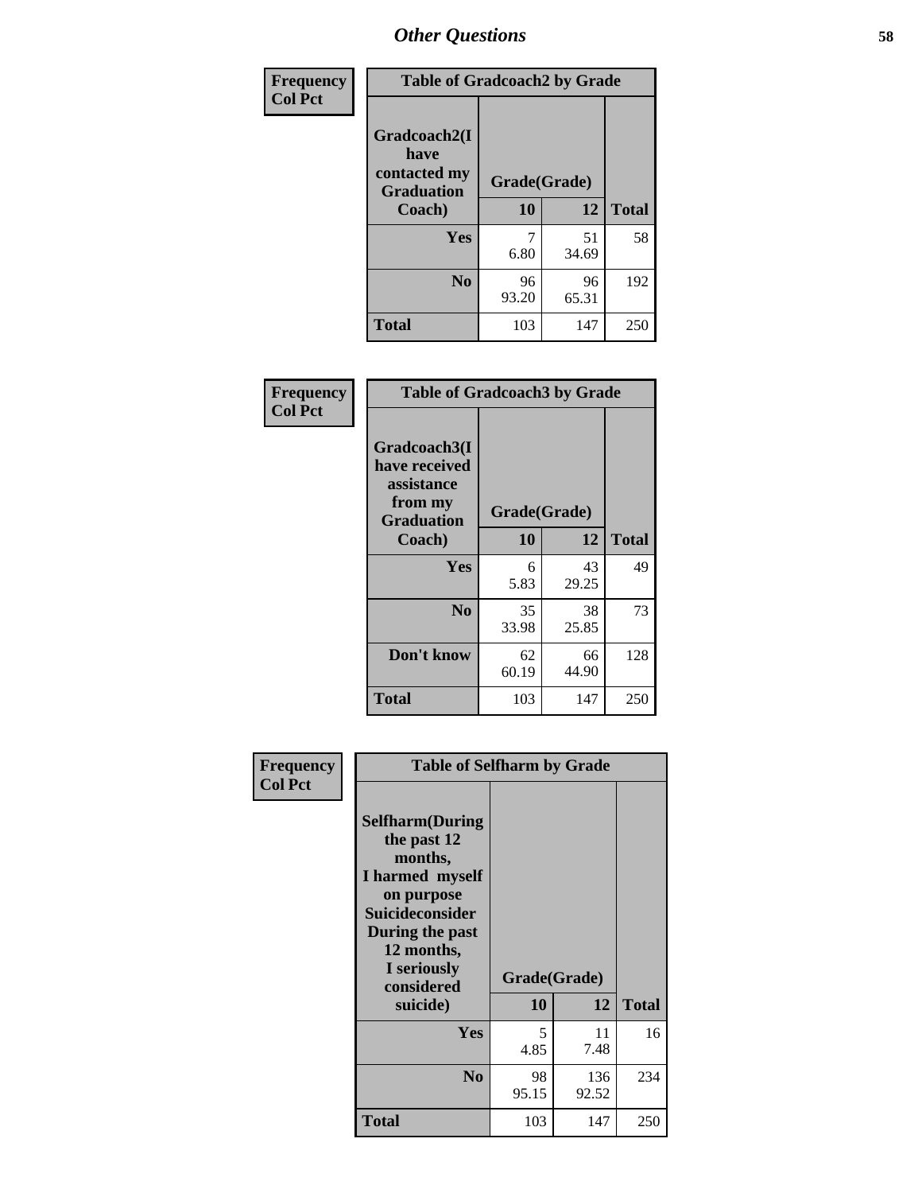# Other Questions

**Frequency**
**Col Pct**

| Table of Gradcoach2 by Grade | | | |
|---|---|---|---|
| Gradcoach2(I have contacted my Graduation Coach) | Grade(Grade) | | |
| | 10 | 12 | Total |
| Yes | 7<br>6.80 | 51<br>34.69 | 58 |
| No | 96<br>93.20 | 96<br>65.31 | 192 |
| Total | 103 | 147 | 250 |

**Frequency**
**Col Pct**

| Table of Gradcoach3 by Grade | | | |
|---|---|---|---|
| Gradcoach3(I have received assistance from my Graduation Coach) | Grade(Grade) | | |
| | 10 | 12 | Total |
| Yes | 6<br>5.83 | 43<br>29.25 | 49 |
| No | 35<br>33.98 | 38<br>25.85 | 73 |
| Don't know | 62<br>60.19 | 66<br>44.90 | 128 |
| Total | 103 | 147 | 250 |

**Frequency**
**Col Pct**

| Table of Selfharm by Grade | | | |
|---|---|---|---|
| Selfharm(During the past 12 months, I harmed myself on purpose Suicideconsider During the past 12 months, I seriously considered suicide) | Grade(Grade) | | |
| | 10 | 12 | Total |
| Yes | 5<br>4.85 | 11<br>7.48 | 16 |
| No | 98<br>95.15 | 136<br>92.52 | 234 |
| Total | 103 | 147 | 250 |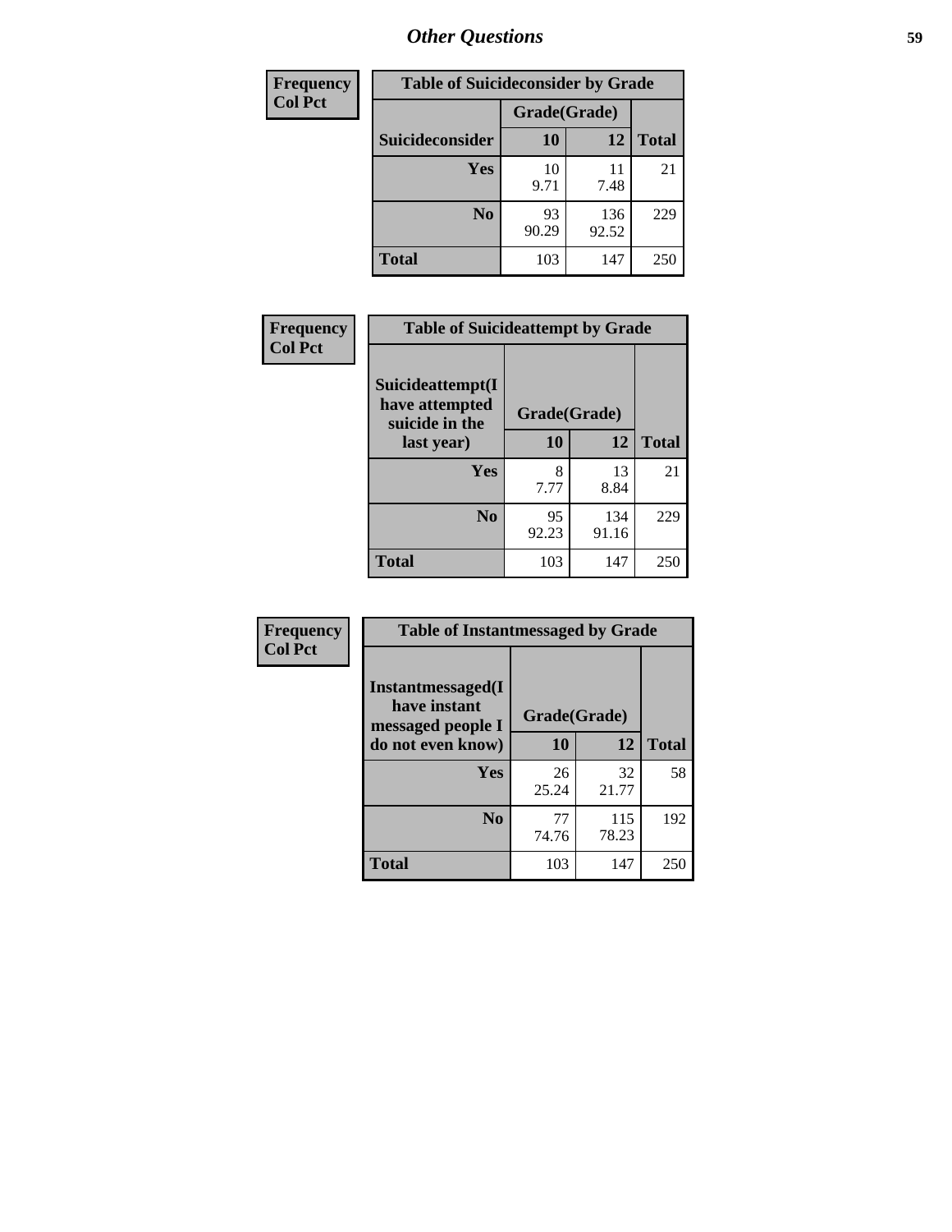| Frequency<br>Col Pct |
|---|

**Table of Suicideconsider by Grade**

| Suicideconsider | Grade(Grade) 10 | 12 | Total |
|---|---|---|---|
| Yes | 10<br>9.71 | 11<br>7.48 | 21 |
| No | 93<br>90.29 | 136<br>92.52 | 229 |
| Total | 103 | 147 | 250 |

| Frequency<br>Col Pct |
|---|

**Table of Suicideattempt by Grade**

| Suicideattempt(I have attempted suicide in the last year) | Grade(Grade) 10 | 12 | Total |
|---|---|---|---|
| Yes | 8<br>7.77 | 13<br>8.84 | 21 |
| No | 95<br>92.23 | 134<br>91.16 | 229 |
| Total | 103 | 147 | 250 |

| Frequency<br>Col Pct |
|---|

**Table of Instantmessaged by Grade**

| Instantmessaged(I have instant messaged people I do not even know) | Grade(Grade) 10 | 12 | Total |
|---|---|---|---|
| Yes | 26<br>25.24 | 32<br>21.77 | 58 |
| No | 77<br>74.76 | 115<br>78.23 | 192 |
| Total | 103 | 147 | 250 |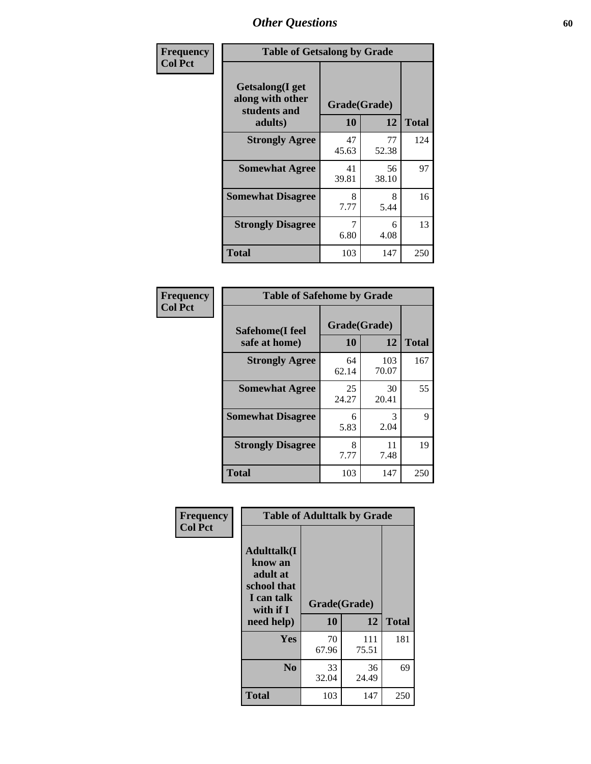## Other Questions

**Frequency / Col Pct**

| Getsalong(I get along with other students and adults) | Grade(Grade) 10 | 12 | Total |
|---|---|---|---|
| **Strongly Agree** | 47<br>45.63 | 77<br>52.38 | 124 |
| **Somewhat Agree** | 41<br>39.81 | 56<br>38.10 | 97 |
| **Somewhat Disagree** | 8<br>7.77 | 8<br>5.44 | 16 |
| **Strongly Disagree** | 7<br>6.80 | 6<br>4.08 | 13 |
| **Total** | 103 | 147 | 250 |

Table of Getsalong by Grade

**Frequency / Col Pct**

| Safehome(I feel safe at home) | Grade(Grade) 10 | 12 | Total |
|---|---|---|---|
| **Strongly Agree** | 64<br>62.14 | 103<br>70.07 | 167 |
| **Somewhat Agree** | 25<br>24.27 | 30<br>20.41 | 55 |
| **Somewhat Disagree** | 6<br>5.83 | 3<br>2.04 | 9 |
| **Strongly Disagree** | 8<br>7.77 | 11<br>7.48 | 19 |
| **Total** | 103 | 147 | 250 |

Table of Safehome by Grade

**Frequency / Col Pct**

| Adulttalk(I know an adult at school that I can talk with if I need help) | Grade(Grade) 10 | 12 | Total |
|---|---|---|---|
| **Yes** | 70<br>67.96 | 111<br>75.51 | 181 |
| **No** | 33<br>32.04 | 36<br>24.49 | 69 |
| **Total** | 103 | 147 | 250 |

Table of Adulttalk by Grade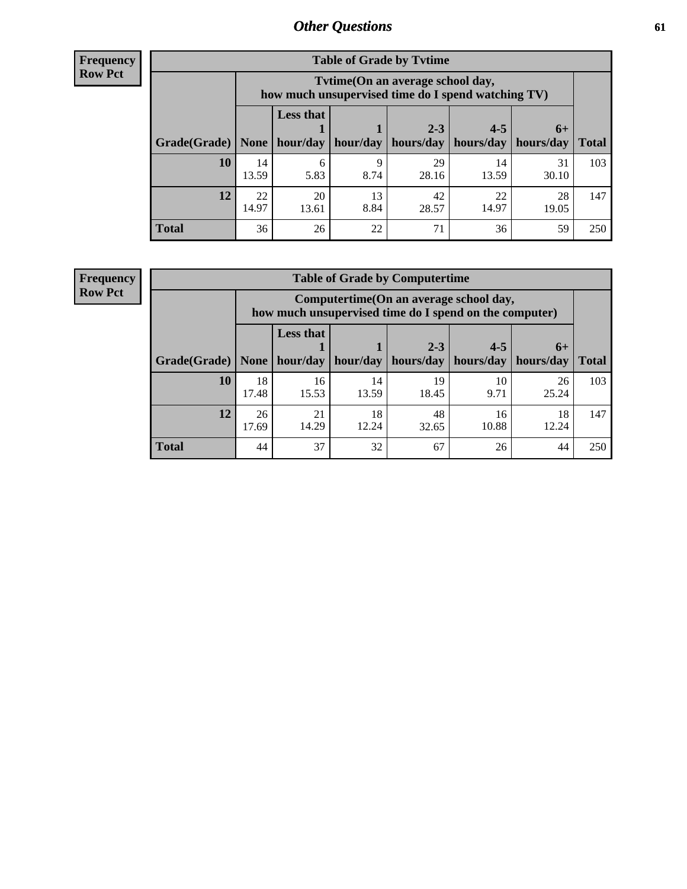## Other Questions

**Frequency**
**Row Pct**

**Table of Grade by Tvtime**

| Grade(Grade) | Tvtime(On an average school day, how much unsupervised time do I spend watching TV) | | | | | | Total |
|---|---|---|---|---|---|---|---|
| | None | Less that 1 hour/day | 1 hour/day | 2-3 hours/day | 4-5 hours/day | 6+ hours/day | |
| **10** | 14<br>13.59 | 6<br>5.83 | 9<br>8.74 | 29<br>28.16 | 14<br>13.59 | 31<br>30.10 | 103 |
| **12** | 22<br>14.97 | 20<br>13.61 | 13<br>8.84 | 42<br>28.57 | 22<br>14.97 | 28<br>19.05 | 147 |
| **Total** | 36 | 26 | 22 | 71 | 36 | 59 | 250 |

**Frequency**
**Row Pct**

**Table of Grade by Computertime**

| Grade(Grade) | Computertime(On an average school day, how much unsupervised time do I spend on the computer) | | | | | | Total |
|---|---|---|---|---|---|---|---|
| | None | Less that 1 hour/day | 1 hour/day | 2-3 hours/day | 4-5 hours/day | 6+ hours/day | |
| **10** | 18<br>17.48 | 16<br>15.53 | 14<br>13.59 | 19<br>18.45 | 10<br>9.71 | 26<br>25.24 | 103 |
| **12** | 26<br>17.69 | 21<br>14.29 | 18<br>12.24 | 48<br>32.65 | 16<br>10.88 | 18<br>12.24 | 147 |
| **Total** | 44 | 37 | 32 | 67 | 26 | 44 | 250 |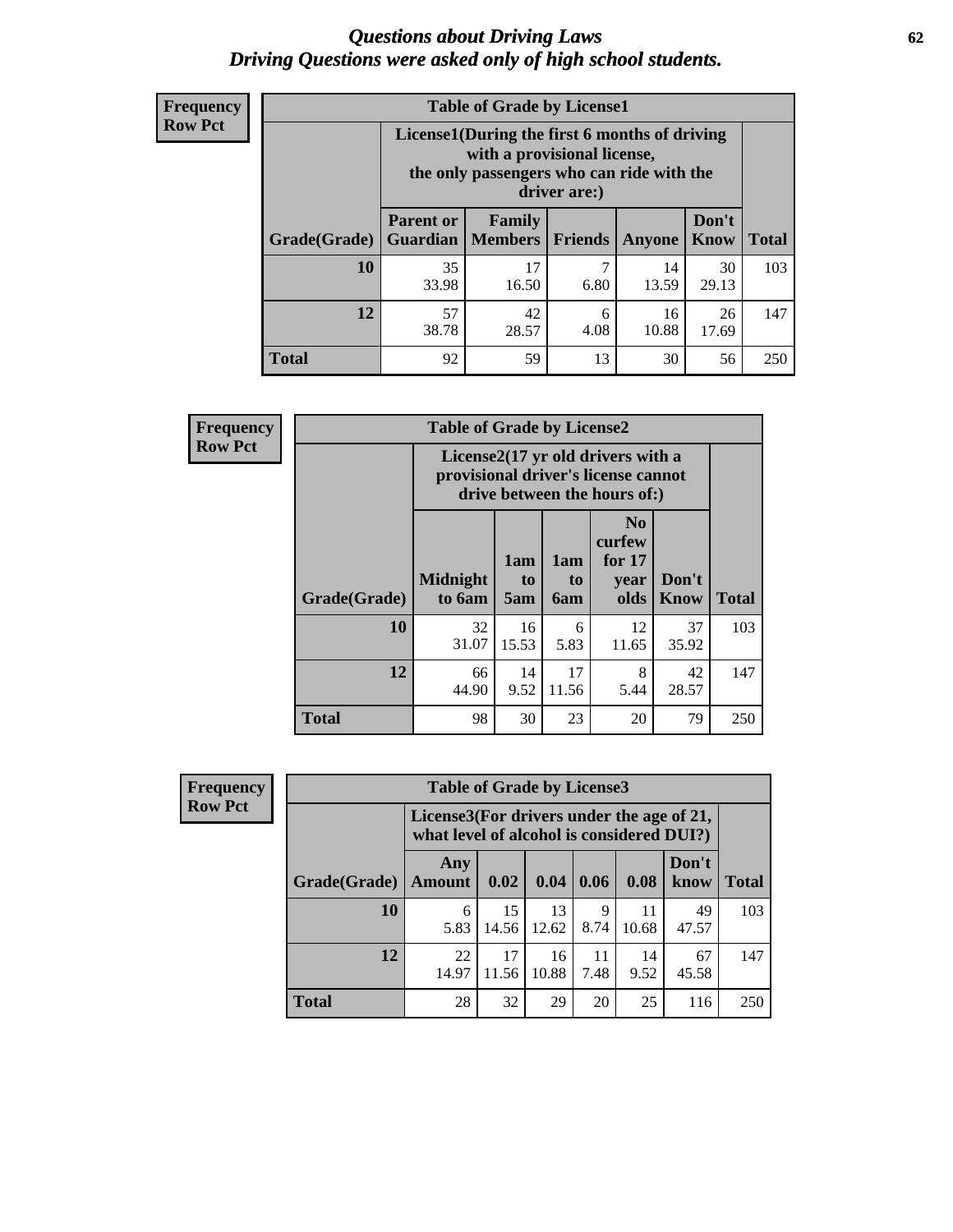# *Questions about Driving Laws*
# *Driving Questions were asked only of high school students.*

**Frequency Row Pct**

| Table of Grade by License1 | | | | | | |
|---|---|---|---|---|---|---|
| | License1(During the first 6 months of driving with a provisional license, the only passengers who can ride with the driver are:) | | | | | |
| Grade(Grade) | Parent or Guardian | Family Members | Friends | Anyone | Don't Know | Total |
| 10 | 35<br>33.98 | 17<br>16.50 | 7<br>6.80 | 14<br>13.59 | 30<br>29.13 | 103 |
| 12 | 57<br>38.78 | 42<br>28.57 | 6<br>4.08 | 16<br>10.88 | 26<br>17.69 | 147 |
| Total | 92 | 59 | 13 | 30 | 56 | 250 |

**Frequency Row Pct**

| Table of Grade by License2 | | | | | | |
|---|---|---|---|---|---|---|
| | License2(17 yr old drivers with a provisional driver's license cannot drive between the hours of:) | | | | | |
| Grade(Grade) | Midnight to 6am | 1am to 5am | 1am to 6am | No curfew for 17 year olds | Don't Know | Total |
| 10 | 32<br>31.07 | 16<br>15.53 | 6<br>5.83 | 12<br>11.65 | 37<br>35.92 | 103 |
| 12 | 66<br>44.90 | 14<br>9.52 | 17<br>11.56 | 8<br>5.44 | 42<br>28.57 | 147 |
| Total | 98 | 30 | 23 | 20 | 79 | 250 |

**Frequency Row Pct**

| Table of Grade by License3 | | | | | | | |
|---|---|---|---|---|---|---|---|
| | License3(For drivers under the age of 21, what level of alcohol is considered DUI?) | | | | | | |
| Grade(Grade) | Any Amount | 0.02 | 0.04 | 0.06 | 0.08 | Don't know | Total |
| 10 | 6<br>5.83 | 15<br>14.56 | 13<br>12.62 | 9<br>8.74 | 11<br>10.68 | 49<br>47.57 | 103 |
| 12 | 22<br>14.97 | 17<br>11.56 | 16<br>10.88 | 11<br>7.48 | 14<br>9.52 | 67<br>45.58 | 147 |
| Total | 28 | 32 | 29 | 20 | 25 | 116 | 250 |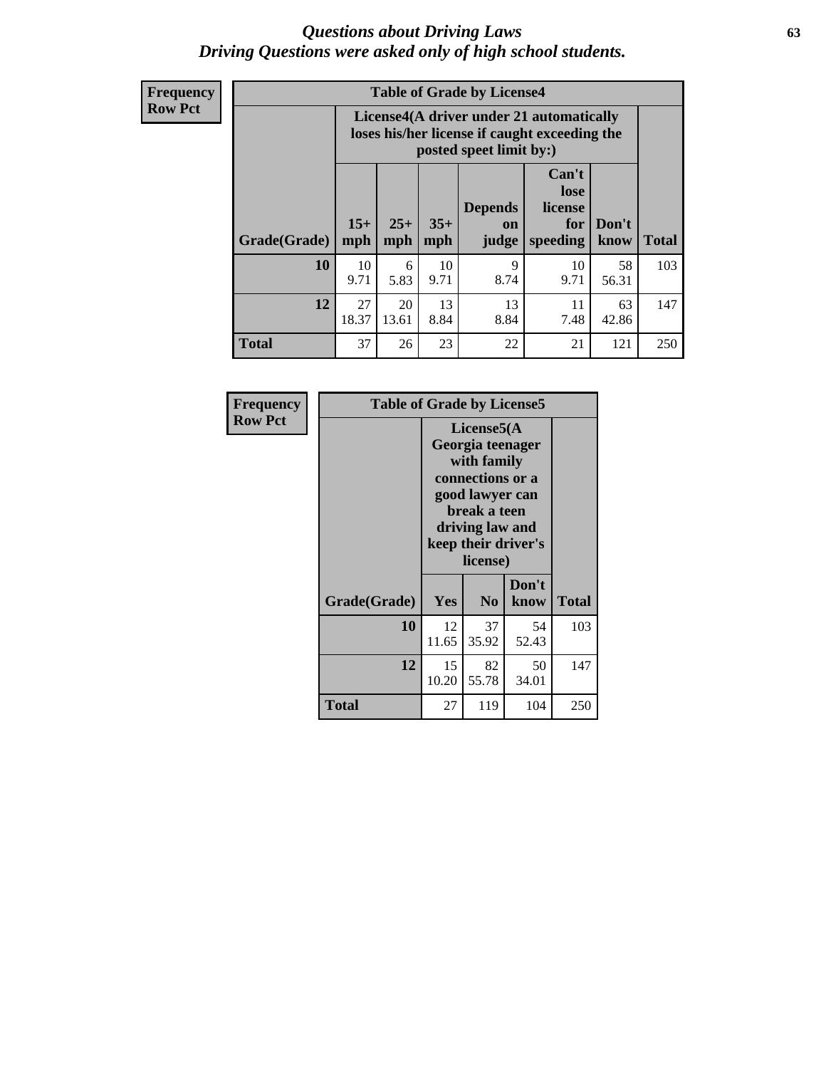# Questions about Driving Laws

*Driving Questions were asked only of high school students.*

**Frequency**
**Row Pct**

**Table of Grade by License4**

| Grade(Grade) | License4(A driver under 21 automatically loses his/her license if caught exceeding the posted speet limit by:) | | | | | | Total |
|---|---|---|---|---|---|---|---|
| | 15+ mph | 25+ mph | 35+ mph | Depends on judge | Can't lose license for speeding | Don't know | |
| **10** | 10<br>9.71 | 6<br>5.83 | 10<br>9.71 | 9<br>8.74 | 10<br>9.71 | 58<br>56.31 | 103 |
| **12** | 27<br>18.37 | 20<br>13.61 | 13<br>8.84 | 13<br>8.84 | 11<br>7.48 | 63<br>42.86 | 147 |
| **Total** | 37 | 26 | 23 | 22 | 21 | 121 | 250 |

**Frequency**
**Row Pct**

**Table of Grade by License5**

| Grade(Grade) | License5(A Georgia teenager with family connections or a good lawyer can break a teen driving law and keep their driver's license) | | | Total |
|---|---|---|---|---|
| | Yes | No | Don't know | |
| **10** | 12<br>11.65 | 37<br>35.92 | 54<br>52.43 | 103 |
| **12** | 15<br>10.20 | 82<br>55.78 | 50<br>34.01 | 147 |
| **Total** | 27 | 119 | 104 | 250 |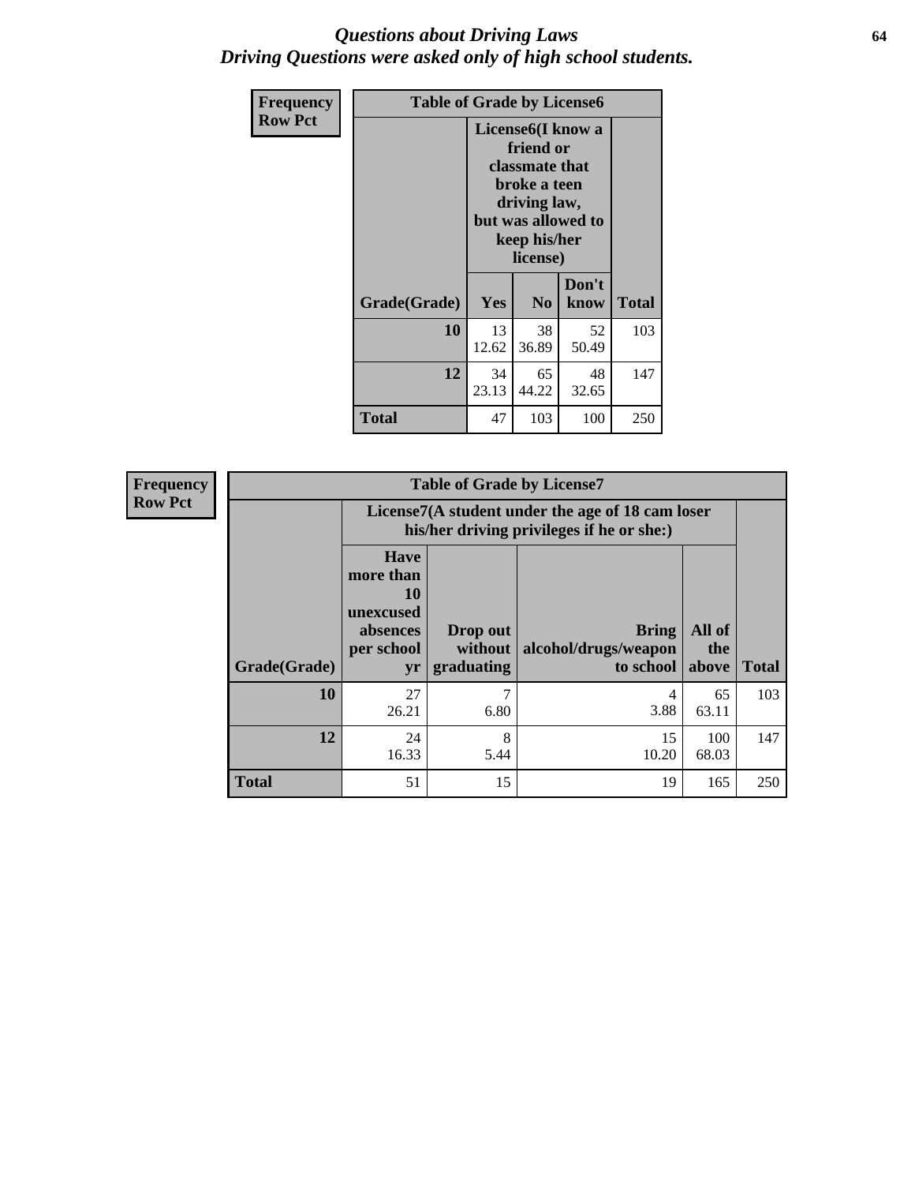# *Questions about Driving Laws*
## *Driving Questions were asked only of high school students.*

| Frequency<br>Row Pct | | | | |
|---|---|---|---|---|
| **Table of Grade by License6** | | | | |
| | **License6(I know a friend or classmate that broke a teen driving law, but was allowed to keep his/her license)** | | | |
| **Grade(Grade)** | **Yes** | **No** | **Don't know** | **Total** |
| **10** | 13<br>12.62 | 38<br>36.89 | 52<br>50.49 | 103 |
| **12** | 34<br>23.13 | 65<br>44.22 | 48<br>32.65 | 147 |
| **Total** | 47 | 103 | 100 | 250 |

| Frequency<br>Row Pct | | | | | |
|---|---|---|---|---|---|
| **Table of Grade by License7** | | | | | |
| | **License7(A student under the age of 18 cam loser his/her driving privileges if he or she:)** | | | | |
| **Grade(Grade)** | **Have more than 10 unexcused absences per school yr** | **Drop out without graduating** | **Bring alcohol/drugs/weapon to school** | **All of the above** | **Total** |
| **10** | 27<br>26.21 | 7<br>6.80 | 4<br>3.88 | 65<br>63.11 | 103 |
| **12** | 24<br>16.33 | 8<br>5.44 | 15<br>10.20 | 100<br>68.03 | 147 |
| **Total** | 51 | 15 | 19 | 165 | 250 |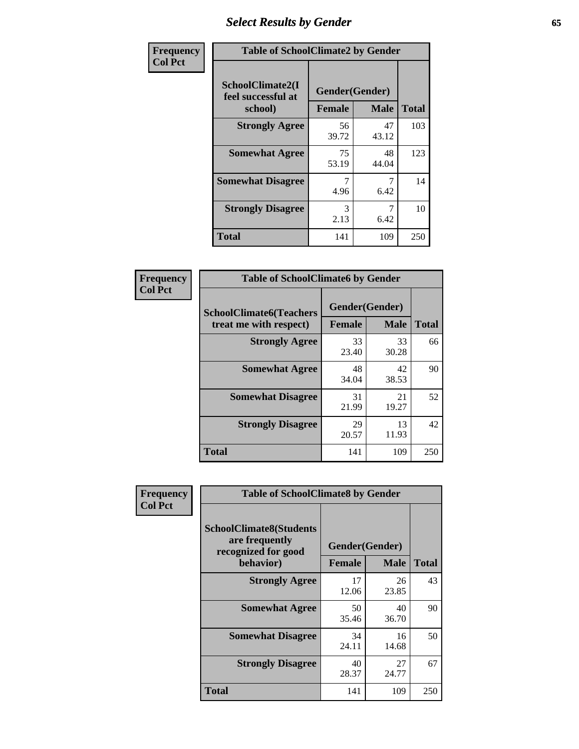# Select Results by Gender

**Frequency**
**Col Pct**

| Table of SchoolClimate2 by Gender | | | |
|---|---|---|---|
| SchoolClimate2(I feel successful at school) | Gender(Gender) | | |
| | Female | Male | Total |
| **Strongly Agree** | 56<br>39.72 | 47<br>43.12 | 103 |
| **Somewhat Agree** | 75<br>53.19 | 48<br>44.04 | 123 |
| **Somewhat Disagree** | 7<br>4.96 | 7<br>6.42 | 14 |
| **Strongly Disagree** | 3<br>2.13 | 7<br>6.42 | 10 |
| **Total** | 141 | 109 | 250 |

**Frequency**
**Col Pct**

| Table of SchoolClimate6 by Gender | | | |
|---|---|---|---|
| SchoolClimate6(Teachers treat me with respect) | Gender(Gender) | | |
| | Female | Male | Total |
| **Strongly Agree** | 33<br>23.40 | 33<br>30.28 | 66 |
| **Somewhat Agree** | 48<br>34.04 | 42<br>38.53 | 90 |
| **Somewhat Disagree** | 31<br>21.99 | 21<br>19.27 | 52 |
| **Strongly Disagree** | 29<br>20.57 | 13<br>11.93 | 42 |
| **Total** | 141 | 109 | 250 |

**Frequency**
**Col Pct**

| Table of SchoolClimate8 by Gender | | | |
|---|---|---|---|
| SchoolClimate8(Students are frequently recognized for good behavior) | Gender(Gender) | | |
| | Female | Male | Total |
| **Strongly Agree** | 17<br>12.06 | 26<br>23.85 | 43 |
| **Somewhat Agree** | 50<br>35.46 | 40<br>36.70 | 90 |
| **Somewhat Disagree** | 34<br>24.11 | 16<br>14.68 | 50 |
| **Strongly Disagree** | 40<br>28.37 | 27<br>24.77 | 67 |
| **Total** | 141 | 109 | 250 |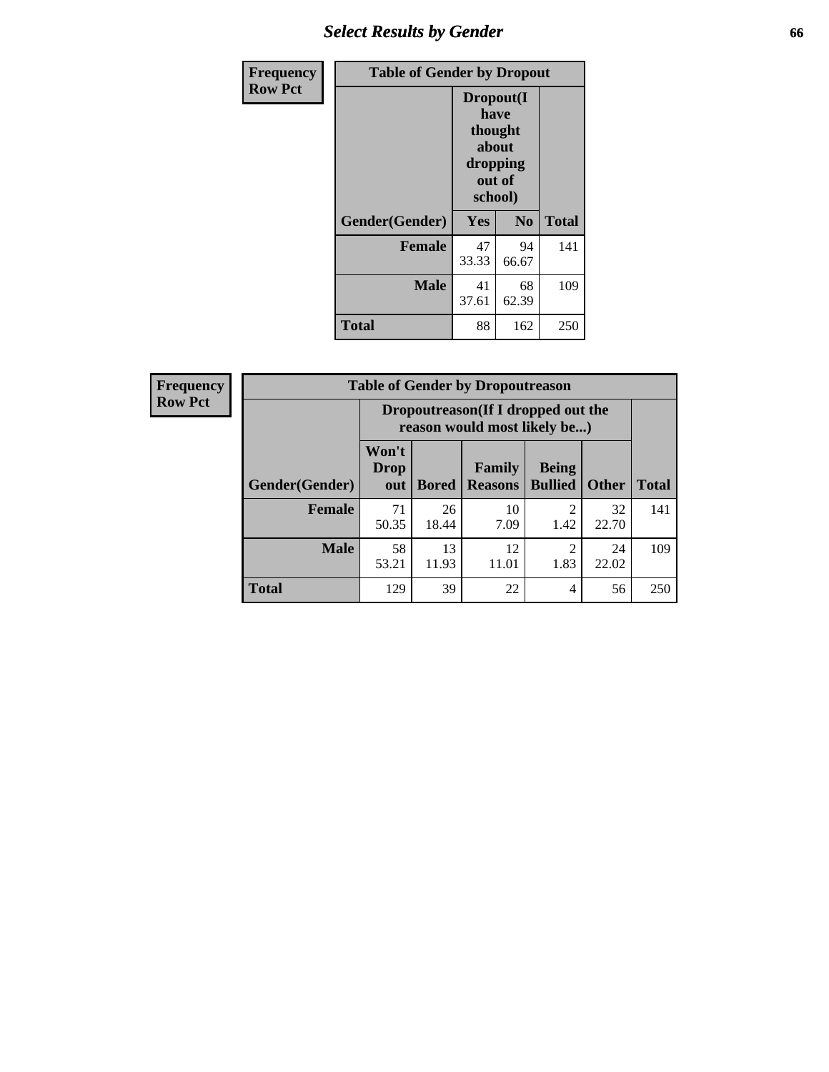## Select Results by Gender

| Frequency<br>Row Pct | | | |
|---|---|---|---|
| **Table of Gender by Dropout** | | | |
| | **Dropout(I have thought about dropping out of school)** | | |
| **Gender(Gender)** | **Yes** | **No** | **Total** |
| **Female** | 47<br>33.33 | 94<br>66.67 | 141 |
| **Male** | 41<br>37.61 | 68<br>62.39 | 109 |
| **Total** | 88 | 162 | 250 |

| Frequency<br>Row Pct | | | | | | |
|---|---|---|---|---|---|---|
| **Table of Gender by Dropoutreason** | | | | | | |
| | **Dropoutreason(If I dropped out the reason would most likely be...)** | | | | | |
| **Gender(Gender)** | **Won't Drop out** | **Bored** | **Family Reasons** | **Being Bullied** | **Other** | **Total** |
| **Female** | 71<br>50.35 | 26<br>18.44 | 10<br>7.09 | 2<br>1.42 | 32<br>22.70 | 141 |
| **Male** | 58<br>53.21 | 13<br>11.93 | 12<br>11.01 | 2<br>1.83 | 24<br>22.02 | 109 |
| **Total** | 129 | 39 | 22 | 4 | 56 | 250 |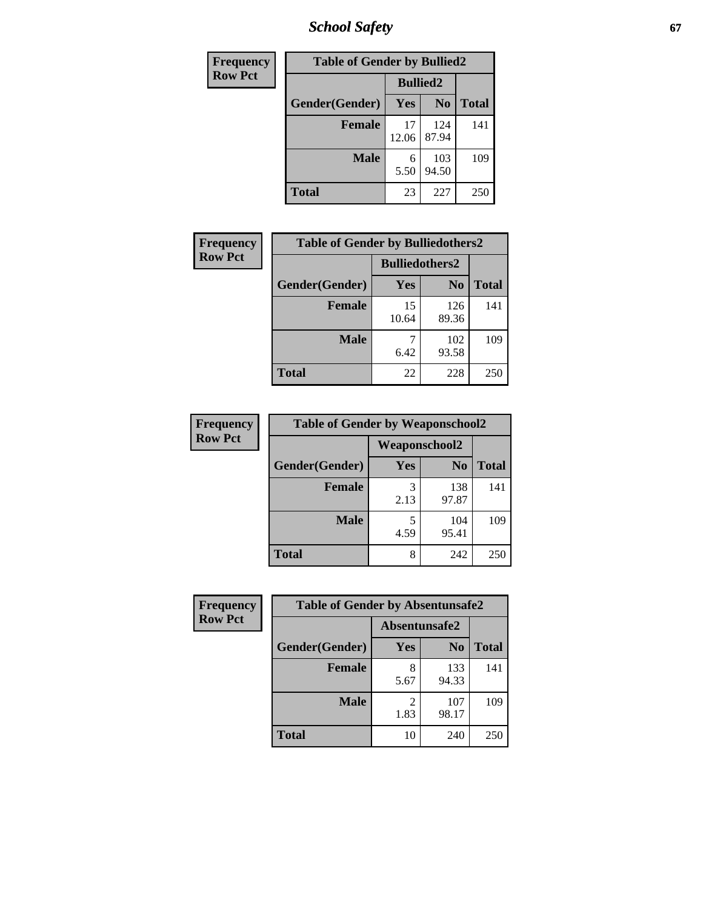| Frequency<br>Row Pct | Table of Gender by Bullied2 | | |
|---|---|---|---|
| | Bullied2 | | |
| Gender(Gender) | Yes | No | Total |
| Female | 17<br>12.06 | 124<br>87.94 | 141 |
| Male | 6<br>5.50 | 103<br>94.50 | 109 |
| Total | 23 | 227 | 250 |

| Frequency<br>Row Pct | Table of Gender by Bulliedothers2 | | |
|---|---|---|---|
| | Bulliedothers2 | | |
| Gender(Gender) | Yes | No | Total |
| Female | 15<br>10.64 | 126<br>89.36 | 141 |
| Male | 7<br>6.42 | 102<br>93.58 | 109 |
| Total | 22 | 228 | 250 |

| Frequency<br>Row Pct | Table of Gender by Weaponschool2 | | |
|---|---|---|---|
| | Weaponschool2 | | |
| Gender(Gender) | Yes | No | Total |
| Female | 3<br>2.13 | 138<br>97.87 | 141 |
| Male | 5<br>4.59 | 104<br>95.41 | 109 |
| Total | 8 | 242 | 250 |

| Frequency<br>Row Pct | Table of Gender by Absentunsafe2 | | |
|---|---|---|---|
| | Absentunsafe2 | | |
| Gender(Gender) | Yes | No | Total |
| Female | 8<br>5.67 | 133<br>94.33 | 141 |
| Male | 2<br>1.83 | 107<br>98.17 | 109 |
| Total | 10 | 240 | 250 |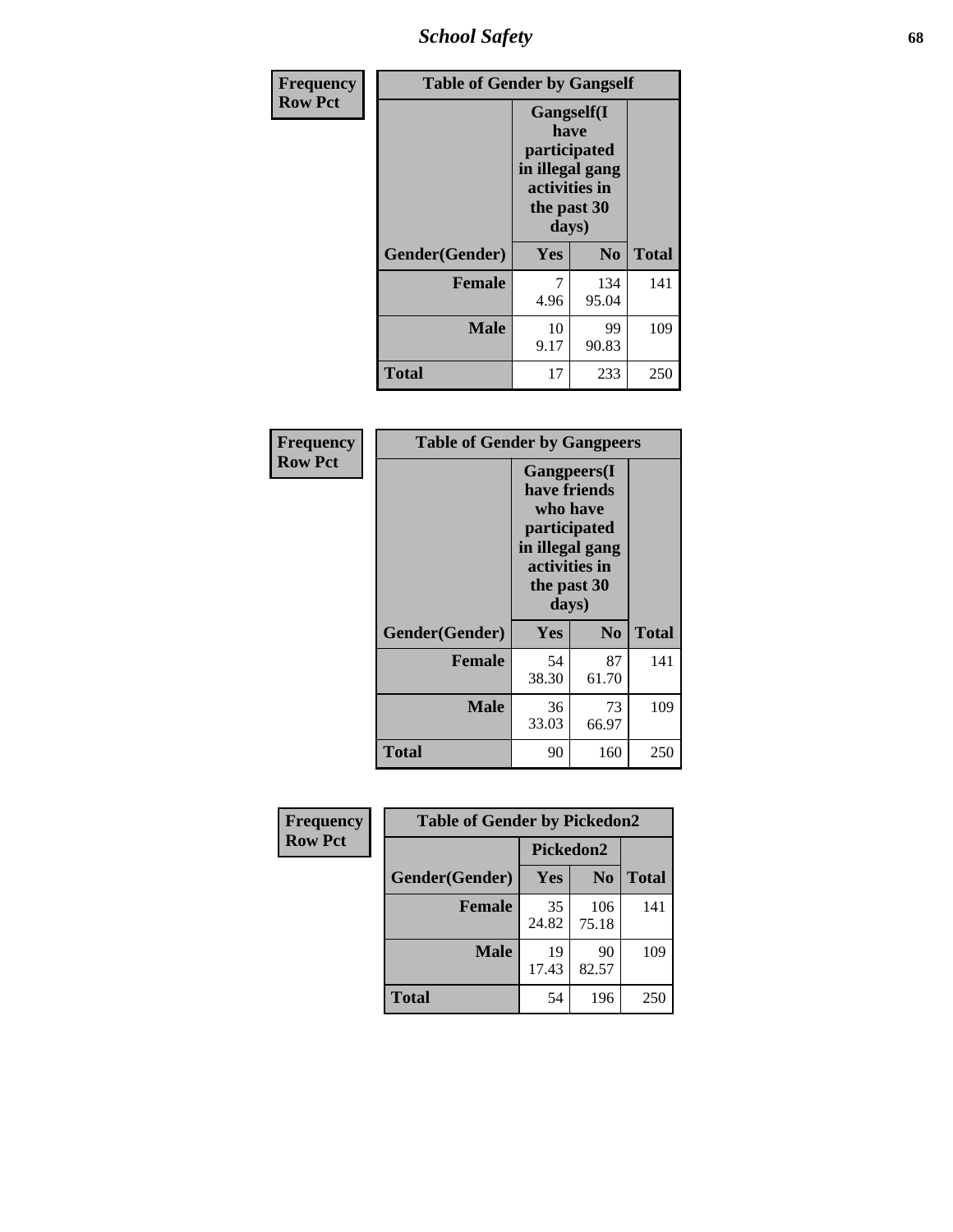| Frequency<br>Row Pct | Table of Gender by Gangself | | |
|---|---|---|---|
| | Gangself(I have participated in illegal gang activities in the past 30 days) | | |
| Gender(Gender) | Yes | No | Total |
| Female | 7<br>4.96 | 134<br>95.04 | 141 |
| Male | 10<br>9.17 | 99<br>90.83 | 109 |
| Total | 17 | 233 | 250 |

| Frequency<br>Row Pct | Table of Gender by Gangpeers | | |
|---|---|---|---|
| | Gangpeers(I have friends who have participated in illegal gang activities in the past 30 days) | | |
| Gender(Gender) | Yes | No | Total |
| Female | 54<br>38.30 | 87<br>61.70 | 141 |
| Male | 36<br>33.03 | 73<br>66.97 | 109 |
| Total | 90 | 160 | 250 |

| Frequency<br>Row Pct | Table of Gender by Pickedon2 | | |
|---|---|---|---|
| | Pickedon2 | | |
| Gender(Gender) | Yes | No | Total |
| Female | 35<br>24.82 | 106<br>75.18 | 141 |
| Male | 19<br>17.43 | 90<br>82.57 | 109 |
| Total | 54 | 196 | 250 |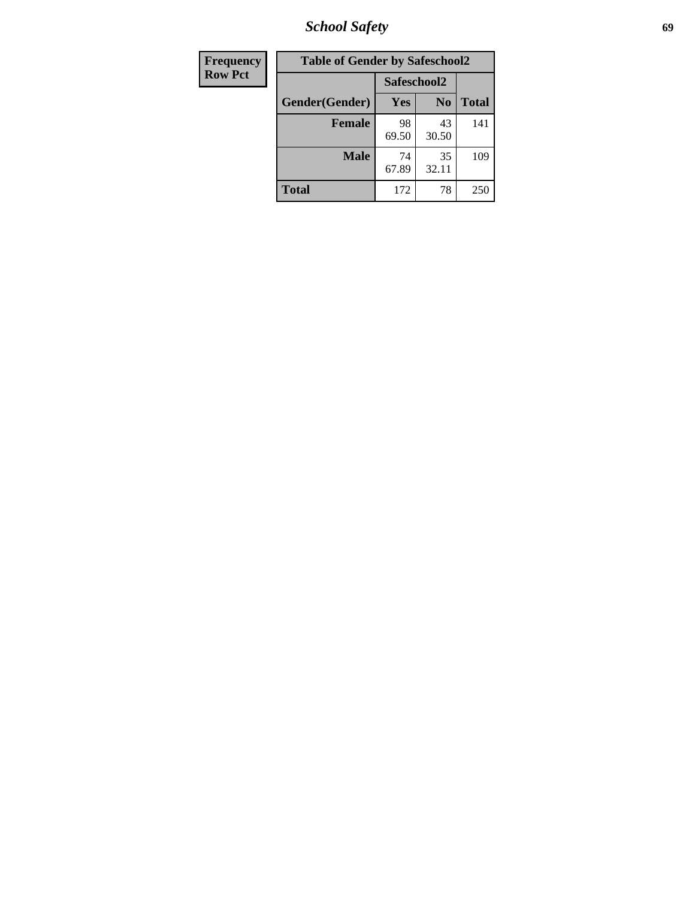| Frequency |
|---|
| Row Pct |

**Table of Gender by Safeschool2**

| Gender(Gender) | Safeschool2 | | Total |
|---|---|---|---|
| | Yes | No | |
| Female | 98<br>69.50 | 43<br>30.50 | 141 |
| Male | 74<br>67.89 | 35<br>32.11 | 109 |
| Total | 172 | 78 | 250 |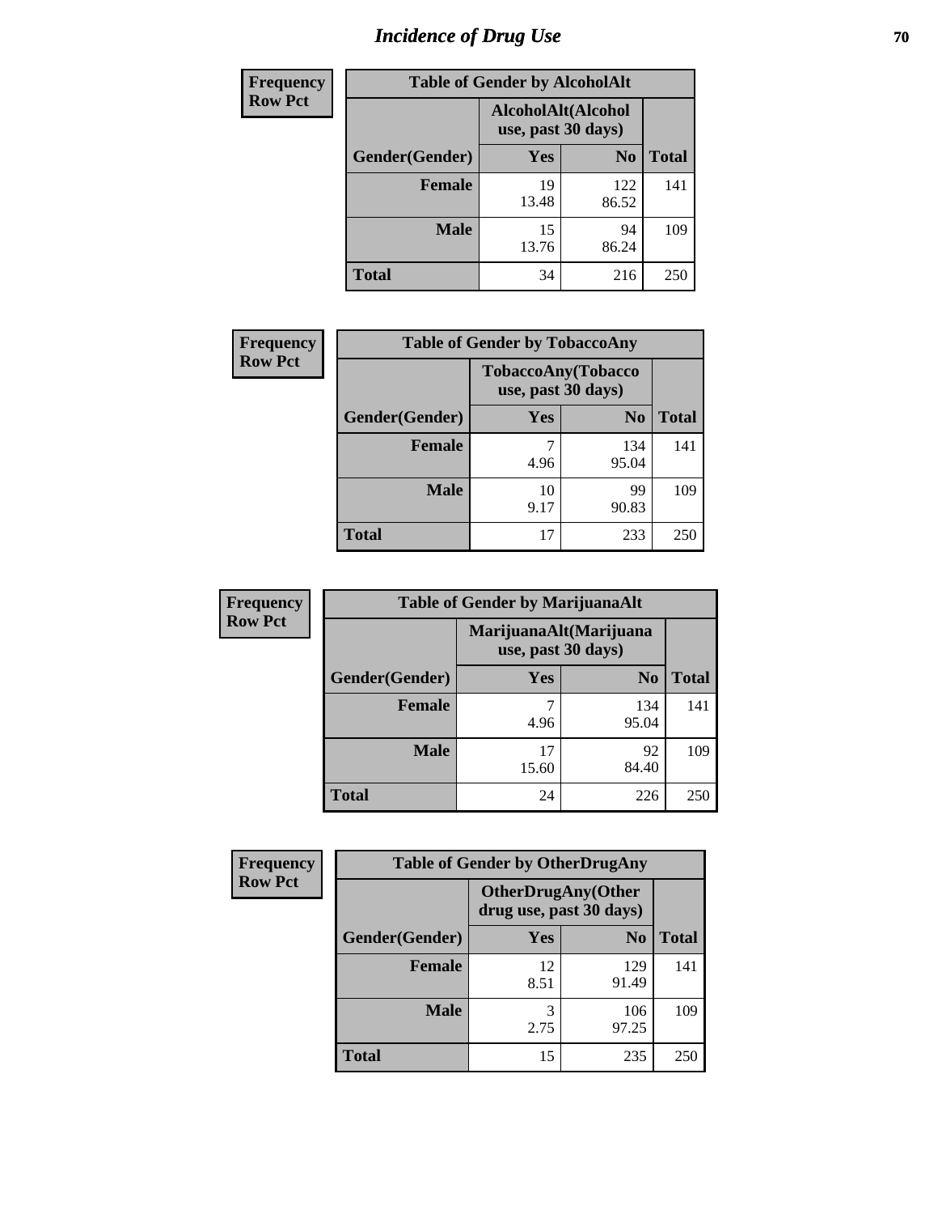# Incidence of Drug Use

**Frequency**
**Row Pct**

| Table of Gender by AlcoholAlt | | | |
|---|---|---|---|
| | AlcoholAlt(Alcohol use, past 30 days) | | |
| Gender(Gender) | Yes | No | Total |
| Female | 19<br>13.48 | 122<br>86.52 | 141 |
| Male | 15<br>13.76 | 94<br>86.24 | 109 |
| Total | 34 | 216 | 250 |

**Frequency**
**Row Pct**

| Table of Gender by TobaccoAny | | | |
|---|---|---|---|
| | TobaccoAny(Tobacco use, past 30 days) | | |
| Gender(Gender) | Yes | No | Total |
| Female | 7<br>4.96 | 134<br>95.04 | 141 |
| Male | 10<br>9.17 | 99<br>90.83 | 109 |
| Total | 17 | 233 | 250 |

**Frequency**
**Row Pct**

| Table of Gender by MarijuanaAlt | | | |
|---|---|---|---|
| | MarijuanaAlt(Marijuana use, past 30 days) | | |
| Gender(Gender) | Yes | No | Total |
| Female | 7<br>4.96 | 134<br>95.04 | 141 |
| Male | 17<br>15.60 | 92<br>84.40 | 109 |
| Total | 24 | 226 | 250 |

**Frequency**
**Row Pct**

| Table of Gender by OtherDrugAny | | | |
|---|---|---|---|
| | OtherDrugAny(Other drug use, past 30 days) | | |
| Gender(Gender) | Yes | No | Total |
| Female | 12<br>8.51 | 129<br>91.49 | 141 |
| Male | 3<br>2.75 | 106<br>97.25 | 109 |
| Total | 15 | 235 | 250 |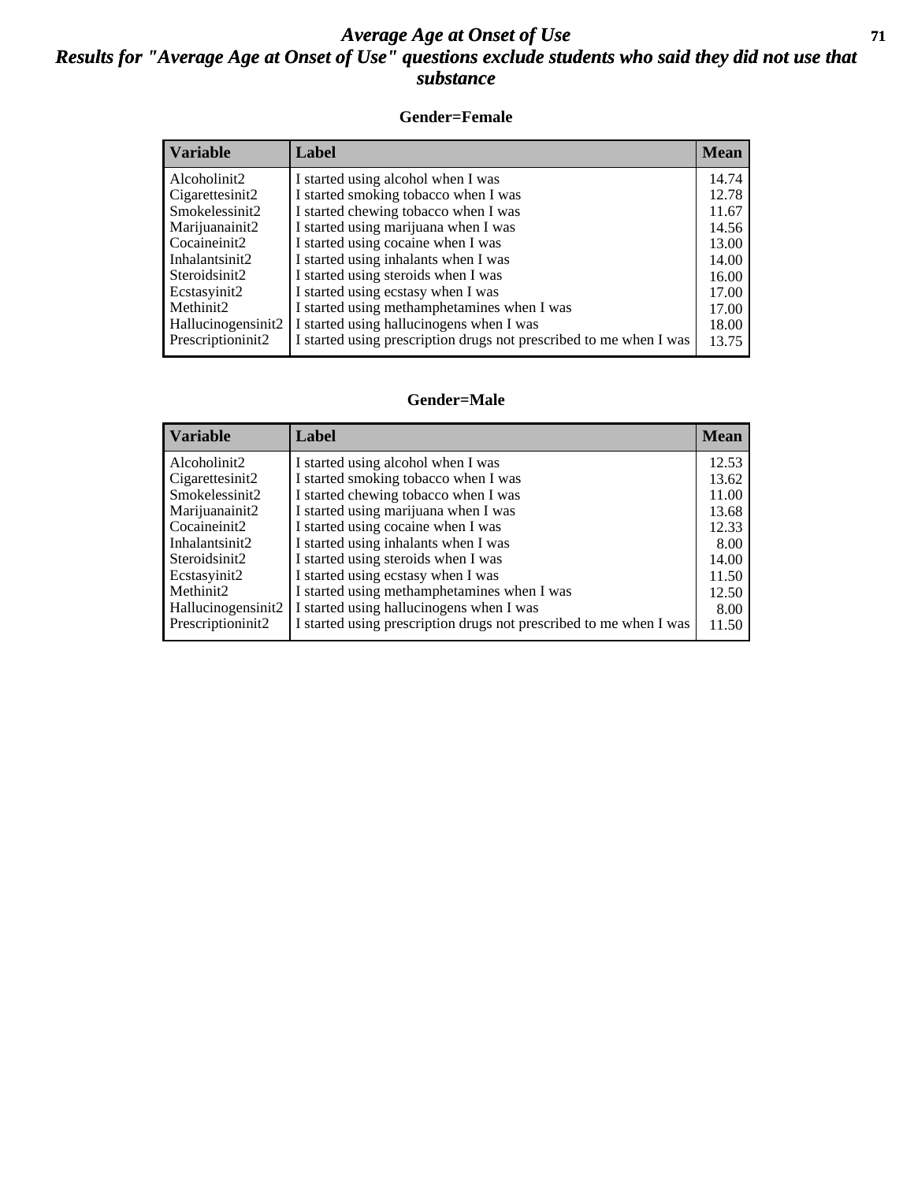# *Average Age at Onset of Use*

## *Results for "Average Age at Onset of Use" questions exclude students who said they did not use that substance*

### Gender=Female

| Variable | Label | Mean |
|---|---|---|
| Alcoholinit2 | I started using alcohol when I was | 14.74 |
| Cigarettesinit2 | I started smoking tobacco when I was | 12.78 |
| Smokelessinit2 | I started chewing tobacco when I was | 11.67 |
| Marijuanainit2 | I started using marijuana when I was | 14.56 |
| Cocaineinit2 | I started using cocaine when I was | 13.00 |
| Inhalantsinit2 | I started using inhalants when I was | 14.00 |
| Steroidsinit2 | I started using steroids when I was | 16.00 |
| Ecstasyinit2 | I started using ecstasy when I was | 17.00 |
| Methinit2 | I started using methamphetamines when I was | 17.00 |
| Hallucinogensinit2 | I started using hallucinogens when I was | 18.00 |
| Prescriptioninit2 | I started using prescription drugs not prescribed to me when I was | 13.75 |

### Gender=Male

| Variable | Label | Mean |
|---|---|---|
| Alcoholinit2 | I started using alcohol when I was | 12.53 |
| Cigarettesinit2 | I started smoking tobacco when I was | 13.62 |
| Smokelessinit2 | I started chewing tobacco when I was | 11.00 |
| Marijuanainit2 | I started using marijuana when I was | 13.68 |
| Cocaineinit2 | I started using cocaine when I was | 12.33 |
| Inhalantsinit2 | I started using inhalants when I was | 8.00 |
| Steroidsinit2 | I started using steroids when I was | 14.00 |
| Ecstasyinit2 | I started using ecstasy when I was | 11.50 |
| Methinit2 | I started using methamphetamines when I was | 12.50 |
| Hallucinogensinit2 | I started using hallucinogens when I was | 8.00 |
| Prescriptioninit2 | I started using prescription drugs not prescribed to me when I was | 11.50 |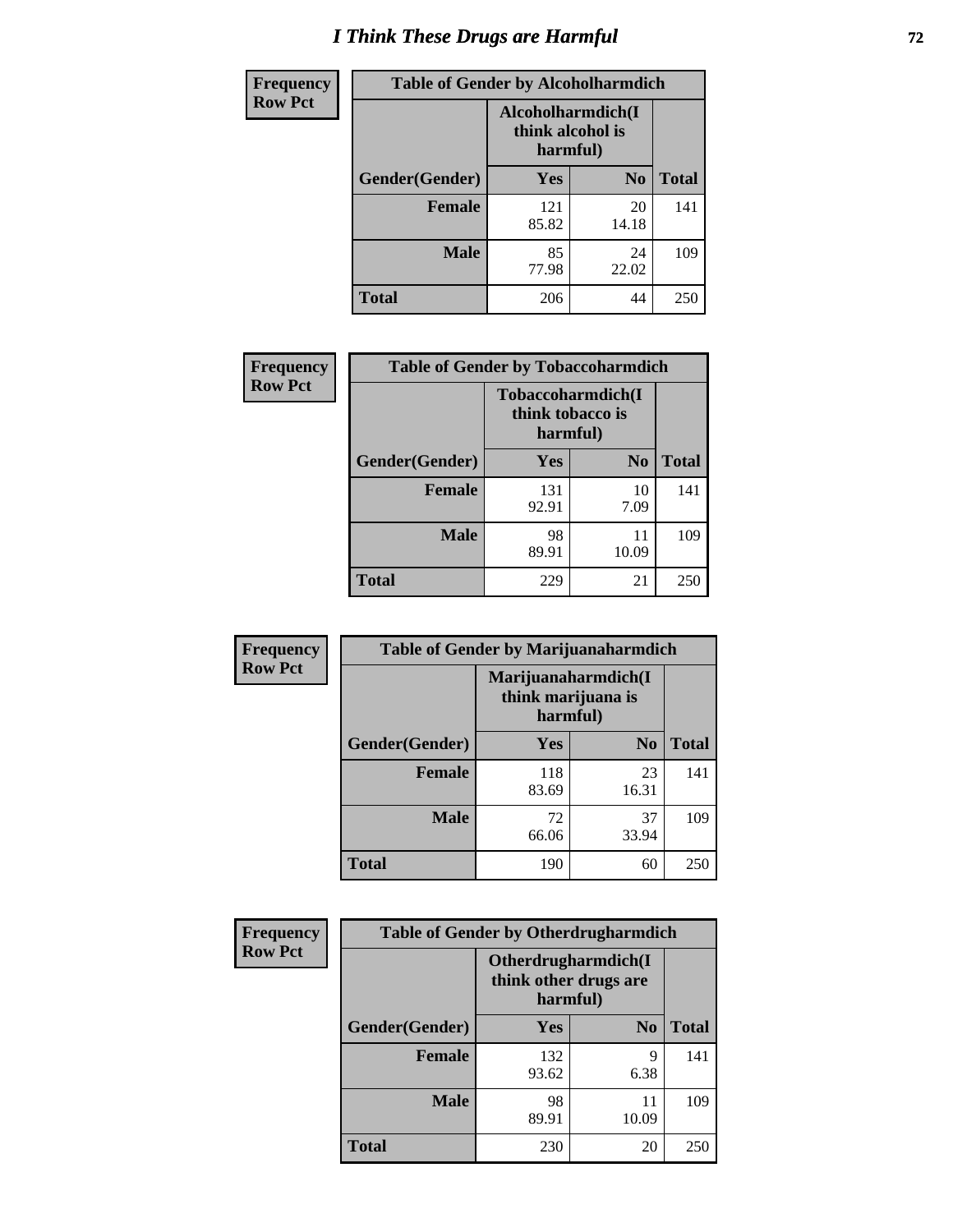# I Think These Drugs are Harmful

| Frequency Row Pct | Table of Gender by Alcoholharmdich | | |
|---|---|---|---|
| | Alcoholharmdich(I think alcohol is harmful) | | |
| Gender(Gender) | Yes | No | Total |
| Female | 121<br>85.82 | 20<br>14.18 | 141 |
| Male | 85<br>77.98 | 24<br>22.02 | 109 |
| Total | 206 | 44 | 250 |

| Frequency Row Pct | Table of Gender by Tobaccoharmdich | | |
|---|---|---|---|
| | Tobaccoharmdich(I think tobacco is harmful) | | |
| Gender(Gender) | Yes | No | Total |
| Female | 131<br>92.91 | 10<br>7.09 | 141 |
| Male | 98<br>89.91 | 11<br>10.09 | 109 |
| Total | 229 | 21 | 250 |

| Frequency Row Pct | Table of Gender by Marijuanaharmdich | | |
|---|---|---|---|
| | Marijuanaharmdich(I think marijuana is harmful) | | |
| Gender(Gender) | Yes | No | Total |
| Female | 118<br>83.69 | 23<br>16.31 | 141 |
| Male | 72<br>66.06 | 37<br>33.94 | 109 |
| Total | 190 | 60 | 250 |

| Frequency Row Pct | Table of Gender by Otherdrugharmdich | | |
|---|---|---|---|
| | Otherdrugharmdich(I think other drugs are harmful) | | |
| Gender(Gender) | Yes | No | Total |
| Female | 132<br>93.62 | 9<br>6.38 | 141 |
| Male | 98<br>89.91 | 11<br>10.09 | 109 |
| Total | 230 | 20 | 250 |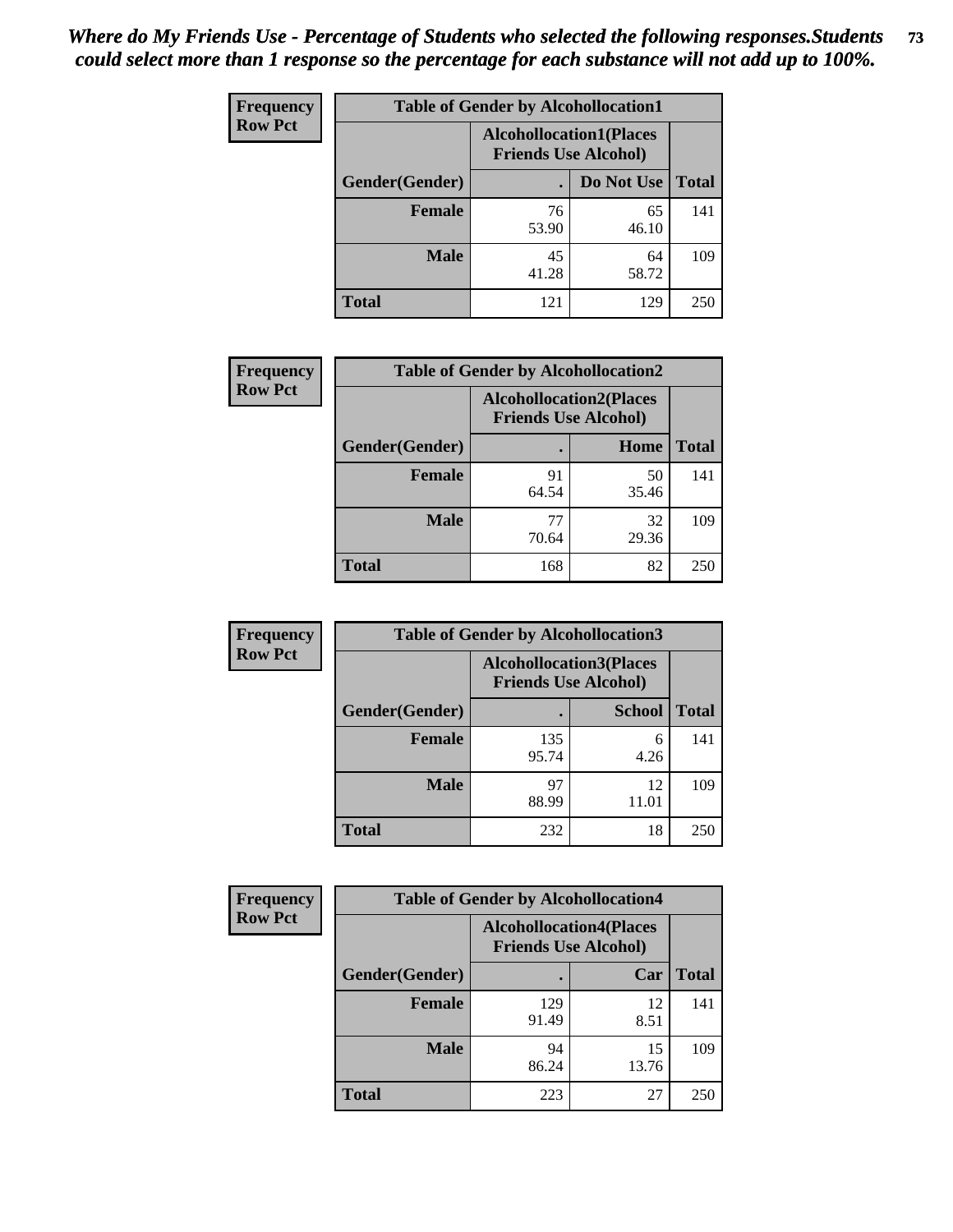*Where do My Friends Use - Percentage of Students who selected the following responses.Students could select more than 1 response so the percentage for each substance will not add up to 100%.*

**Frequency**
**Row Pct**

| Table of Gender by Alcohollocation1 | | | |
|---|---|---|---|
| | Alcohollocation1(Places Friends Use Alcohol) | | |
| Gender(Gender) | . | Do Not Use | Total |
| Female | 76<br>53.90 | 65<br>46.10 | 141 |
| Male | 45<br>41.28 | 64<br>58.72 | 109 |
| Total | 121 | 129 | 250 |

**Frequency**
**Row Pct**

| Table of Gender by Alcohollocation2 | | | |
|---|---|---|---|
| | Alcohollocation2(Places Friends Use Alcohol) | | |
| Gender(Gender) | . | Home | Total |
| Female | 91<br>64.54 | 50<br>35.46 | 141 |
| Male | 77<br>70.64 | 32<br>29.36 | 109 |
| Total | 168 | 82 | 250 |

**Frequency**
**Row Pct**

| Table of Gender by Alcohollocation3 | | | |
|---|---|---|---|
| | Alcohollocation3(Places Friends Use Alcohol) | | |
| Gender(Gender) | . | School | Total |
| Female | 135<br>95.74 | 6<br>4.26 | 141 |
| Male | 97<br>88.99 | 12<br>11.01 | 109 |
| Total | 232 | 18 | 250 |

**Frequency**
**Row Pct**

| Table of Gender by Alcohollocation4 | | | |
|---|---|---|---|
| | Alcohollocation4(Places Friends Use Alcohol) | | |
| Gender(Gender) | . | Car | Total |
| Female | 129<br>91.49 | 12<br>8.51 | 141 |
| Male | 94<br>86.24 | 15<br>13.76 | 109 |
| Total | 223 | 27 | 250 |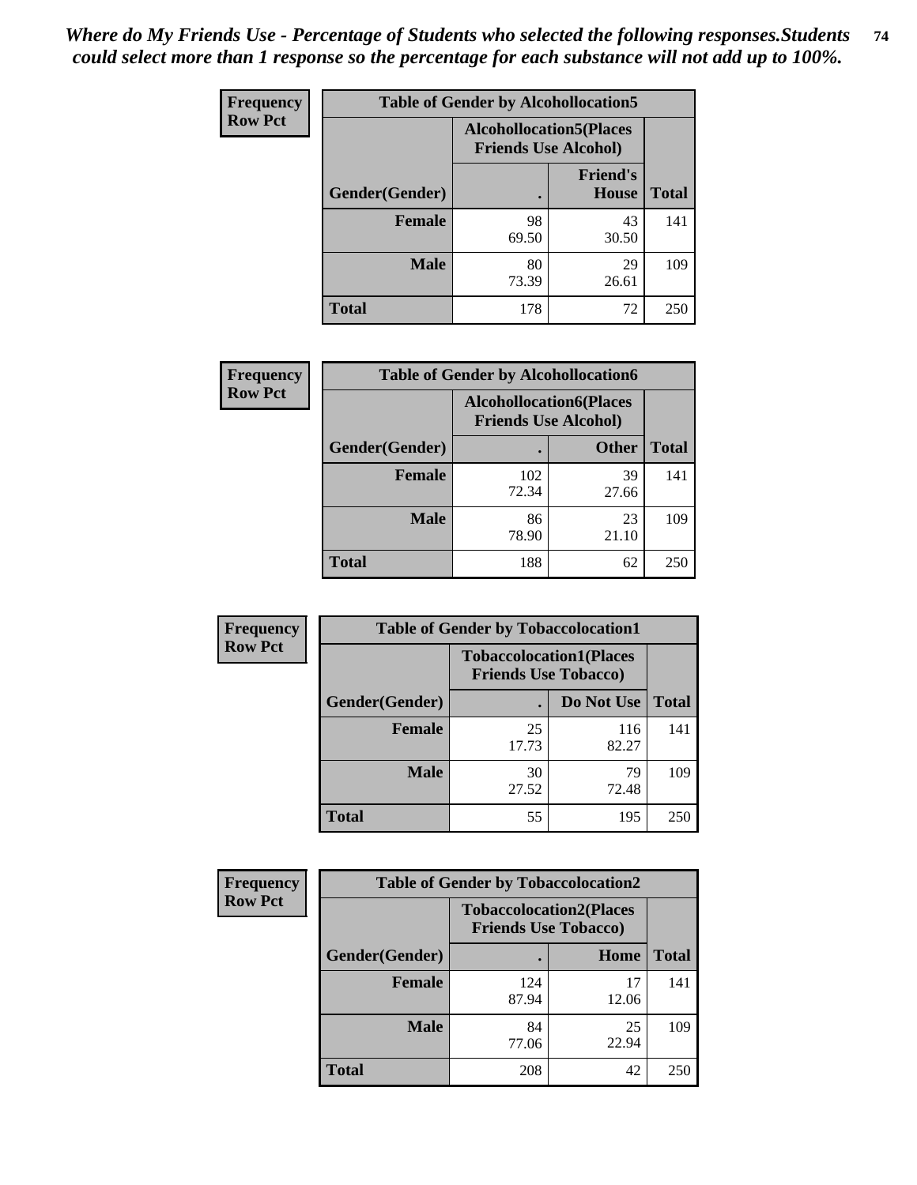*Where do My Friends Use - Percentage of Students who selected the following responses.Students could select more than 1 response so the percentage for each substance will not add up to 100%.*

**Frequency**
**Row Pct**

| Table of Gender by Alcohollocation5 | | | |
|---|---|---|---|
| | Alcohollocation5(Places Friends Use Alcohol) | | |
| Gender(Gender) | . | Friend's House | Total |
| Female | 98<br>69.50 | 43<br>30.50 | 141 |
| Male | 80<br>73.39 | 29<br>26.61 | 109 |
| Total | 178 | 72 | 250 |

**Frequency**
**Row Pct**

| Table of Gender by Alcohollocation6 | | | |
|---|---|---|---|
| | Alcohollocation6(Places Friends Use Alcohol) | | |
| Gender(Gender) | . | Other | Total |
| Female | 102<br>72.34 | 39<br>27.66 | 141 |
| Male | 86<br>78.90 | 23<br>21.10 | 109 |
| Total | 188 | 62 | 250 |

**Frequency**
**Row Pct**

| Table of Gender by Tobaccolocation1 | | | |
|---|---|---|---|
| | Tobaccolocation1(Places Friends Use Tobacco) | | |
| Gender(Gender) | . | Do Not Use | Total |
| Female | 25<br>17.73 | 116<br>82.27 | 141 |
| Male | 30<br>27.52 | 79<br>72.48 | 109 |
| Total | 55 | 195 | 250 |

**Frequency**
**Row Pct**

| Table of Gender by Tobaccolocation2 | | | |
|---|---|---|---|
| | Tobaccolocation2(Places Friends Use Tobacco) | | |
| Gender(Gender) | . | Home | Total |
| Female | 124<br>87.94 | 17<br>12.06 | 141 |
| Male | 84<br>77.06 | 25<br>22.94 | 109 |
| Total | 208 | 42 | 250 |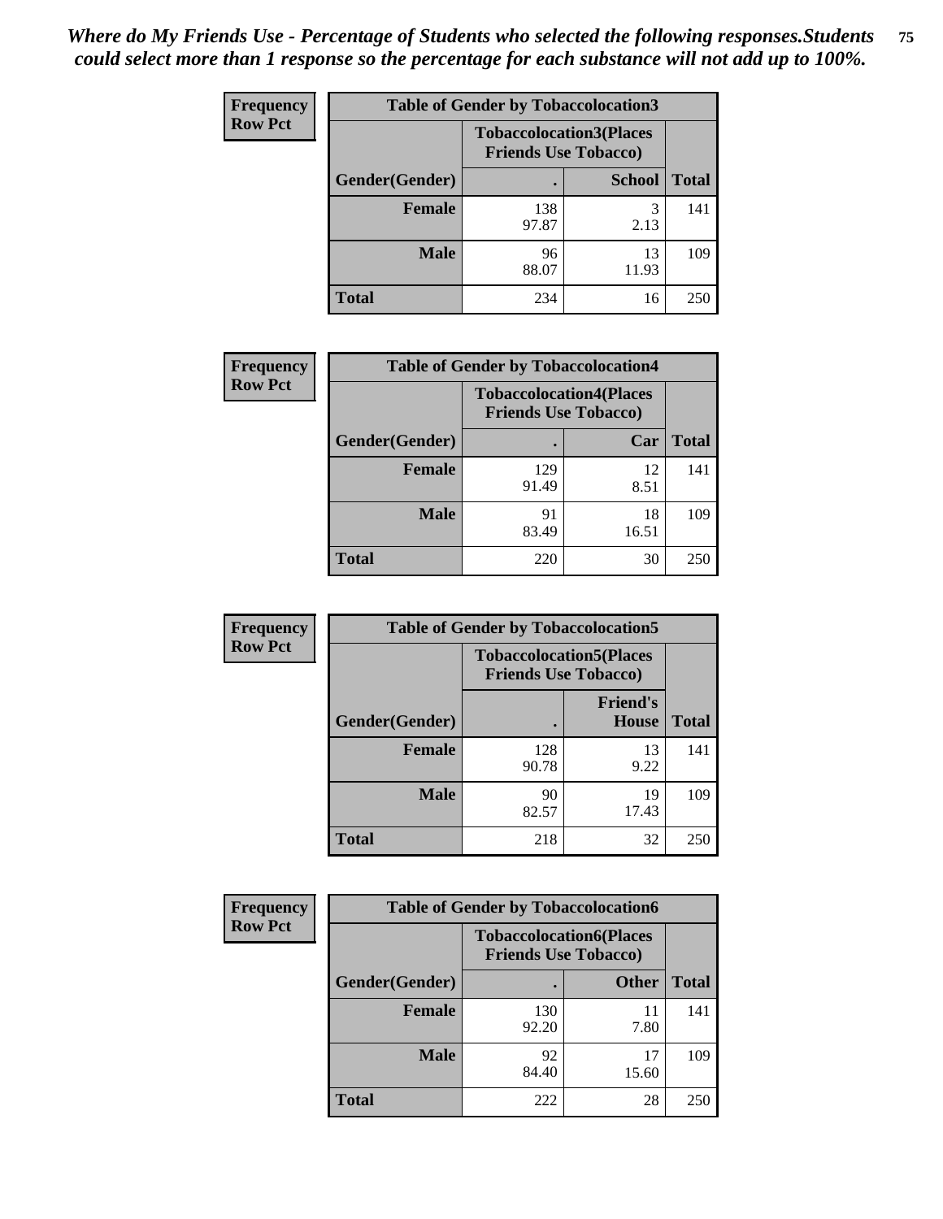*Where do My Friends Use - Percentage of Students who selected the following responses.Students could select more than 1 response so the percentage for each substance will not add up to 100%.*

**Frequency**
**Row Pct**

| Table of Gender by Tobaccolocation3 | | | |
|---|---|---|---|
| | Tobaccolocation3(Places Friends Use Tobacco) | | |
| Gender(Gender) | . | School | Total |
| Female | 138<br>97.87 | 3<br>2.13 | 141 |
| Male | 96<br>88.07 | 13<br>11.93 | 109 |
| Total | 234 | 16 | 250 |

**Frequency**
**Row Pct**

| Table of Gender by Tobaccolocation4 | | | |
|---|---|---|---|
| | Tobaccolocation4(Places Friends Use Tobacco) | | |
| Gender(Gender) | . | Car | Total |
| Female | 129<br>91.49 | 12<br>8.51 | 141 |
| Male | 91<br>83.49 | 18<br>16.51 | 109 |
| Total | 220 | 30 | 250 |

**Frequency**
**Row Pct**

| Table of Gender by Tobaccolocation5 | | | |
|---|---|---|---|
| | Tobaccolocation5(Places Friends Use Tobacco) | | |
| Gender(Gender) | . | Friend's House | Total |
| Female | 128<br>90.78 | 13<br>9.22 | 141 |
| Male | 90<br>82.57 | 19<br>17.43 | 109 |
| Total | 218 | 32 | 250 |

**Frequency**
**Row Pct**

| Table of Gender by Tobaccolocation6 | | | |
|---|---|---|---|
| | Tobaccolocation6(Places Friends Use Tobacco) | | |
| Gender(Gender) | . | Other | Total |
| Female | 130<br>92.20 | 11<br>7.80 | 141 |
| Male | 92<br>84.40 | 17<br>15.60 | 109 |
| Total | 222 | 28 | 250 |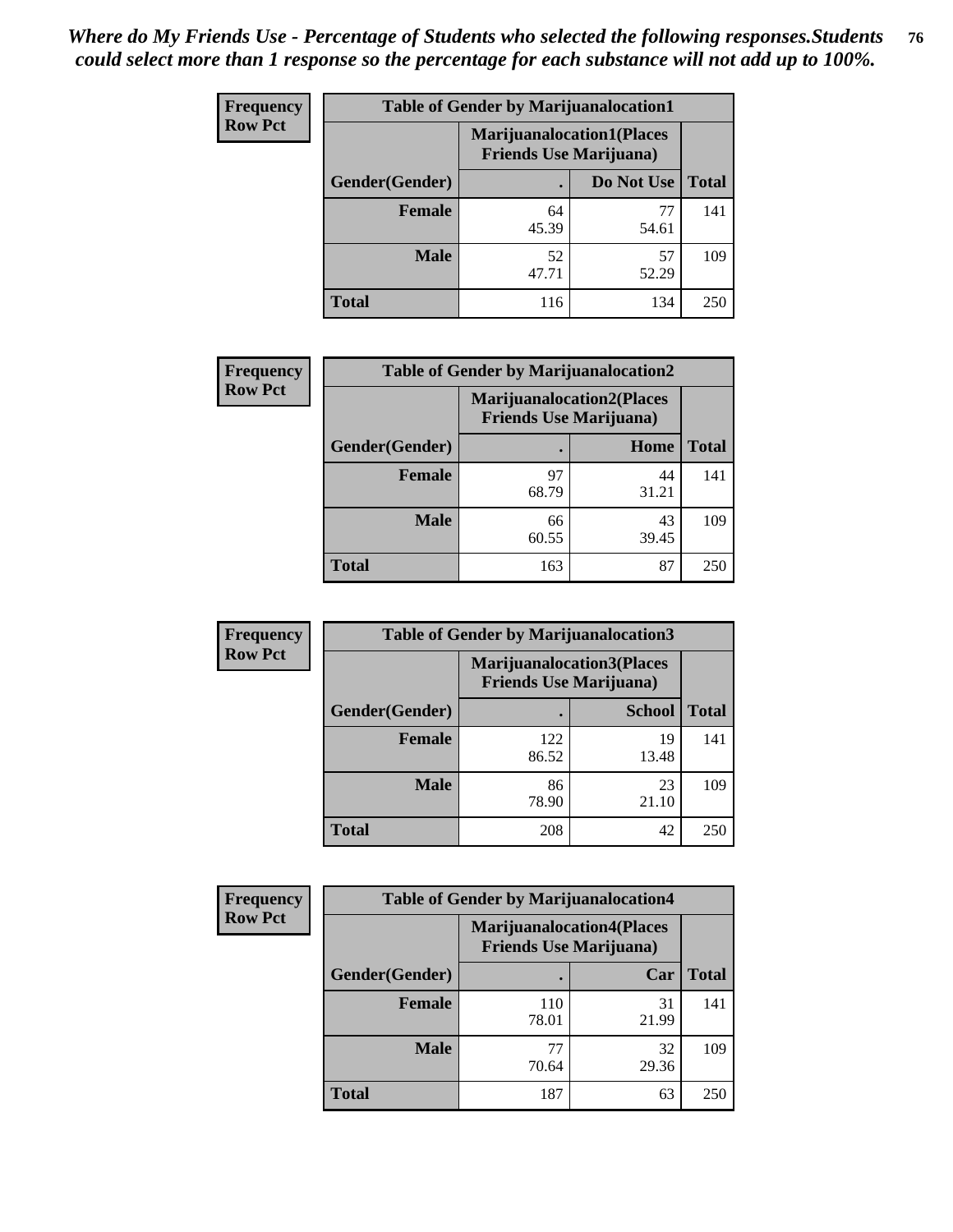*Where do My Friends Use - Percentage of Students who selected the following responses.Students could select more than 1 response so the percentage for each substance will not add up to 100%.*

**Frequency / Row Pct**

| Table of Gender by Marijuanalocation1 | | | |
|---|---|---|---|
| | Marijuanalocation1(Places Friends Use Marijuana) | | |
| Gender(Gender) | . | Do Not Use | Total |
| Female | 64<br>45.39 | 77<br>54.61 | 141 |
| Male | 52<br>47.71 | 57<br>52.29 | 109 |
| Total | 116 | 134 | 250 |

**Frequency / Row Pct**

| Table of Gender by Marijuanalocation2 | | | |
|---|---|---|---|
| | Marijuanalocation2(Places Friends Use Marijuana) | | |
| Gender(Gender) | . | Home | Total |
| Female | 97<br>68.79 | 44<br>31.21 | 141 |
| Male | 66<br>60.55 | 43<br>39.45 | 109 |
| Total | 163 | 87 | 250 |

**Frequency / Row Pct**

| Table of Gender by Marijuanalocation3 | | | |
|---|---|---|---|
| | Marijuanalocation3(Places Friends Use Marijuana) | | |
| Gender(Gender) | . | School | Total |
| Female | 122<br>86.52 | 19<br>13.48 | 141 |
| Male | 86<br>78.90 | 23<br>21.10 | 109 |
| Total | 208 | 42 | 250 |

**Frequency / Row Pct**

| Table of Gender by Marijuanalocation4 | | | |
|---|---|---|---|
| | Marijuanalocation4(Places Friends Use Marijuana) | | |
| Gender(Gender) | . | Car | Total |
| Female | 110<br>78.01 | 31<br>21.99 | 141 |
| Male | 77<br>70.64 | 32<br>29.36 | 109 |
| Total | 187 | 63 | 250 |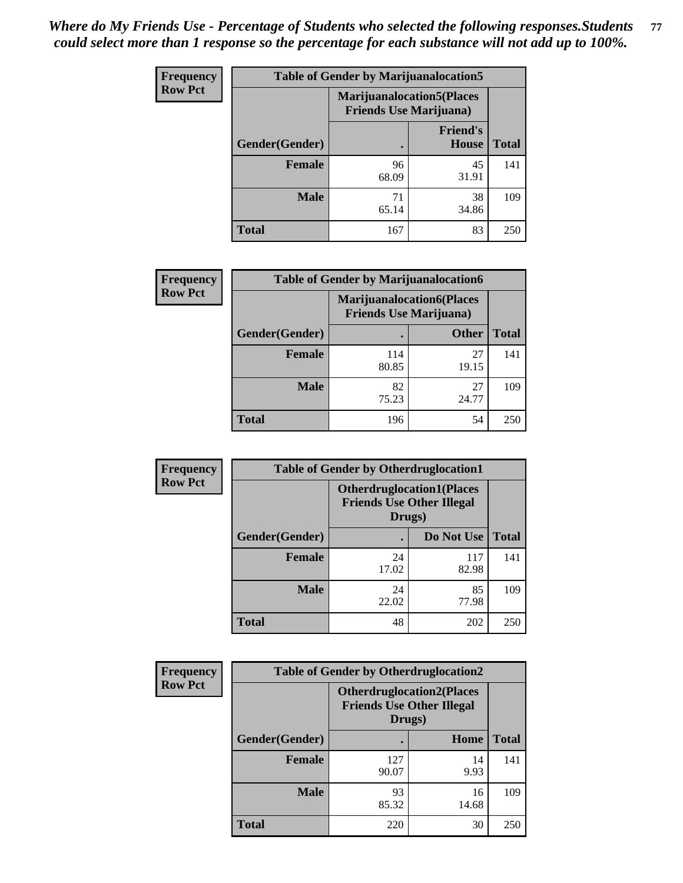*Where do My Friends Use - Percentage of Students who selected the following responses.Students could select more than 1 response so the percentage for each substance will not add up to 100%.*

**Frequency**
**Row Pct**

| Table of Gender by Marijuanalocation5 | | | |
|---|---|---|---|
| | Marijuanalocation5(Places Friends Use Marijuana) | | |
| Gender(Gender) | . | Friend's House | Total |
| **Female** | 96<br>68.09 | 45<br>31.91 | 141 |
| **Male** | 71<br>65.14 | 38<br>34.86 | 109 |
| **Total** | 167 | 83 | 250 |

**Frequency**
**Row Pct**

| Table of Gender by Marijuanalocation6 | | | |
|---|---|---|---|
| | Marijuanalocation6(Places Friends Use Marijuana) | | |
| Gender(Gender) | . | Other | Total |
| **Female** | 114<br>80.85 | 27<br>19.15 | 141 |
| **Male** | 82<br>75.23 | 27<br>24.77 | 109 |
| **Total** | 196 | 54 | 250 |

**Frequency**
**Row Pct**

| Table of Gender by Otherdruglocation1 | | | |
|---|---|---|---|
| | Otherdruglocation1(Places Friends Use Other Illegal Drugs) | | |
| Gender(Gender) | . | Do Not Use | Total |
| **Female** | 24<br>17.02 | 117<br>82.98 | 141 |
| **Male** | 24<br>22.02 | 85<br>77.98 | 109 |
| **Total** | 48 | 202 | 250 |

**Frequency**
**Row Pct**

| Table of Gender by Otherdruglocation2 | | | |
|---|---|---|---|
| | Otherdruglocation2(Places Friends Use Other Illegal Drugs) | | |
| Gender(Gender) | . | Home | Total |
| **Female** | 127<br>90.07 | 14<br>9.93 | 141 |
| **Male** | 93<br>85.32 | 16<br>14.68 | 109 |
| **Total** | 220 | 30 | 250 |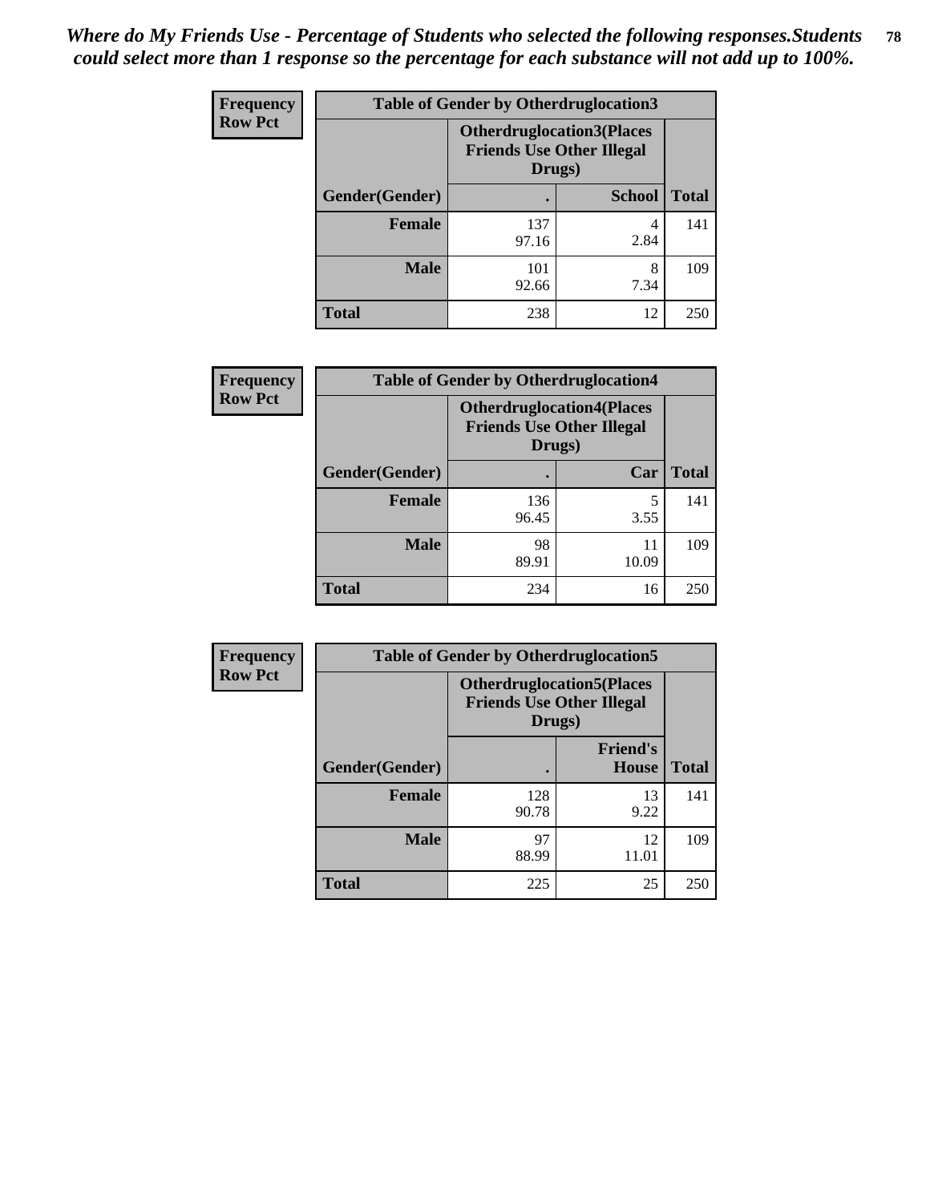***Where do My Friends Use - Percentage of Students who selected the following responses.Students could select more than 1 response so the percentage for each substance will not add up to 100%.***

| Frequency Row Pct | Table of Gender by Otherdruglocation3 | | |
|---|---|---|---|
| | Otherdruglocation3(Places Friends Use Other Illegal Drugs) | | |
| Gender(Gender) | . | School | Total |
| Female | 137<br>97.16 | 4<br>2.84 | 141 |
| Male | 101<br>92.66 | 8<br>7.34 | 109 |
| Total | 238 | 12 | 250 |

| Frequency Row Pct | Table of Gender by Otherdruglocation4 | | |
|---|---|---|---|
| | Otherdruglocation4(Places Friends Use Other Illegal Drugs) | | |
| Gender(Gender) | . | Car | Total |
| Female | 136<br>96.45 | 5<br>3.55 | 141 |
| Male | 98<br>89.91 | 11<br>10.09 | 109 |
| Total | 234 | 16 | 250 |

| Frequency Row Pct | Table of Gender by Otherdruglocation5 | | |
|---|---|---|---|
| | Otherdruglocation5(Places Friends Use Other Illegal Drugs) | | |
| Gender(Gender) | . | Friend's House | Total |
| Female | 128<br>90.78 | 13<br>9.22 | 141 |
| Male | 97<br>88.99 | 12<br>11.01 | 109 |
| Total | 225 | 25 | 250 |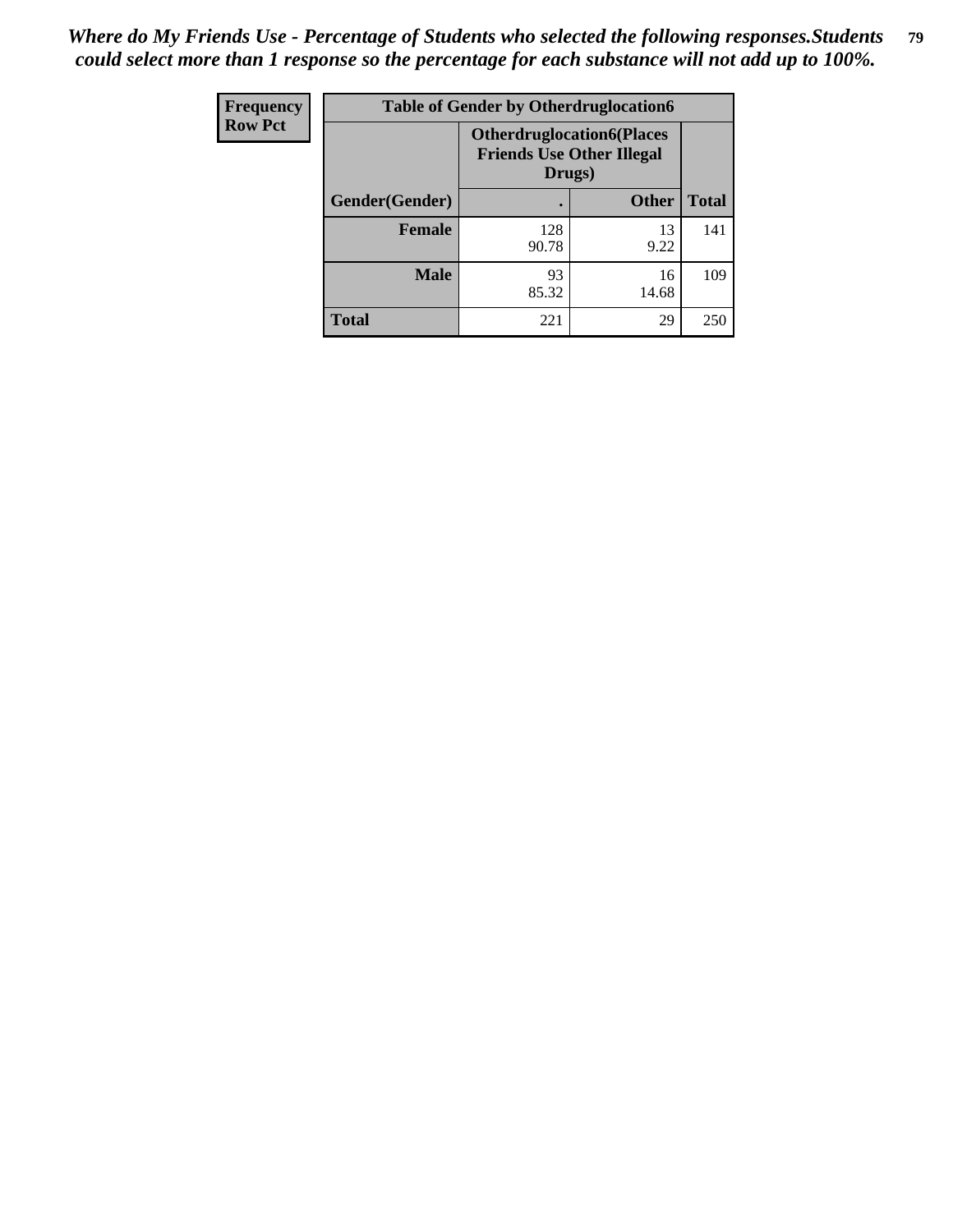*Where do My Friends Use - Percentage of Students who selected the following responses.Students could select more than 1 response so the percentage for each substance will not add up to 100%.*

| Frequency Row Pct | Table of Gender by Otherdruglocation6 | | |
|---|---|---|---|
| | Otherdruglocation6(Places Friends Use Other Illegal Drugs) | | |
| Gender(Gender) | . | Other | Total |
| Female | 128 90.78 | 13 9.22 | 141 |
| Male | 93 85.32 | 16 14.68 | 109 |
| Total | 221 | 29 | 250 |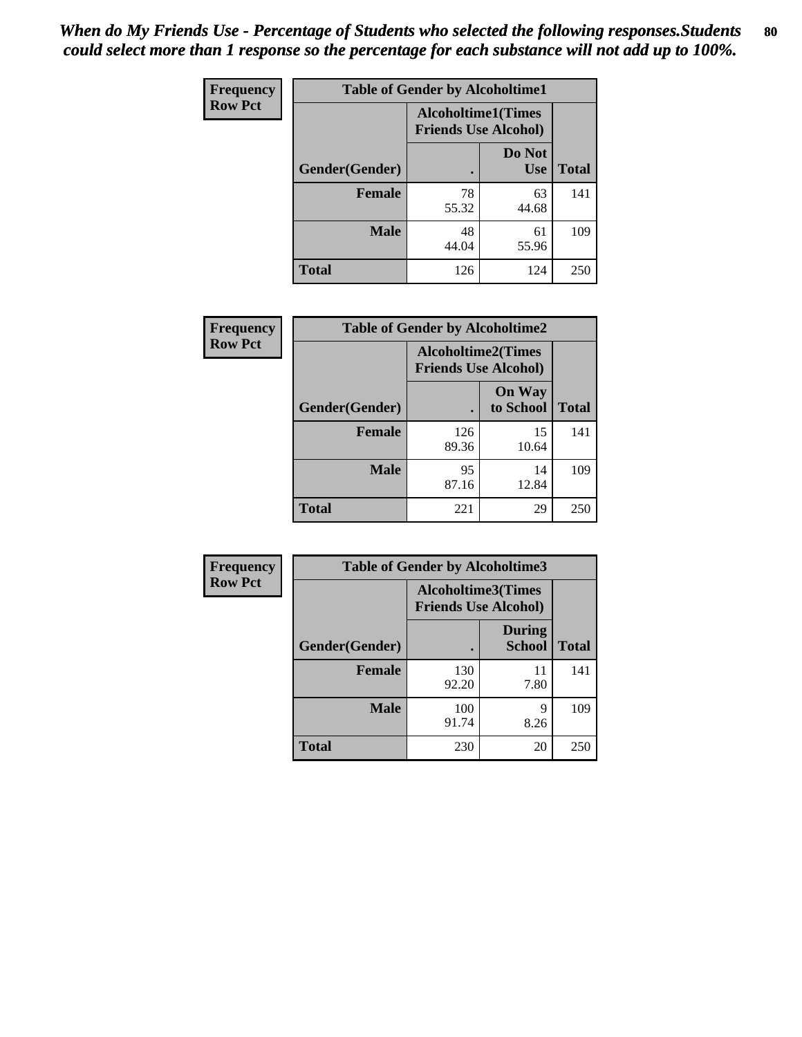*When do My Friends Use - Percentage of Students who selected the following responses.Students could select more than 1 response so the percentage for each substance will not add up to 100%.*

**Frequency**
**Row Pct**

| Table of Gender by Alcoholtime1 | | | |
|---|---|---|---|
| | Alcoholtime1(Times Friends Use Alcohol) | | |
| Gender(Gender) | . | Do Not Use | Total |
| **Female** | 78<br>55.32 | 63<br>44.68 | 141 |
| **Male** | 48<br>44.04 | 61<br>55.96 | 109 |
| **Total** | 126 | 124 | 250 |

**Frequency**
**Row Pct**

| Table of Gender by Alcoholtime2 | | | |
|---|---|---|---|
| | Alcoholtime2(Times Friends Use Alcohol) | | |
| Gender(Gender) | . | On Way to School | Total |
| **Female** | 126<br>89.36 | 15<br>10.64 | 141 |
| **Male** | 95<br>87.16 | 14<br>12.84 | 109 |
| **Total** | 221 | 29 | 250 |

**Frequency**
**Row Pct**

| Table of Gender by Alcoholtime3 | | | |
|---|---|---|---|
| | Alcoholtime3(Times Friends Use Alcohol) | | |
| Gender(Gender) | . | During School | Total |
| **Female** | 130<br>92.20 | 11<br>7.80 | 141 |
| **Male** | 100<br>91.74 | 9<br>8.26 | 109 |
| **Total** | 230 | 20 | 250 |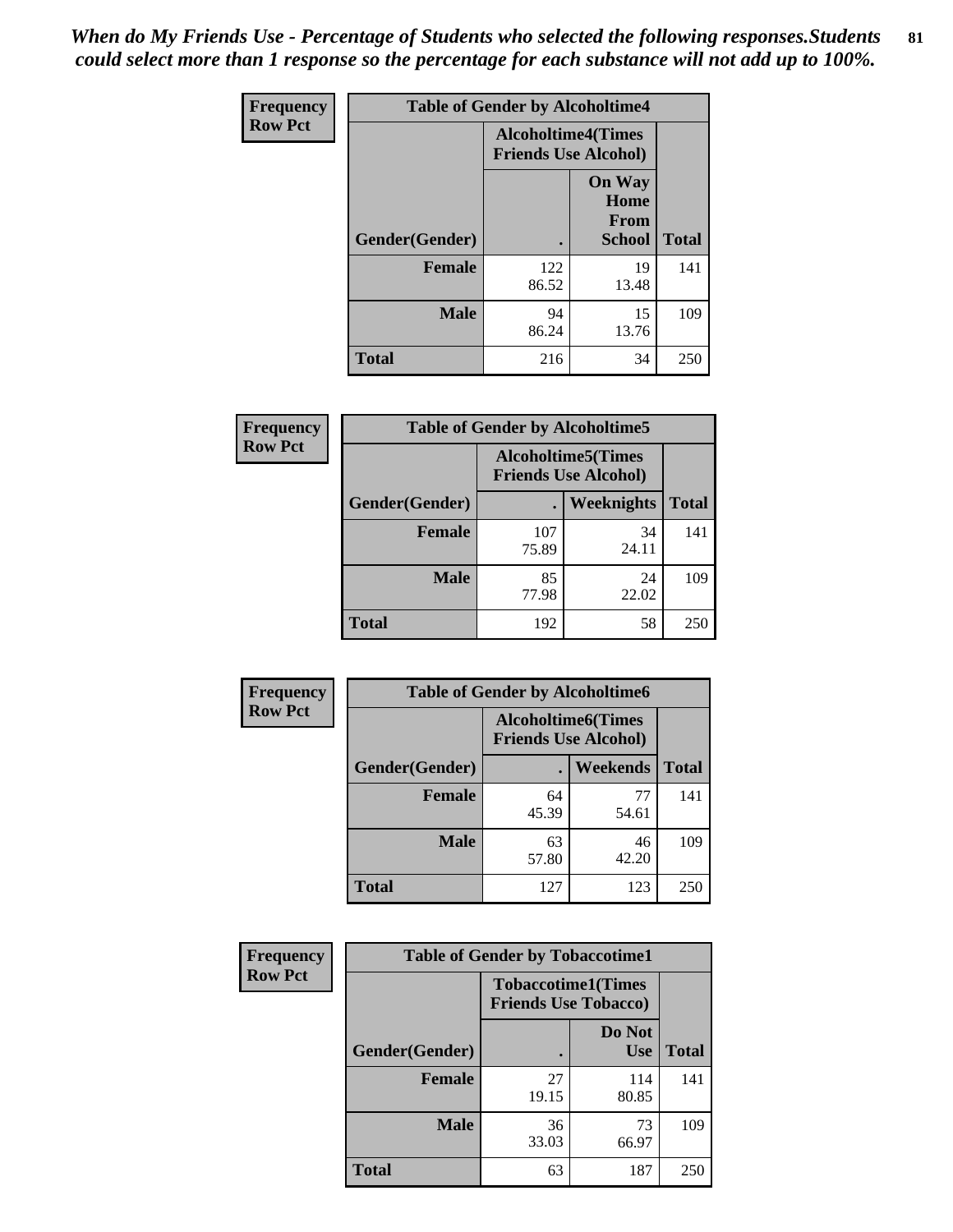*When do My Friends Use - Percentage of Students who selected the following responses.Students could select more than 1 response so the percentage for each substance will not add up to 100%.*

**Frequency**
**Row Pct**

| Table of Gender by Alcoholtime4 | | | |
|---|---|---|---|
| | Alcoholtime4(Times Friends Use Alcohol) | | |
| Gender(Gender) | . | On Way Home From School | Total |
| **Female** | 122<br>86.52 | 19<br>13.48 | 141 |
| **Male** | 94<br>86.24 | 15<br>13.76 | 109 |
| **Total** | 216 | 34 | 250 |

**Frequency**
**Row Pct**

| Table of Gender by Alcoholtime5 | | | |
|---|---|---|---|
| | Alcoholtime5(Times Friends Use Alcohol) | | |
| Gender(Gender) | . | Weeknights | Total |
| **Female** | 107<br>75.89 | 34<br>24.11 | 141 |
| **Male** | 85<br>77.98 | 24<br>22.02 | 109 |
| **Total** | 192 | 58 | 250 |

**Frequency**
**Row Pct**

| Table of Gender by Alcoholtime6 | | | |
|---|---|---|---|
| | Alcoholtime6(Times Friends Use Alcohol) | | |
| Gender(Gender) | . | Weekends | Total |
| **Female** | 64<br>45.39 | 77<br>54.61 | 141 |
| **Male** | 63<br>57.80 | 46<br>42.20 | 109 |
| **Total** | 127 | 123 | 250 |

**Frequency**
**Row Pct**

| Table of Gender by Tobaccotime1 | | | |
|---|---|---|---|
| | Tobaccotime1(Times Friends Use Tobacco) | | |
| Gender(Gender) | . | Do Not Use | Total |
| **Female** | 27<br>19.15 | 114<br>80.85 | 141 |
| **Male** | 36<br>33.03 | 73<br>66.97 | 109 |
| **Total** | 63 | 187 | 250 |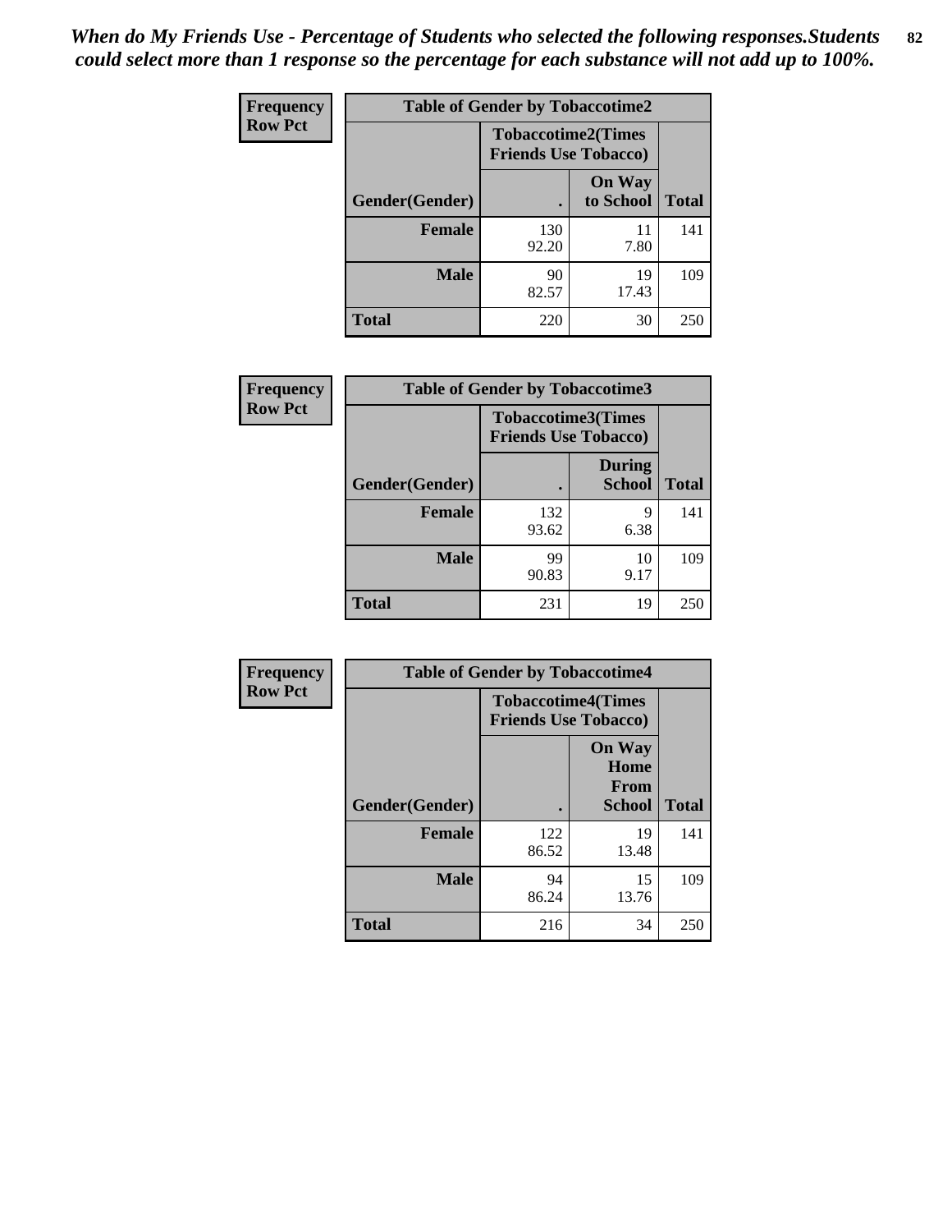*When do My Friends Use - Percentage of Students who selected the following responses.Students could select more than 1 response so the percentage for each substance will not add up to 100%.*

**Frequency**
**Row Pct**

| Table of Gender by Tobaccotime2 | | | |
|---|---|---|---|
| | Tobaccotime2(Times Friends Use Tobacco) | | |
| Gender(Gender) | . | On Way to School | Total |
| **Female** | 130<br>92.20 | 11<br>7.80 | 141 |
| **Male** | 90<br>82.57 | 19<br>17.43 | 109 |
| **Total** | 220 | 30 | 250 |

**Frequency**
**Row Pct**

| Table of Gender by Tobaccotime3 | | | |
|---|---|---|---|
| | Tobaccotime3(Times Friends Use Tobacco) | | |
| Gender(Gender) | . | During School | Total |
| **Female** | 132<br>93.62 | 9<br>6.38 | 141 |
| **Male** | 99<br>90.83 | 10<br>9.17 | 109 |
| **Total** | 231 | 19 | 250 |

**Frequency**
**Row Pct**

| Table of Gender by Tobaccotime4 | | | |
|---|---|---|---|
| | Tobaccotime4(Times Friends Use Tobacco) | | |
| Gender(Gender) | . | On Way Home From School | Total |
| **Female** | 122<br>86.52 | 19<br>13.48 | 141 |
| **Male** | 94<br>86.24 | 15<br>13.76 | 109 |
| **Total** | 216 | 34 | 250 |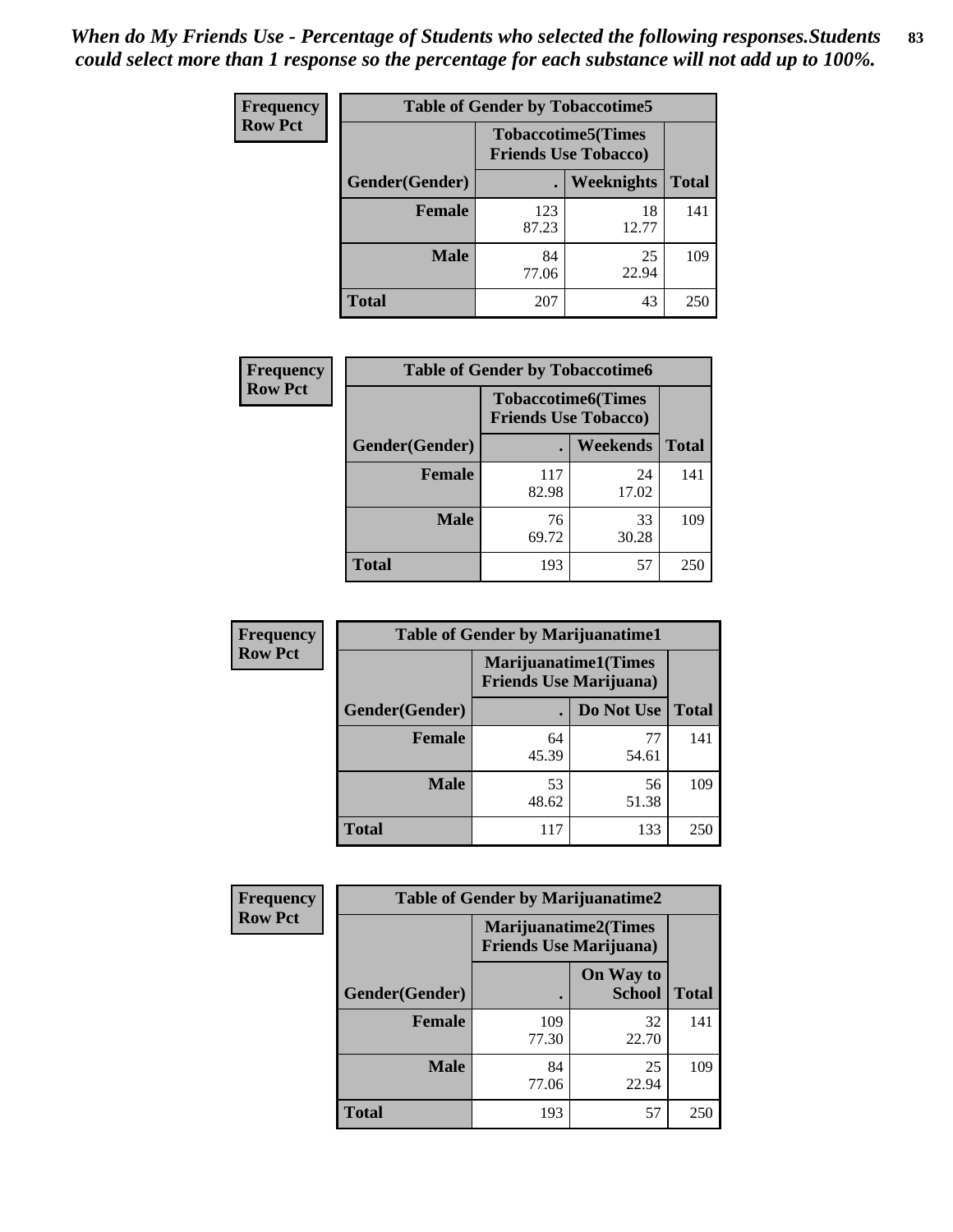*When do My Friends Use - Percentage of Students who selected the following responses.Students could select more than 1 response so the percentage for each substance will not add up to 100%.*

**Frequency**
**Row Pct**

| Table of Gender by Tobaccotime5 | | | |
|---|---|---|---|
| | Tobaccotime5(Times Friends Use Tobacco) | | |
| Gender(Gender) | . | Weeknights | Total |
| Female | 123<br>87.23 | 18<br>12.77 | 141 |
| Male | 84<br>77.06 | 25<br>22.94 | 109 |
| Total | 207 | 43 | 250 |

**Frequency**
**Row Pct**

| Table of Gender by Tobaccotime6 | | | |
|---|---|---|---|
| | Tobaccotime6(Times Friends Use Tobacco) | | |
| Gender(Gender) | . | Weekends | Total |
| Female | 117<br>82.98 | 24<br>17.02 | 141 |
| Male | 76<br>69.72 | 33<br>30.28 | 109 |
| Total | 193 | 57 | 250 |

**Frequency**
**Row Pct**

| Table of Gender by Marijuanatime1 | | | |
|---|---|---|---|
| | Marijuanatime1(Times Friends Use Marijuana) | | |
| Gender(Gender) | . | Do Not Use | Total |
| Female | 64<br>45.39 | 77<br>54.61 | 141 |
| Male | 53<br>48.62 | 56<br>51.38 | 109 |
| Total | 117 | 133 | 250 |

**Frequency**
**Row Pct**

| Table of Gender by Marijuanatime2 | | | |
|---|---|---|---|
| | Marijuanatime2(Times Friends Use Marijuana) | | |
| Gender(Gender) | . | On Way to School | Total |
| Female | 109<br>77.30 | 32<br>22.70 | 141 |
| Male | 84<br>77.06 | 25<br>22.94 | 109 |
| Total | 193 | 57 | 250 |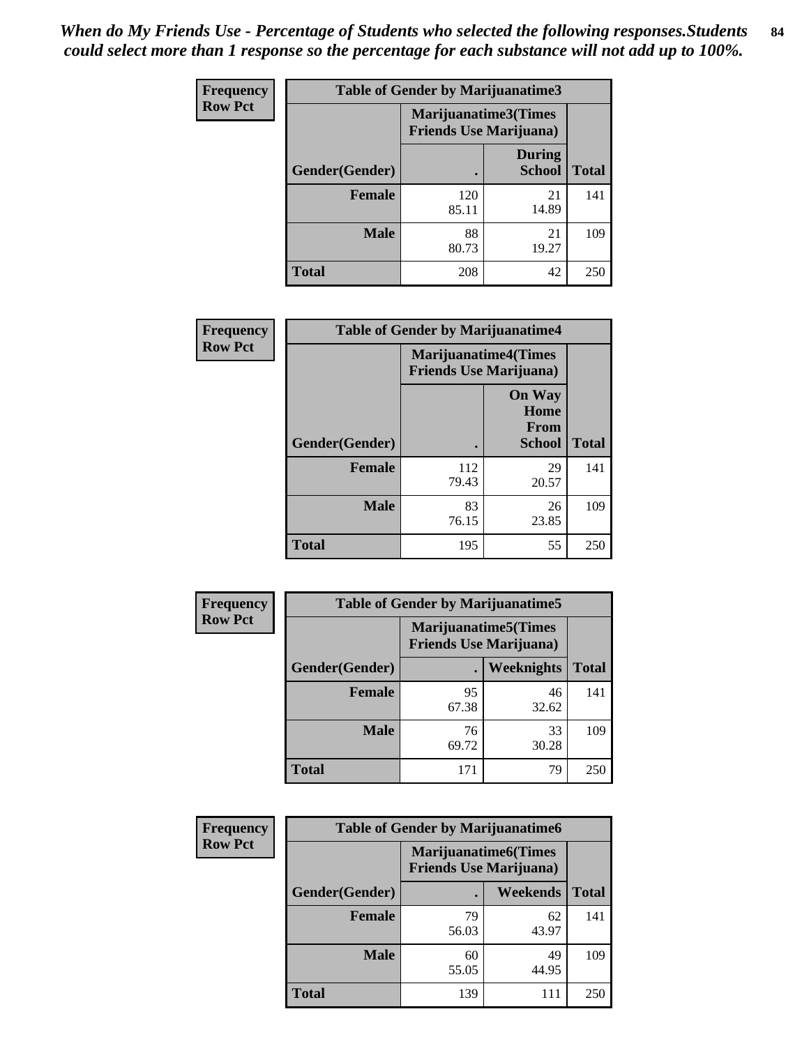*When do My Friends Use - Percentage of Students who selected the following responses.Students could select more than 1 response so the percentage for each substance will not add up to 100%.*

**Frequency / Row Pct**

| Table of Gender by Marijuanatime3 | | | |
|---|---|---|---|
| | Marijuanatime3(Times Friends Use Marijuana) | | |
| Gender(Gender) | . | During School | Total |
| Female | 120<br>85.11 | 21<br>14.89 | 141 |
| Male | 88<br>80.73 | 21<br>19.27 | 109 |
| Total | 208 | 42 | 250 |

**Frequency / Row Pct**

| Table of Gender by Marijuanatime4 | | | |
|---|---|---|---|
| | Marijuanatime4(Times Friends Use Marijuana) | | |
| Gender(Gender) | . | On Way Home From School | Total |
| Female | 112<br>79.43 | 29<br>20.57 | 141 |
| Male | 83<br>76.15 | 26<br>23.85 | 109 |
| Total | 195 | 55 | 250 |

**Frequency / Row Pct**

| Table of Gender by Marijuanatime5 | | | |
|---|---|---|---|
| | Marijuanatime5(Times Friends Use Marijuana) | | |
| Gender(Gender) | . | Weeknights | Total |
| Female | 95<br>67.38 | 46<br>32.62 | 141 |
| Male | 76<br>69.72 | 33<br>30.28 | 109 |
| Total | 171 | 79 | 250 |

**Frequency / Row Pct**

| Table of Gender by Marijuanatime6 | | | |
|---|---|---|---|
| | Marijuanatime6(Times Friends Use Marijuana) | | |
| Gender(Gender) | . | Weekends | Total |
| Female | 79<br>56.03 | 62<br>43.97 | 141 |
| Male | 60<br>55.05 | 49<br>44.95 | 109 |
| Total | 139 | 111 | 250 |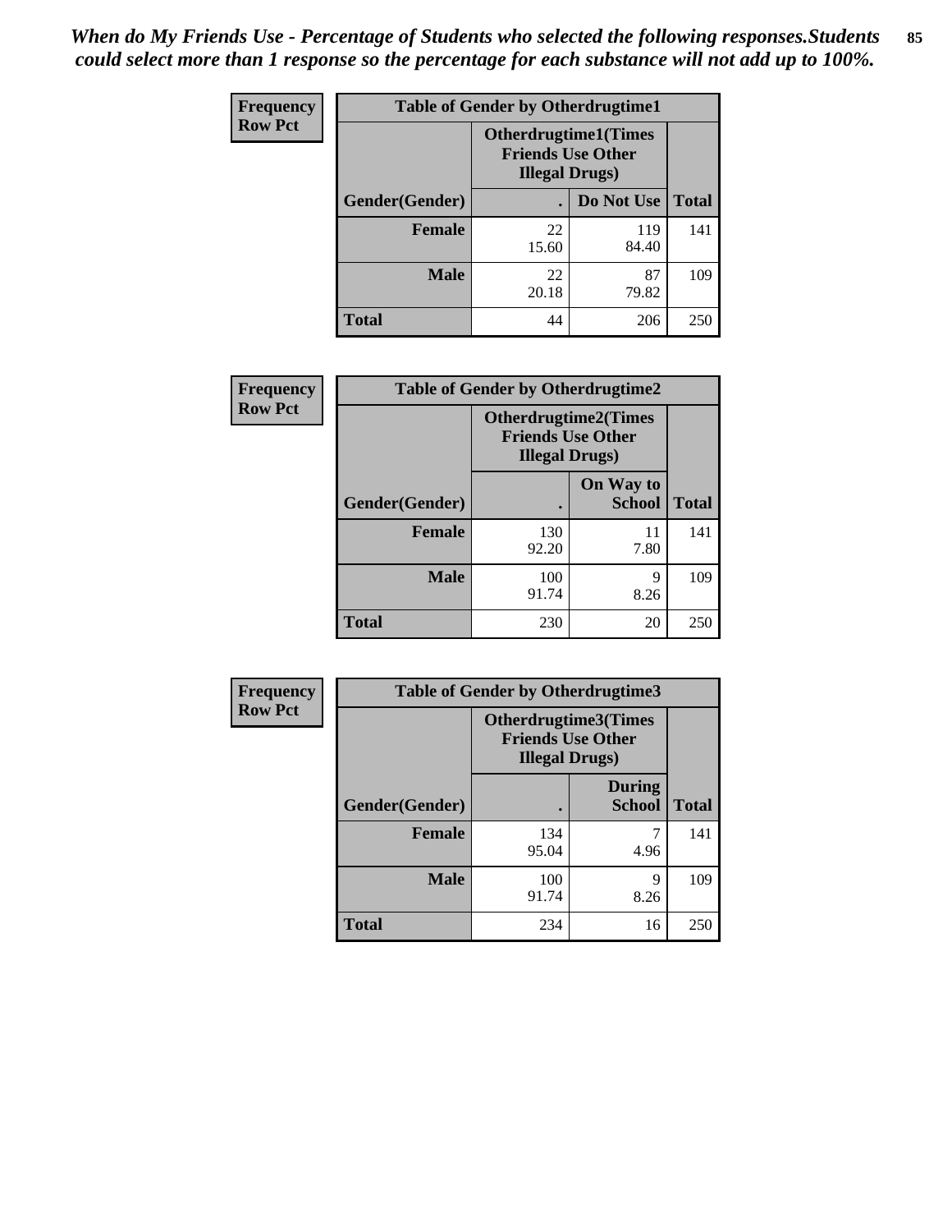*When do My Friends Use - Percentage of Students who selected the following responses.Students could select more than 1 response so the percentage for each substance will not add up to 100%.*

**Frequency**
**Row Pct**

| Table of Gender by Otherdrugtime1 | | | |
|---|---|---|---|
| | Otherdrugtime1(Times Friends Use Other Illegal Drugs) | | |
| Gender(Gender) | . | Do Not Use | Total |
| **Female** | 22<br>15.60 | 119<br>84.40 | 141 |
| **Male** | 22<br>20.18 | 87<br>79.82 | 109 |
| **Total** | 44 | 206 | 250 |

**Frequency**
**Row Pct**

| Table of Gender by Otherdrugtime2 | | | |
|---|---|---|---|
| | Otherdrugtime2(Times Friends Use Other Illegal Drugs) | | |
| Gender(Gender) | . | On Way to School | Total |
| **Female** | 130<br>92.20 | 11<br>7.80 | 141 |
| **Male** | 100<br>91.74 | 9<br>8.26 | 109 |
| **Total** | 230 | 20 | 250 |

**Frequency**
**Row Pct**

| Table of Gender by Otherdrugtime3 | | | |
|---|---|---|---|
| | Otherdrugtime3(Times Friends Use Other Illegal Drugs) | | |
| Gender(Gender) | . | During School | Total |
| **Female** | 134<br>95.04 | 7<br>4.96 | 141 |
| **Male** | 100<br>91.74 | 9<br>8.26 | 109 |
| **Total** | 234 | 16 | 250 |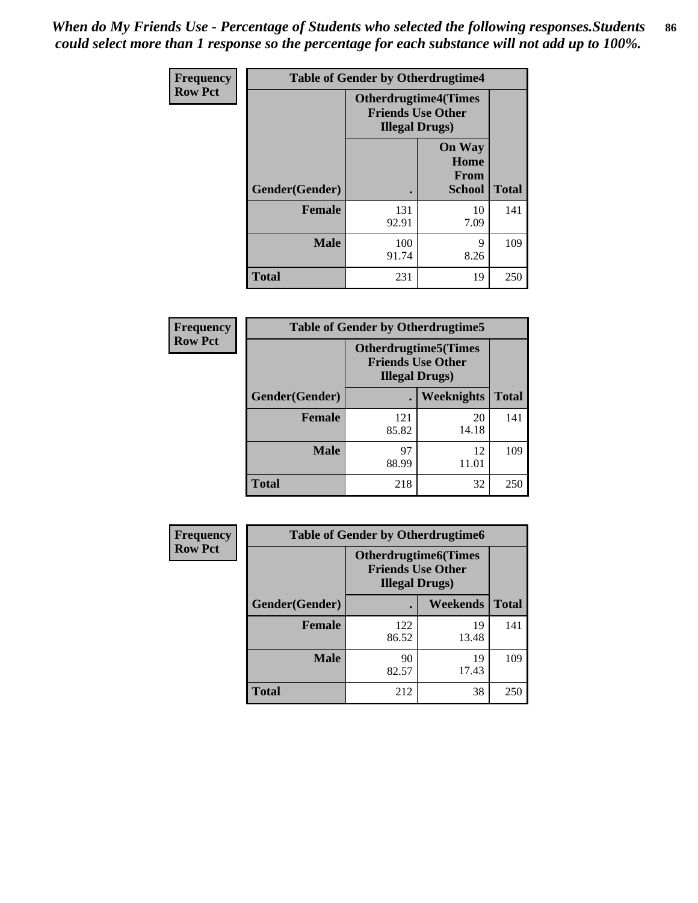*When do My Friends Use - Percentage of Students who selected the following responses.Students could select more than 1 response so the percentage for each substance will not add up to 100%.*

**Frequency Row Pct**

| Table of Gender by Otherdrugtime4 | | | |
|---|---|---|---|
| | Otherdrugtime4(Times Friends Use Other Illegal Drugs) | | |
| Gender(Gender) | . | On Way Home From School | Total |
| Female | 131<br>92.91 | 10<br>7.09 | 141 |
| Male | 100<br>91.74 | 9<br>8.26 | 109 |
| Total | 231 | 19 | 250 |

**Frequency Row Pct**

| Table of Gender by Otherdrugtime5 | | | |
|---|---|---|---|
| | Otherdrugtime5(Times Friends Use Other Illegal Drugs) | | |
| Gender(Gender) | . | Weeknights | Total |
| Female | 121<br>85.82 | 20<br>14.18 | 141 |
| Male | 97<br>88.99 | 12<br>11.01 | 109 |
| Total | 218 | 32 | 250 |

**Frequency Row Pct**

| Table of Gender by Otherdrugtime6 | | | |
|---|---|---|---|
| | Otherdrugtime6(Times Friends Use Other Illegal Drugs) | | |
| Gender(Gender) | . | Weekends | Total |
| Female | 122<br>86.52 | 19<br>13.48 | 141 |
| Male | 90<br>82.57 | 19<br>17.43 | 109 |
| Total | 212 | 38 | 250 |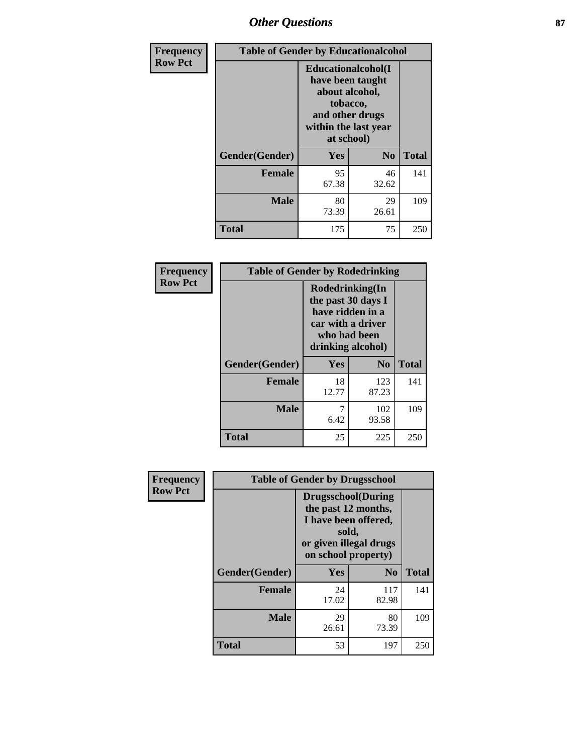# Other Questions

**Frequency**
**Row Pct**

| Table of Gender by Educationalcohol | | | |
|---|---|---|---|
| | Educationalcohol(I have been taught about alcohol, tobacco, and other drugs within the last year at school) | | |
| Gender(Gender) | Yes | No | Total |
| Female | 95<br>67.38 | 46<br>32.62 | 141 |
| Male | 80<br>73.39 | 29<br>26.61 | 109 |
| Total | 175 | 75 | 250 |

**Frequency**
**Row Pct**

| Table of Gender by Rodedrinking | | | |
|---|---|---|---|
| | Rodedrinking(In the past 30 days I have ridden in a car with a driver who had been drinking alcohol) | | |
| Gender(Gender) | Yes | No | Total |
| Female | 18<br>12.77 | 123<br>87.23 | 141 |
| Male | 7<br>6.42 | 102<br>93.58 | 109 |
| Total | 25 | 225 | 250 |

**Frequency**
**Row Pct**

| Table of Gender by Drugsschool | | | |
|---|---|---|---|
| | Drugsschool(During the past 12 months, I have been offered, sold, or given illegal drugs on school property) | | |
| Gender(Gender) | Yes | No | Total |
| Female | 24<br>17.02 | 117<br>82.98 | 141 |
| Male | 29<br>26.61 | 80<br>73.39 | 109 |
| Total | 53 | 197 | 250 |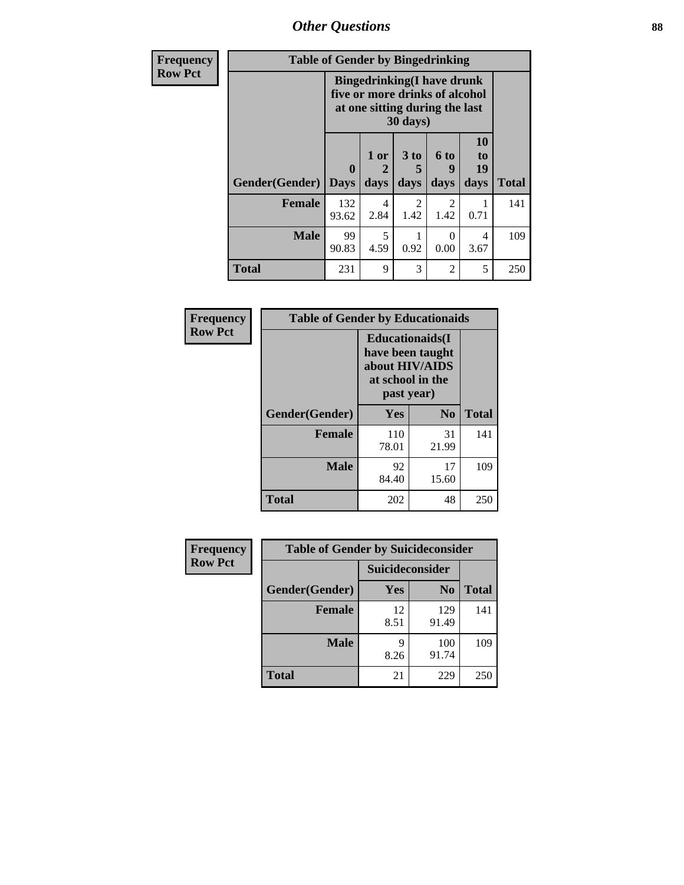# Other Questions

| Frequency Row Pct | Table of Gender by Bingedrinking | | | | | |
|---|---|---|---|---|---|---|
| | Bingedrinking(I have drunk five or more drinks of alcohol at one sitting during the last 30 days) | | | | | |
| Gender(Gender) | 0 Days | 1 or 2 days | 3 to 5 days | 6 to 9 days | 10 to 19 days | Total |
| Female | 132 93.62 | 4 2.84 | 2 1.42 | 2 1.42 | 1 0.71 | 141 |
| Male | 99 90.83 | 5 4.59 | 1 0.92 | 0 0.00 | 4 3.67 | 109 |
| Total | 231 | 9 | 3 | 2 | 5 | 250 |

| Frequency Row Pct | Table of Gender by Educationaids | | |
|---|---|---|---|
| | Educationaids(I have been taught about HIV/AIDS at school in the past year) | | |
| Gender(Gender) | Yes | No | Total |
| Female | 110 78.01 | 31 21.99 | 141 |
| Male | 92 84.40 | 17 15.60 | 109 |
| Total | 202 | 48 | 250 |

| Frequency Row Pct | Table of Gender by Suicideconsider | | |
|---|---|---|---|
| | Suicideconsider | | |
| Gender(Gender) | Yes | No | Total |
| Female | 12 8.51 | 129 91.49 | 141 |
| Male | 9 8.26 | 100 91.74 | 109 |
| Total | 21 | 229 | 250 |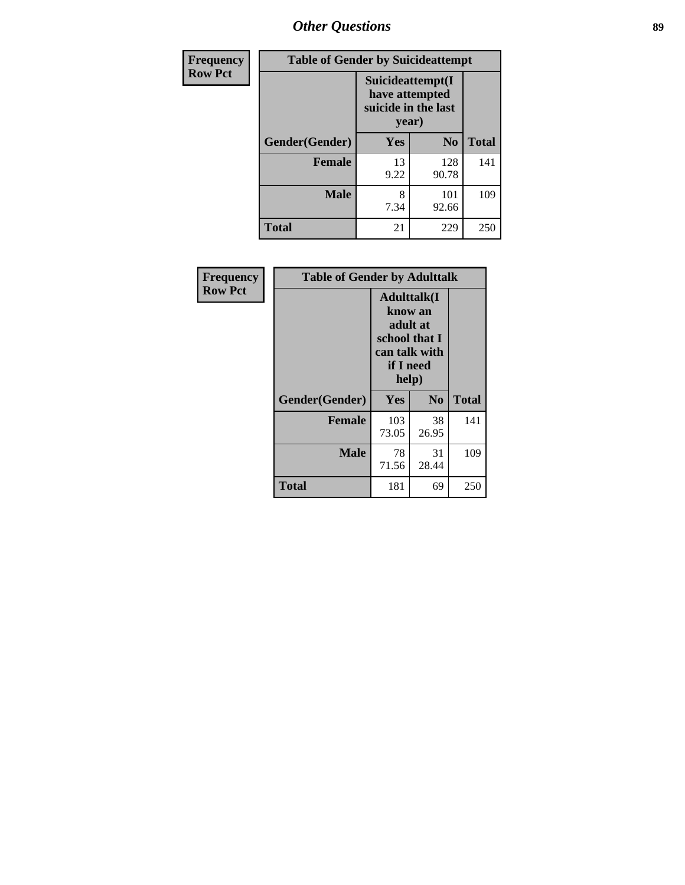| Frequency<br>Row Pct | Table of Gender by Suicideattempt | | |
|---|---|---|---|
| | Suicideattempt(I have attempted suicide in the last year) | | |
| Gender(Gender) | Yes | No | Total |
| Female | 13<br>9.22 | 128<br>90.78 | 141 |
| Male | 8<br>7.34 | 101<br>92.66 | 109 |
| Total | 21 | 229 | 250 |

| Frequency<br>Row Pct | Table of Gender by Adulttalk | | |
|---|---|---|---|
| | Adulttalk(I know an adult at school that I can talk with if I need help) | | |
| Gender(Gender) | Yes | No | Total |
| Female | 103<br>73.05 | 38<br>26.95 | 141 |
| Male | 78<br>71.56 | 31<br>28.44 | 109 |
| Total | 181 | 69 | 250 |